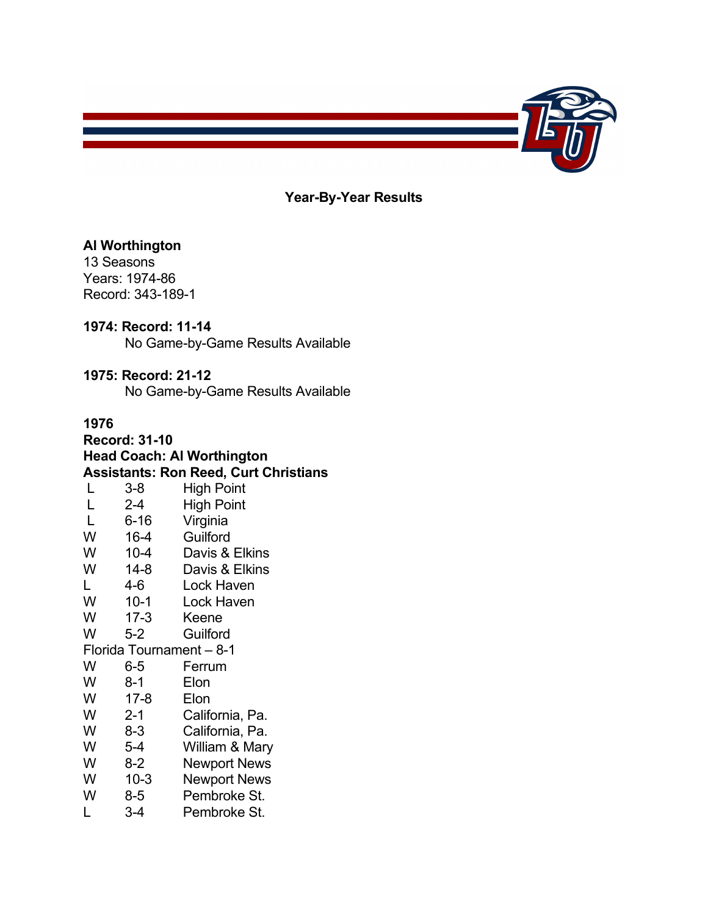## Year-By-Year Results

**Al Worthington**
13 Seasons
Years: 1974-86
Record: 343-189-1

**1974: Record: 11-14**
No Game-by-Game Results Available

**1975: Record: 21-12**
No Game-by-Game Results Available

**1976**
**Record: 31-10**
**Head Coach: Al Worthington**
**Assistants: Ron Reed, Curt Christians**

| | | |
|---|---|---|
| L | 3-8 | High Point |
| L | 2-4 | High Point |
| L | 6-16 | Virginia |
| W | 16-4 | Guilford |
| W | 10-4 | Davis & Elkins |
| W | 14-8 | Davis & Elkins |
| L | 4-6 | Lock Haven |
| W | 10-1 | Lock Haven |
| W | 17-3 | Keene |
| W | 5-2 | Guilford |
| Florida Tournament – 8-1 | | |
| W | 6-5 | Ferrum |
| W | 8-1 | Elon |
| W | 17-8 | Elon |
| W | 2-1 | California, Pa. |
| W | 8-3 | California, Pa. |
| W | 5-4 | William & Mary |
| W | 8-2 | Newport News |
| W | 10-3 | Newport News |
| W | 8-5 | Pembroke St. |
| L | 3-4 | Pembroke St. |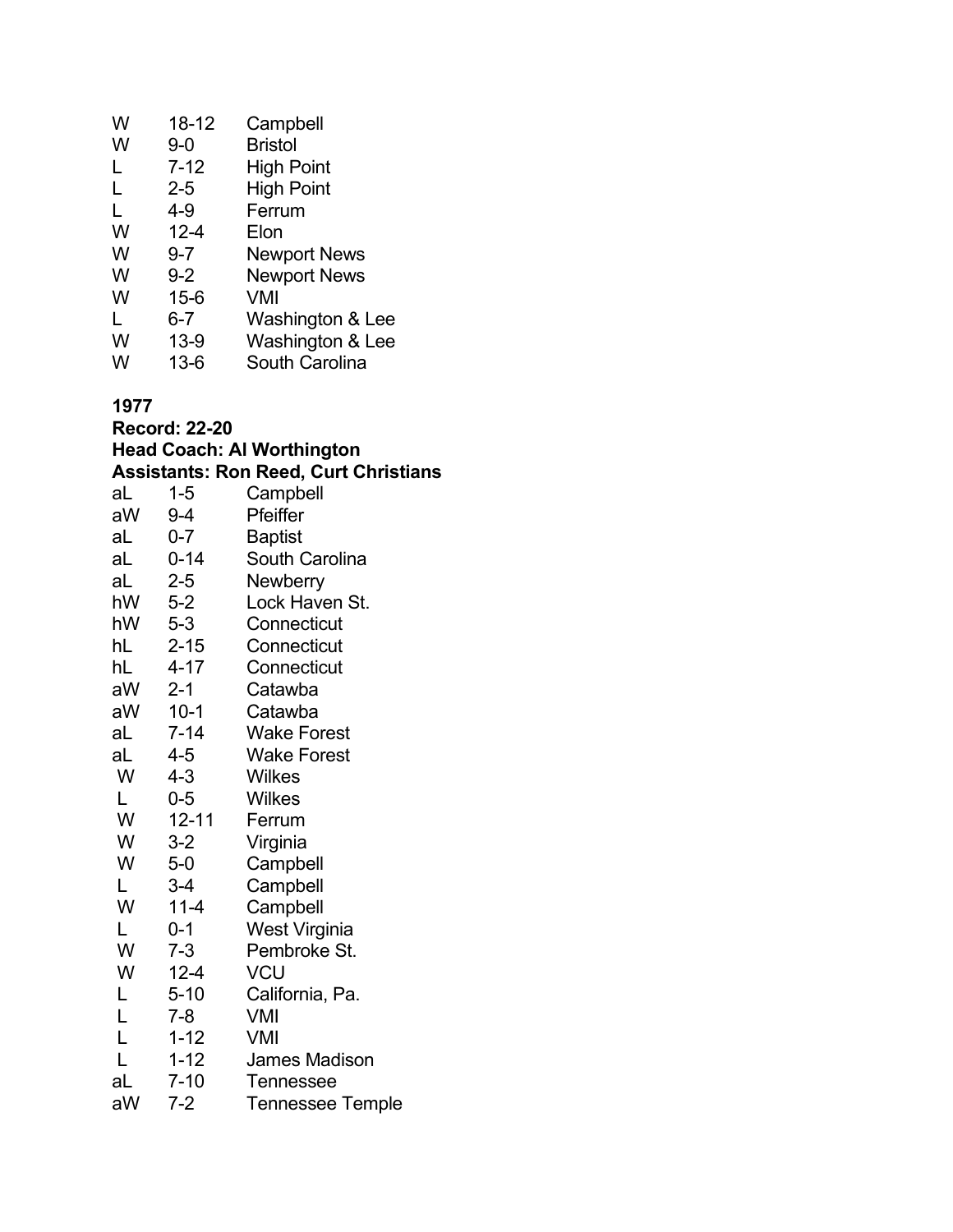| | | |
|---|---|---|
| W | 18-12 | Campbell |
| W | 9-0 | Bristol |
| L | 7-12 | High Point |
| L | 2-5 | High Point |
| L | 4-9 | Ferrum |
| W | 12-4 | Elon |
| W | 9-7 | Newport News |
| W | 9-2 | Newport News |
| W | 15-6 | VMI |
| L | 6-7 | Washington & Lee |
| W | 13-9 | Washington & Lee |
| W | 13-6 | South Carolina |

**1977**
**Record: 22-20**
**Head Coach: Al Worthington**
**Assistants: Ron Reed, Curt Christians**

| | | |
|---|---|---|
| aL | 1-5 | Campbell |
| aW | 9-4 | Pfeiffer |
| aL | 0-7 | Baptist |
| aL | 0-14 | South Carolina |
| aL | 2-5 | Newberry |
| hW | 5-2 | Lock Haven St. |
| hW | 5-3 | Connecticut |
| hL | 2-15 | Connecticut |
| hL | 4-17 | Connecticut |
| aW | 2-1 | Catawba |
| aW | 10-1 | Catawba |
| aL | 7-14 | Wake Forest |
| aL | 4-5 | Wake Forest |
| W | 4-3 | Wilkes |
| L | 0-5 | Wilkes |
| W | 12-11 | Ferrum |
| W | 3-2 | Virginia |
| W | 5-0 | Campbell |
| L | 3-4 | Campbell |
| W | 11-4 | Campbell |
| L | 0-1 | West Virginia |
| W | 7-3 | Pembroke St. |
| W | 12-4 | VCU |
| L | 5-10 | California, Pa. |
| L | 7-8 | VMI |
| L | 1-12 | VMI |
| L | 1-12 | James Madison |
| aL | 7-10 | Tennessee |
| aW | 7-2 | Tennessee Temple |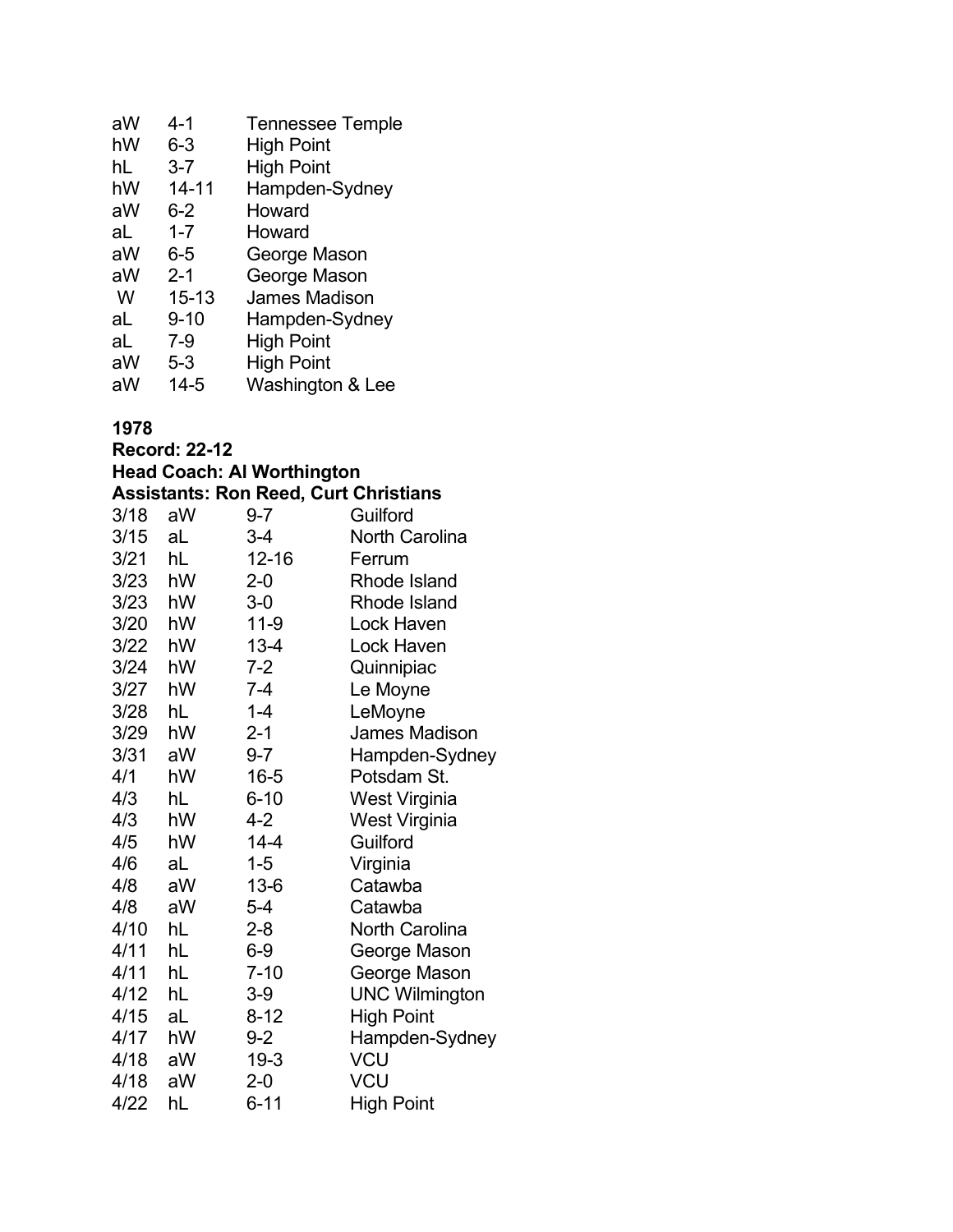| | | |
|---|---|---|
| aW | 4-1 | Tennessee Temple |
| hW | 6-3 | High Point |
| hL | 3-7 | High Point |
| hW | 14-11 | Hampden-Sydney |
| aW | 6-2 | Howard |
| aL | 1-7 | Howard |
| aW | 6-5 | George Mason |
| aW | 2-1 | George Mason |
| W | 15-13 | James Madison |
| aL | 9-10 | Hampden-Sydney |
| aL | 7-9 | High Point |
| aW | 5-3 | High Point |
| aW | 14-5 | Washington & Lee |

**1978**
**Record: 22-12**
**Head Coach: Al Worthington**
**Assistants: Ron Reed, Curt Christians**

| | | | |
|---|---|---|---|
| 3/18 | aW | 9-7 | Guilford |
| 3/15 | aL | 3-4 | North Carolina |
| 3/21 | hL | 12-16 | Ferrum |
| 3/23 | hW | 2-0 | Rhode Island |
| 3/23 | hW | 3-0 | Rhode Island |
| 3/20 | hW | 11-9 | Lock Haven |
| 3/22 | hW | 13-4 | Lock Haven |
| 3/24 | hW | 7-2 | Quinnipiac |
| 3/27 | hW | 7-4 | Le Moyne |
| 3/28 | hL | 1-4 | LeMoyne |
| 3/29 | hW | 2-1 | James Madison |
| 3/31 | aW | 9-7 | Hampden-Sydney |
| 4/1 | hW | 16-5 | Potsdam St. |
| 4/3 | hL | 6-10 | West Virginia |
| 4/3 | hW | 4-2 | West Virginia |
| 4/5 | hW | 14-4 | Guilford |
| 4/6 | aL | 1-5 | Virginia |
| 4/8 | aW | 13-6 | Catawba |
| 4/8 | aW | 5-4 | Catawba |
| 4/10 | hL | 2-8 | North Carolina |
| 4/11 | hL | 6-9 | George Mason |
| 4/11 | hL | 7-10 | George Mason |
| 4/12 | hL | 3-9 | UNC Wilmington |
| 4/15 | aL | 8-12 | High Point |
| 4/17 | hW | 9-2 | Hampden-Sydney |
| 4/18 | aW | 19-3 | VCU |
| 4/18 | aW | 2-0 | VCU |
| 4/22 | hL | 6-11 | High Point |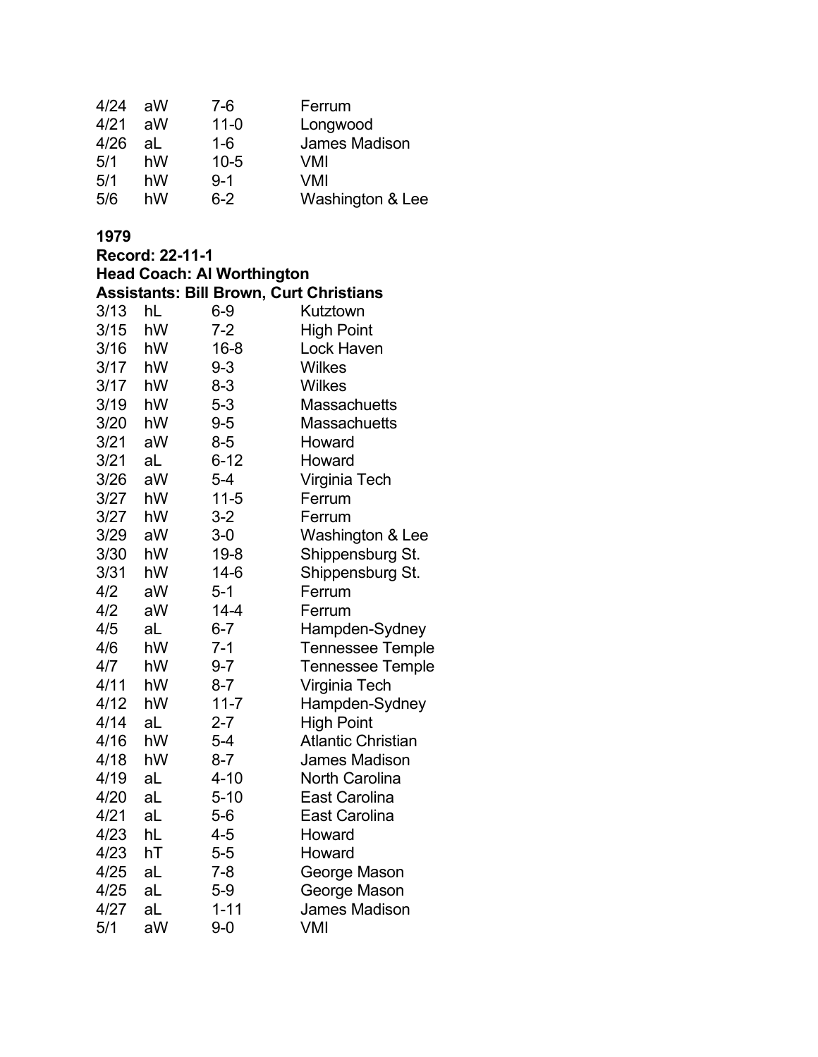| | | | |
|---|---|---|---|
| 4/24 | aW | 7-6 | Ferrum |
| 4/21 | aW | 11-0 | Longwood |
| 4/26 | aL | 1-6 | James Madison |
| 5/1 | hW | 10-5 | VMI |
| 5/1 | hW | 9-1 | VMI |
| 5/6 | hW | 6-2 | Washington & Lee |

**1979**

**Record: 22-11-1**

**Head Coach: Al Worthington**

**Assistants: Bill Brown, Curt Christians**

| | | | |
|---|---|---|---|
| 3/13 | hL | 6-9 | Kutztown |
| 3/15 | hW | 7-2 | High Point |
| 3/16 | hW | 16-8 | Lock Haven |
| 3/17 | hW | 9-3 | Wilkes |
| 3/17 | hW | 8-3 | Wilkes |
| 3/19 | hW | 5-3 | Massachuetts |
| 3/20 | hW | 9-5 | Massachuetts |
| 3/21 | aW | 8-5 | Howard |
| 3/21 | aL | 6-12 | Howard |
| 3/26 | aW | 5-4 | Virginia Tech |
| 3/27 | hW | 11-5 | Ferrum |
| 3/27 | hW | 3-2 | Ferrum |
| 3/29 | aW | 3-0 | Washington & Lee |
| 3/30 | hW | 19-8 | Shippensburg St. |
| 3/31 | hW | 14-6 | Shippensburg St. |
| 4/2 | aW | 5-1 | Ferrum |
| 4/2 | aW | 14-4 | Ferrum |
| 4/5 | aL | 6-7 | Hampden-Sydney |
| 4/6 | hW | 7-1 | Tennessee Temple |
| 4/7 | hW | 9-7 | Tennessee Temple |
| 4/11 | hW | 8-7 | Virginia Tech |
| 4/12 | hW | 11-7 | Hampden-Sydney |
| 4/14 | aL | 2-7 | High Point |
| 4/16 | hW | 5-4 | Atlantic Christian |
| 4/18 | hW | 8-7 | James Madison |
| 4/19 | aL | 4-10 | North Carolina |
| 4/20 | aL | 5-10 | East Carolina |
| 4/21 | aL | 5-6 | East Carolina |
| 4/23 | hL | 4-5 | Howard |
| 4/23 | hT | 5-5 | Howard |
| 4/25 | aL | 7-8 | George Mason |
| 4/25 | aL | 5-9 | George Mason |
| 4/27 | aL | 1-11 | James Madison |
| 5/1 | aW | 9-0 | VMI |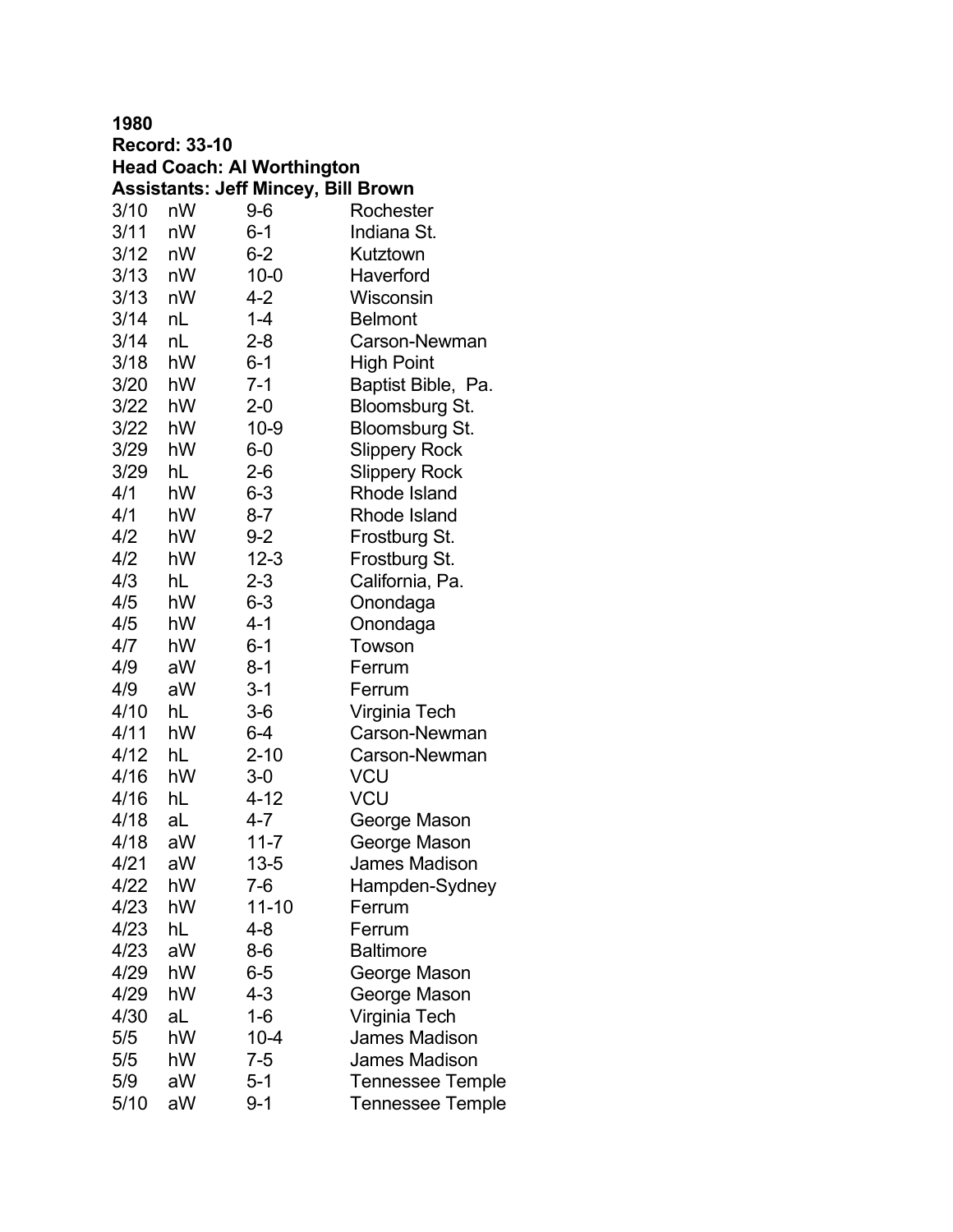**1980**
**Record: 33-10**
**Head Coach: Al Worthington**
**Assistants: Jeff Mincey, Bill Brown**

| | | | |
|---|---|---|---|
| 3/10 | nW | 9-6 | Rochester |
| 3/11 | nW | 6-1 | Indiana St. |
| 3/12 | nW | 6-2 | Kutztown |
| 3/13 | nW | 10-0 | Haverford |
| 3/13 | nW | 4-2 | Wisconsin |
| 3/14 | nL | 1-4 | Belmont |
| 3/14 | nL | 2-8 | Carson-Newman |
| 3/18 | hW | 6-1 | High Point |
| 3/20 | hW | 7-1 | Baptist Bible, Pa. |
| 3/22 | hW | 2-0 | Bloomsburg St. |
| 3/22 | hW | 10-9 | Bloomsburg St. |
| 3/29 | hW | 6-0 | Slippery Rock |
| 3/29 | hL | 2-6 | Slippery Rock |
| 4/1 | hW | 6-3 | Rhode Island |
| 4/1 | hW | 8-7 | Rhode Island |
| 4/2 | hW | 9-2 | Frostburg St. |
| 4/2 | hW | 12-3 | Frostburg St. |
| 4/3 | hL | 2-3 | California, Pa. |
| 4/5 | hW | 6-3 | Onondaga |
| 4/5 | hW | 4-1 | Onondaga |
| 4/7 | hW | 6-1 | Towson |
| 4/9 | aW | 8-1 | Ferrum |
| 4/9 | aW | 3-1 | Ferrum |
| 4/10 | hL | 3-6 | Virginia Tech |
| 4/11 | hW | 6-4 | Carson-Newman |
| 4/12 | hL | 2-10 | Carson-Newman |
| 4/16 | hW | 3-0 | VCU |
| 4/16 | hL | 4-12 | VCU |
| 4/18 | aL | 4-7 | George Mason |
| 4/18 | aW | 11-7 | George Mason |
| 4/21 | aW | 13-5 | James Madison |
| 4/22 | hW | 7-6 | Hampden-Sydney |
| 4/23 | hW | 11-10 | Ferrum |
| 4/23 | hL | 4-8 | Ferrum |
| 4/23 | aW | 8-6 | Baltimore |
| 4/29 | hW | 6-5 | George Mason |
| 4/29 | hW | 4-3 | George Mason |
| 4/30 | aL | 1-6 | Virginia Tech |
| 5/5 | hW | 10-4 | James Madison |
| 5/5 | hW | 7-5 | James Madison |
| 5/9 | aW | 5-1 | Tennessee Temple |
| 5/10 | aW | 9-1 | Tennessee Temple |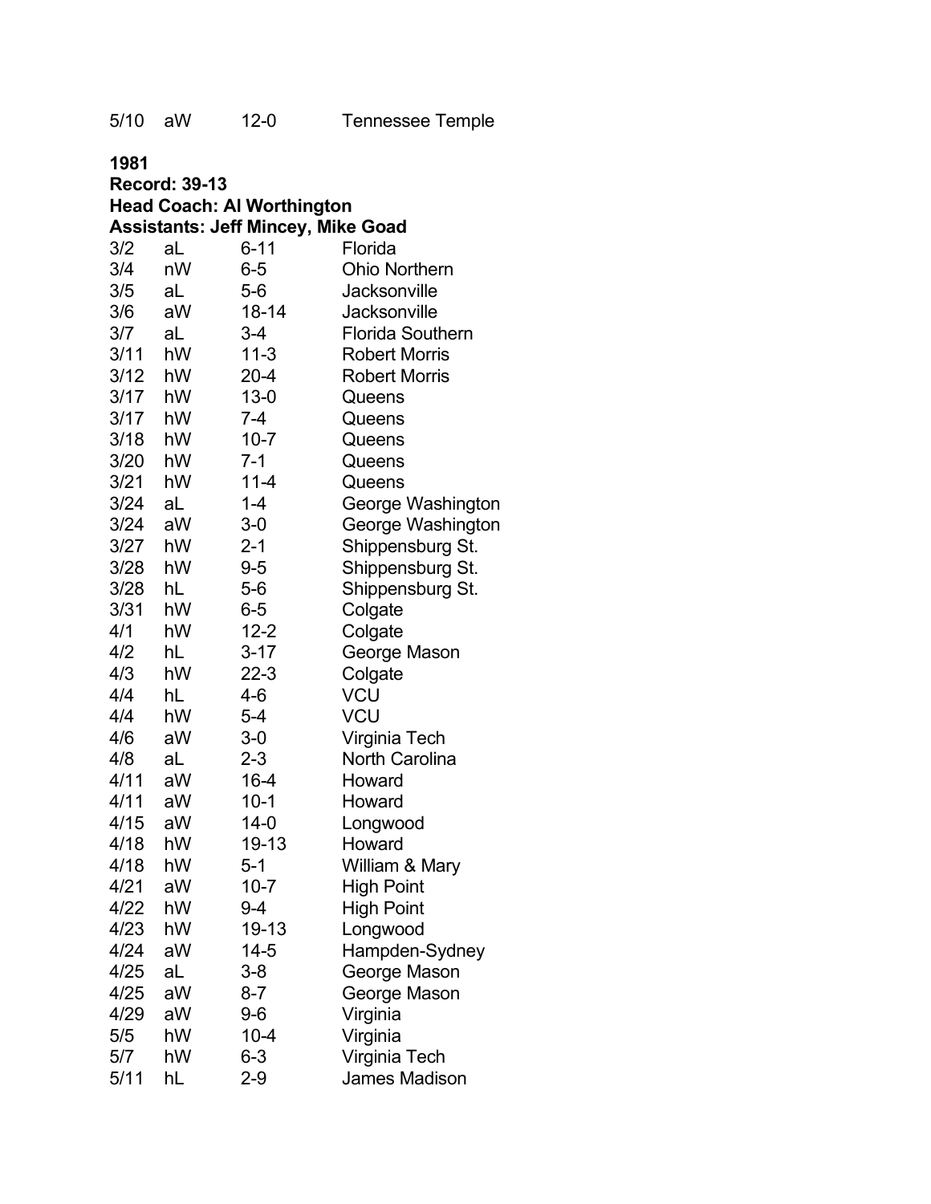| | | | |
|---|---|---|---|
| 5/10 | aW | 12-0 | Tennessee Temple |

**1981**
**Record: 39-13**
**Head Coach: Al Worthington**
**Assistants: Jeff Mincey, Mike Goad**

| | | | |
|---|---|---|---|
| 3/2 | aL | 6-11 | Florida |
| 3/4 | nW | 6-5 | Ohio Northern |
| 3/5 | aL | 5-6 | Jacksonville |
| 3/6 | aW | 18-14 | Jacksonville |
| 3/7 | aL | 3-4 | Florida Southern |
| 3/11 | hW | 11-3 | Robert Morris |
| 3/12 | hW | 20-4 | Robert Morris |
| 3/17 | hW | 13-0 | Queens |
| 3/17 | hW | 7-4 | Queens |
| 3/18 | hW | 10-7 | Queens |
| 3/20 | hW | 7-1 | Queens |
| 3/21 | hW | 11-4 | Queens |
| 3/24 | aL | 1-4 | George Washington |
| 3/24 | aW | 3-0 | George Washington |
| 3/27 | hW | 2-1 | Shippensburg St. |
| 3/28 | hW | 9-5 | Shippensburg St. |
| 3/28 | hL | 5-6 | Shippensburg St. |
| 3/31 | hW | 6-5 | Colgate |
| 4/1 | hW | 12-2 | Colgate |
| 4/2 | hL | 3-17 | George Mason |
| 4/3 | hW | 22-3 | Colgate |
| 4/4 | hL | 4-6 | VCU |
| 4/4 | hW | 5-4 | VCU |
| 4/6 | aW | 3-0 | Virginia Tech |
| 4/8 | aL | 2-3 | North Carolina |
| 4/11 | aW | 16-4 | Howard |
| 4/11 | aW | 10-1 | Howard |
| 4/15 | aW | 14-0 | Longwood |
| 4/18 | hW | 19-13 | Howard |
| 4/18 | hW | 5-1 | William & Mary |
| 4/21 | aW | 10-7 | High Point |
| 4/22 | hW | 9-4 | High Point |
| 4/23 | hW | 19-13 | Longwood |
| 4/24 | aW | 14-5 | Hampden-Sydney |
| 4/25 | aL | 3-8 | George Mason |
| 4/25 | aW | 8-7 | George Mason |
| 4/29 | aW | 9-6 | Virginia |
| 5/5 | hW | 10-4 | Virginia |
| 5/7 | hW | 6-3 | Virginia Tech |
| 5/11 | hL | 2-9 | James Madison |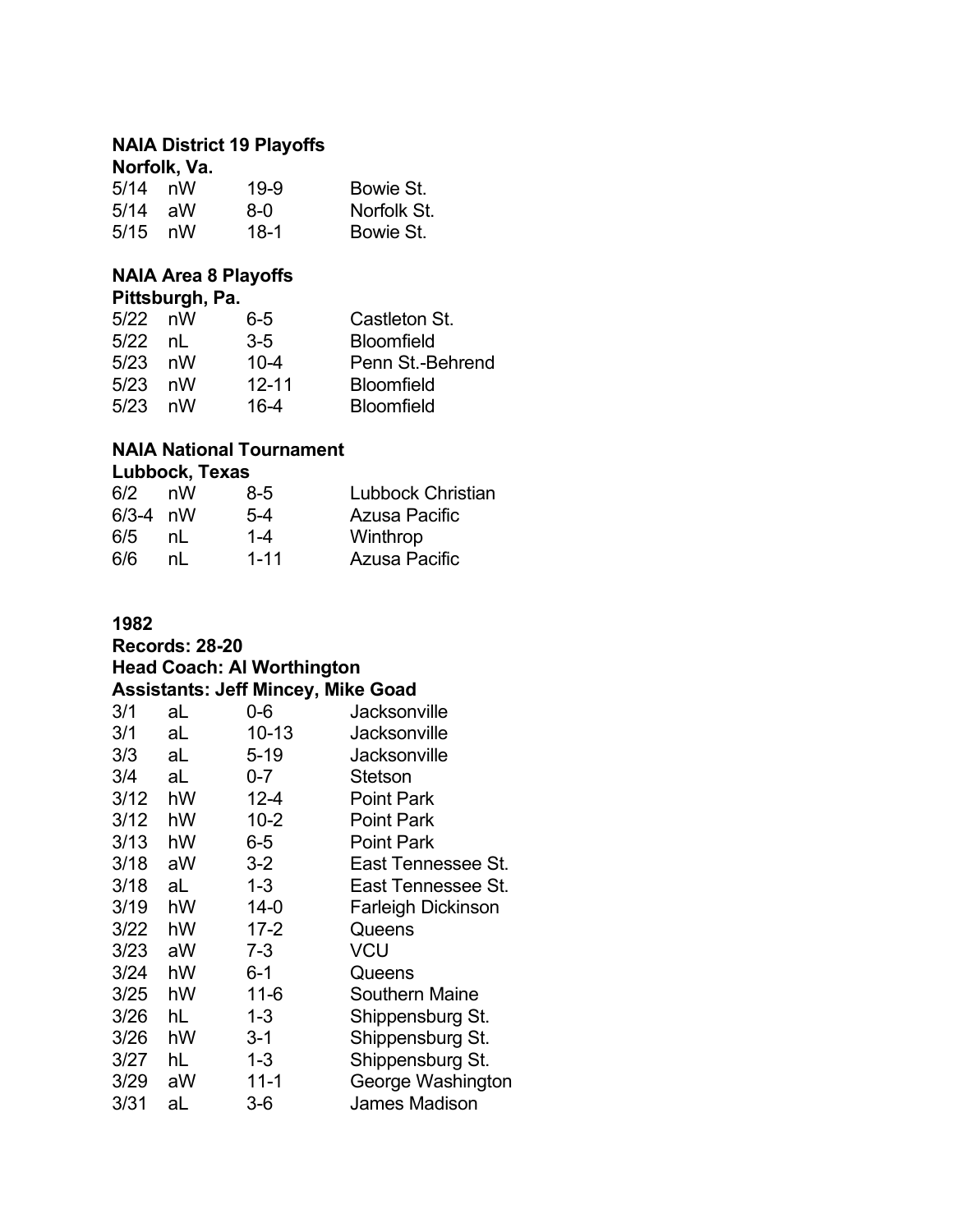**NAIA District 19 Playoffs**
**Norfolk, Va.**

| | | | |
|---|---|---|---|
| 5/14 | nW | 19-9 | Bowie St. |
| 5/14 | aW | 8-0 | Norfolk St. |
| 5/15 | nW | 18-1 | Bowie St. |

**NAIA Area 8 Playoffs**
**Pittsburgh, Pa.**

| | | | |
|---|---|---|---|
| 5/22 | nW | 6-5 | Castleton St. |
| 5/22 | nL | 3-5 | Bloomfield |
| 5/23 | nW | 10-4 | Penn St.-Behrend |
| 5/23 | nW | 12-11 | Bloomfield |
| 5/23 | nW | 16-4 | Bloomfield |

**NAIA National Tournament**
**Lubbock, Texas**

| | | | |
|---|---|---|---|
| 6/2 | nW | 8-5 | Lubbock Christian |
| 6/3-4 | nW | 5-4 | Azusa Pacific |
| 6/5 | nL | 1-4 | Winthrop |
| 6/6 | nL | 1-11 | Azusa Pacific |

**1982**
**Records: 28-20**
**Head Coach: Al Worthington**
**Assistants: Jeff Mincey, Mike Goad**

| | | | |
|---|---|---|---|
| 3/1 | aL | 0-6 | Jacksonville |
| 3/1 | aL | 10-13 | Jacksonville |
| 3/3 | aL | 5-19 | Jacksonville |
| 3/4 | aL | 0-7 | Stetson |
| 3/12 | hW | 12-4 | Point Park |
| 3/12 | hW | 10-2 | Point Park |
| 3/13 | hW | 6-5 | Point Park |
| 3/18 | aW | 3-2 | East Tennessee St. |
| 3/18 | aL | 1-3 | East Tennessee St. |
| 3/19 | hW | 14-0 | Farleigh Dickinson |
| 3/22 | hW | 17-2 | Queens |
| 3/23 | aW | 7-3 | VCU |
| 3/24 | hW | 6-1 | Queens |
| 3/25 | hW | 11-6 | Southern Maine |
| 3/26 | hL | 1-3 | Shippensburg St. |
| 3/26 | hW | 3-1 | Shippensburg St. |
| 3/27 | hL | 1-3 | Shippensburg St. |
| 3/29 | aW | 11-1 | George Washington |
| 3/31 | aL | 3-6 | James Madison |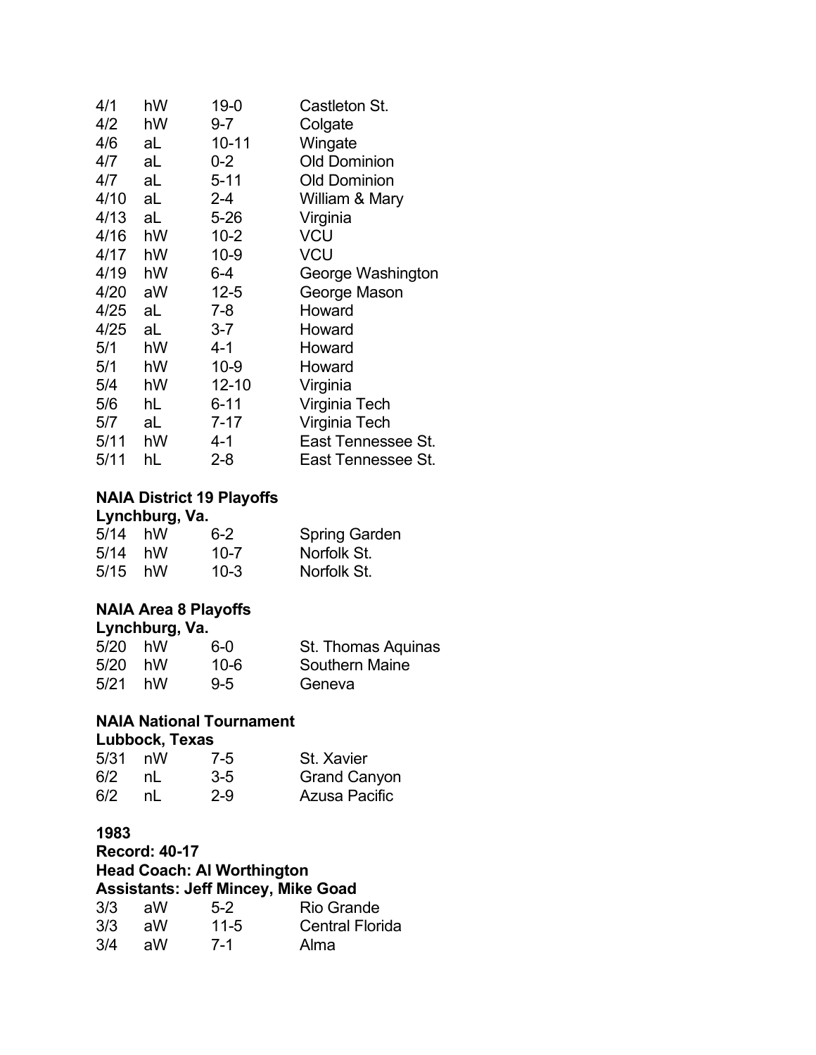| | | | |
|---|---|---|---|
| 4/1 | hW | 19-0 | Castleton St. |
| 4/2 | hW | 9-7 | Colgate |
| 4/6 | aL | 10-11 | Wingate |
| 4/7 | aL | 0-2 | Old Dominion |
| 4/7 | aL | 5-11 | Old Dominion |
| 4/10 | aL | 2-4 | William & Mary |
| 4/13 | aL | 5-26 | Virginia |
| 4/16 | hW | 10-2 | VCU |
| 4/17 | hW | 10-9 | VCU |
| 4/19 | hW | 6-4 | George Washington |
| 4/20 | aW | 12-5 | George Mason |
| 4/25 | aL | 7-8 | Howard |
| 4/25 | aL | 3-7 | Howard |
| 5/1 | hW | 4-1 | Howard |
| 5/1 | hW | 10-9 | Howard |
| 5/4 | hW | 12-10 | Virginia |
| 5/6 | hL | 6-11 | Virginia Tech |
| 5/7 | aL | 7-17 | Virginia Tech |
| 5/11 | hW | 4-1 | East Tennessee St. |
| 5/11 | hL | 2-8 | East Tennessee St. |

**NAIA District 19 Playoffs**
**Lynchburg, Va.**

| | | | |
|---|---|---|---|
| 5/14 | hW | 6-2 | Spring Garden |
| 5/14 | hW | 10-7 | Norfolk St. |
| 5/15 | hW | 10-3 | Norfolk St. |

**NAIA Area 8 Playoffs**
**Lynchburg, Va.**

| | | | |
|---|---|---|---|
| 5/20 | hW | 6-0 | St. Thomas Aquinas |
| 5/20 | hW | 10-6 | Southern Maine |
| 5/21 | hW | 9-5 | Geneva |

**NAIA National Tournament**
**Lubbock, Texas**

| | | | |
|---|---|---|---|
| 5/31 | nW | 7-5 | St. Xavier |
| 6/2 | nL | 3-5 | Grand Canyon |
| 6/2 | nL | 2-9 | Azusa Pacific |

**1983**
**Record: 40-17**
**Head Coach: Al Worthington**
**Assistants: Jeff Mincey, Mike Goad**

| | | | |
|---|---|---|---|
| 3/3 | aW | 5-2 | Rio Grande |
| 3/3 | aW | 11-5 | Central Florida |
| 3/4 | aW | 7-1 | Alma |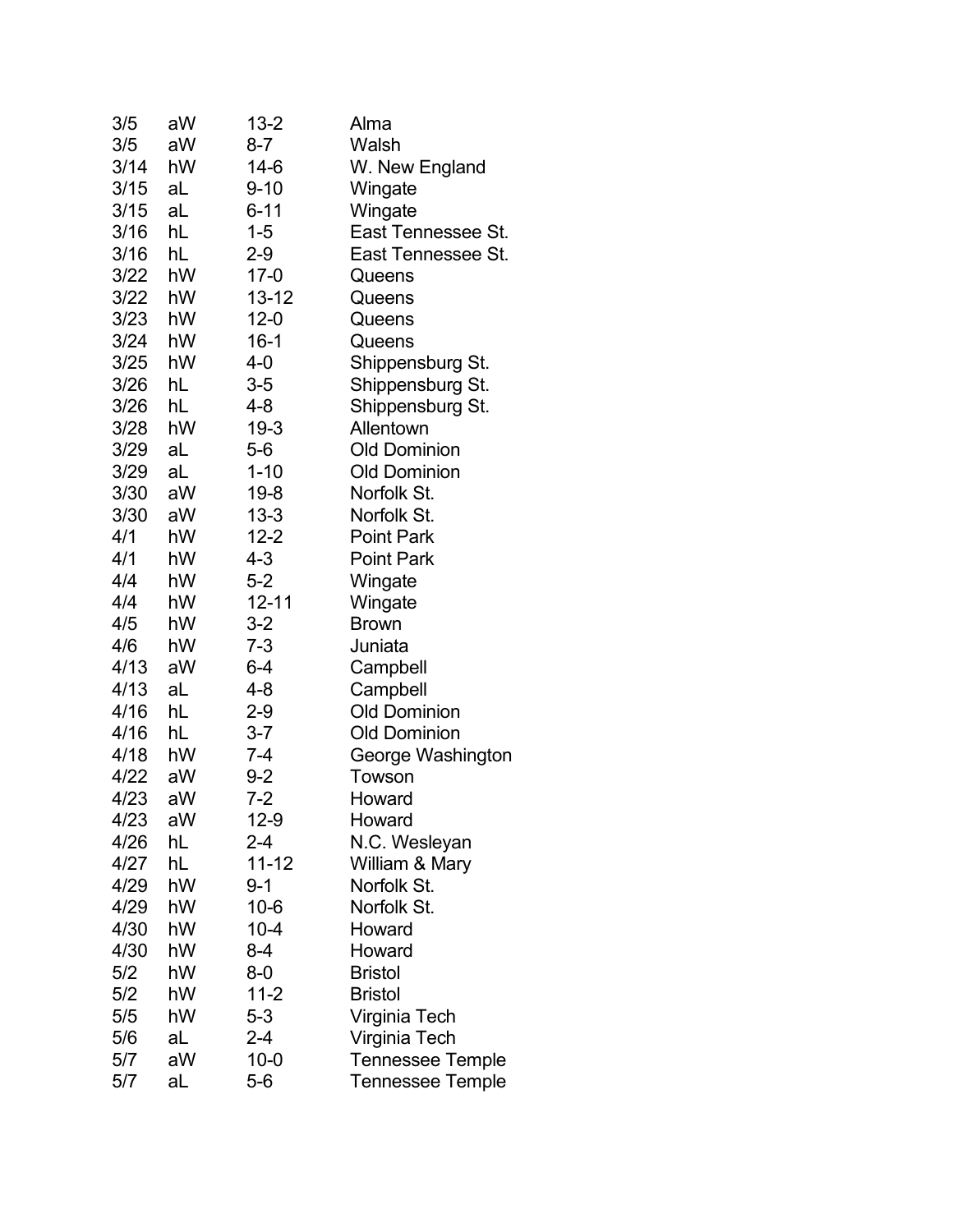| | | | |
|---|---|---|---|
| 3/5 | aW | 13-2 | Alma |
| 3/5 | aW | 8-7 | Walsh |
| 3/14 | hW | 14-6 | W. New England |
| 3/15 | aL | 9-10 | Wingate |
| 3/15 | aL | 6-11 | Wingate |
| 3/16 | hL | 1-5 | East Tennessee St. |
| 3/16 | hL | 2-9 | East Tennessee St. |
| 3/22 | hW | 17-0 | Queens |
| 3/22 | hW | 13-12 | Queens |
| 3/23 | hW | 12-0 | Queens |
| 3/24 | hW | 16-1 | Queens |
| 3/25 | hW | 4-0 | Shippensburg St. |
| 3/26 | hL | 3-5 | Shippensburg St. |
| 3/26 | hL | 4-8 | Shippensburg St. |
| 3/28 | hW | 19-3 | Allentown |
| 3/29 | aL | 5-6 | Old Dominion |
| 3/29 | aL | 1-10 | Old Dominion |
| 3/30 | aW | 19-8 | Norfolk St. |
| 3/30 | aW | 13-3 | Norfolk St. |
| 4/1 | hW | 12-2 | Point Park |
| 4/1 | hW | 4-3 | Point Park |
| 4/4 | hW | 5-2 | Wingate |
| 4/4 | hW | 12-11 | Wingate |
| 4/5 | hW | 3-2 | Brown |
| 4/6 | hW | 7-3 | Juniata |
| 4/13 | aW | 6-4 | Campbell |
| 4/13 | aL | 4-8 | Campbell |
| 4/16 | hL | 2-9 | Old Dominion |
| 4/16 | hL | 3-7 | Old Dominion |
| 4/18 | hW | 7-4 | George Washington |
| 4/22 | aW | 9-2 | Towson |
| 4/23 | aW | 7-2 | Howard |
| 4/23 | aW | 12-9 | Howard |
| 4/26 | hL | 2-4 | N.C. Wesleyan |
| 4/27 | hL | 11-12 | William & Mary |
| 4/29 | hW | 9-1 | Norfolk St. |
| 4/29 | hW | 10-6 | Norfolk St. |
| 4/30 | hW | 10-4 | Howard |
| 4/30 | hW | 8-4 | Howard |
| 5/2 | hW | 8-0 | Bristol |
| 5/2 | hW | 11-2 | Bristol |
| 5/5 | hW | 5-3 | Virginia Tech |
| 5/6 | aL | 2-4 | Virginia Tech |
| 5/7 | aW | 10-0 | Tennessee Temple |
| 5/7 | aL | 5-6 | Tennessee Temple |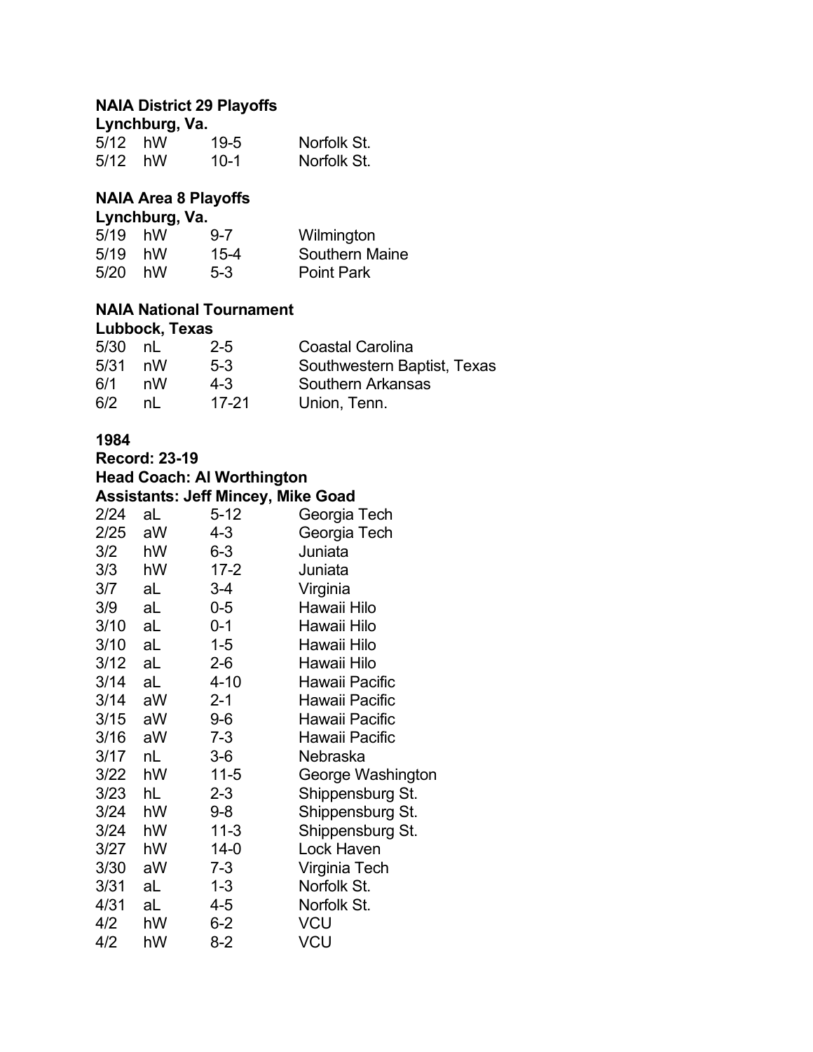**NAIA District 29 Playoffs**
**Lynchburg, Va.**

| | | | |
|---|---|---|---|
| 5/12 | hW | 19-5 | Norfolk St. |
| 5/12 | hW | 10-1 | Norfolk St. |

**NAIA Area 8 Playoffs**
**Lynchburg, Va.**

| | | | |
|---|---|---|---|
| 5/19 | hW | 9-7 | Wilmington |
| 5/19 | hW | 15-4 | Southern Maine |
| 5/20 | hW | 5-3 | Point Park |

**NAIA National Tournament**
**Lubbock, Texas**

| | | | |
|---|---|---|---|
| 5/30 | nL | 2-5 | Coastal Carolina |
| 5/31 | nW | 5-3 | Southwestern Baptist, Texas |
| 6/1 | nW | 4-3 | Southern Arkansas |
| 6/2 | nL | 17-21 | Union, Tenn. |

**1984**
**Record: 23-19**
**Head Coach: Al Worthington**
**Assistants: Jeff Mincey, Mike Goad**

| | | | |
|---|---|---|---|
| 2/24 | aL | 5-12 | Georgia Tech |
| 2/25 | aW | 4-3 | Georgia Tech |
| 3/2 | hW | 6-3 | Juniata |
| 3/3 | hW | 17-2 | Juniata |
| 3/7 | aL | 3-4 | Virginia |
| 3/9 | aL | 0-5 | Hawaii Hilo |
| 3/10 | aL | 0-1 | Hawaii Hilo |
| 3/10 | aL | 1-5 | Hawaii Hilo |
| 3/12 | aL | 2-6 | Hawaii Hilo |
| 3/14 | aL | 4-10 | Hawaii Pacific |
| 3/14 | aW | 2-1 | Hawaii Pacific |
| 3/15 | aW | 9-6 | Hawaii Pacific |
| 3/16 | aW | 7-3 | Hawaii Pacific |
| 3/17 | nL | 3-6 | Nebraska |
| 3/22 | hW | 11-5 | George Washington |
| 3/23 | hL | 2-3 | Shippensburg St. |
| 3/24 | hW | 9-8 | Shippensburg St. |
| 3/24 | hW | 11-3 | Shippensburg St. |
| 3/27 | hW | 14-0 | Lock Haven |
| 3/30 | aW | 7-3 | Virginia Tech |
| 3/31 | aL | 1-3 | Norfolk St. |
| 4/31 | aL | 4-5 | Norfolk St. |
| 4/2 | hW | 6-2 | VCU |
| 4/2 | hW | 8-2 | VCU |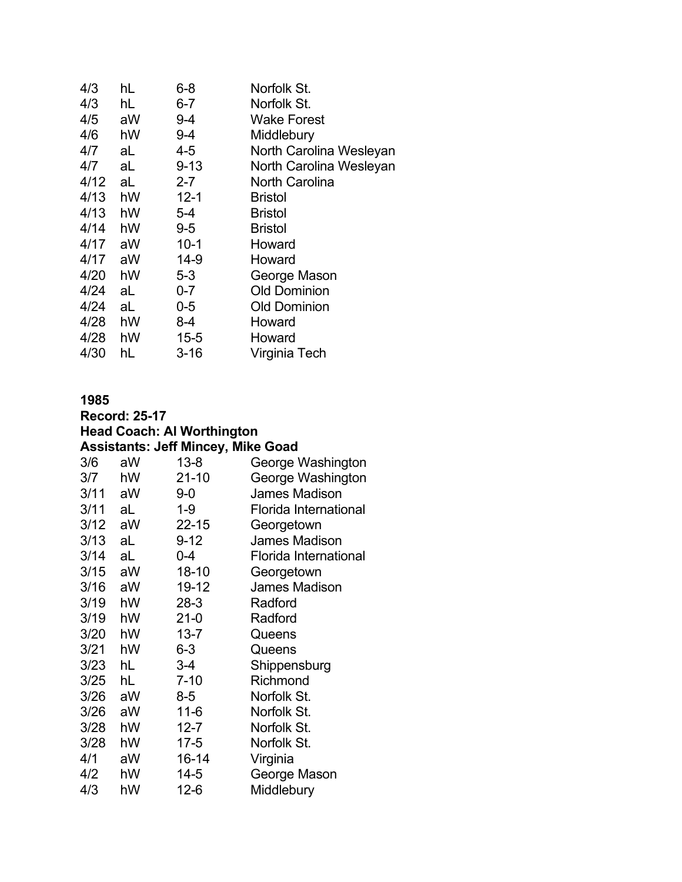| | | | |
|---|---|---|---|
| 4/3 | hL | 6-8 | Norfolk St. |
| 4/3 | hL | 6-7 | Norfolk St. |
| 4/5 | aW | 9-4 | Wake Forest |
| 4/6 | hW | 9-4 | Middlebury |
| 4/7 | aL | 4-5 | North Carolina Wesleyan |
| 4/7 | aL | 9-13 | North Carolina Wesleyan |
| 4/12 | aL | 2-7 | North Carolina |
| 4/13 | hW | 12-1 | Bristol |
| 4/13 | hW | 5-4 | Bristol |
| 4/14 | hW | 9-5 | Bristol |
| 4/17 | aW | 10-1 | Howard |
| 4/17 | aW | 14-9 | Howard |
| 4/20 | hW | 5-3 | George Mason |
| 4/24 | aL | 0-7 | Old Dominion |
| 4/24 | aL | 0-5 | Old Dominion |
| 4/28 | hW | 8-4 | Howard |
| 4/28 | hW | 15-5 | Howard |
| 4/30 | hL | 3-16 | Virginia Tech |

**1985**
**Record: 25-17**
**Head Coach: Al Worthington**
**Assistants: Jeff Mincey, Mike Goad**

| | | | |
|---|---|---|---|
| 3/6 | aW | 13-8 | George Washington |
| 3/7 | hW | 21-10 | George Washington |
| 3/11 | aW | 9-0 | James Madison |
| 3/11 | aL | 1-9 | Florida International |
| 3/12 | aW | 22-15 | Georgetown |
| 3/13 | aL | 9-12 | James Madison |
| 3/14 | aL | 0-4 | Florida International |
| 3/15 | aW | 18-10 | Georgetown |
| 3/16 | aW | 19-12 | James Madison |
| 3/19 | hW | 28-3 | Radford |
| 3/19 | hW | 21-0 | Radford |
| 3/20 | hW | 13-7 | Queens |
| 3/21 | hW | 6-3 | Queens |
| 3/23 | hL | 3-4 | Shippensburg |
| 3/25 | hL | 7-10 | Richmond |
| 3/26 | aW | 8-5 | Norfolk St. |
| 3/26 | aW | 11-6 | Norfolk St. |
| 3/28 | hW | 12-7 | Norfolk St. |
| 3/28 | hW | 17-5 | Norfolk St. |
| 4/1 | aW | 16-14 | Virginia |
| 4/2 | hW | 14-5 | George Mason |
| 4/3 | hW | 12-6 | Middlebury |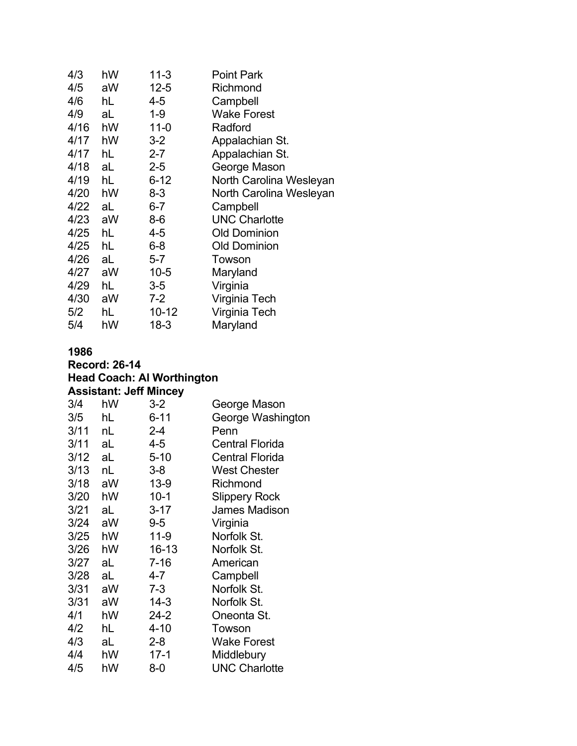| | | | |
|---|---|---|---|
| 4/3 | hW | 11-3 | Point Park |
| 4/5 | aW | 12-5 | Richmond |
| 4/6 | hL | 4-5 | Campbell |
| 4/9 | aL | 1-9 | Wake Forest |
| 4/16 | hW | 11-0 | Radford |
| 4/17 | hW | 3-2 | Appalachian St. |
| 4/17 | hL | 2-7 | Appalachian St. |
| 4/18 | aL | 2-5 | George Mason |
| 4/19 | hL | 6-12 | North Carolina Wesleyan |
| 4/20 | hW | 8-3 | North Carolina Wesleyan |
| 4/22 | aL | 6-7 | Campbell |
| 4/23 | aW | 8-6 | UNC Charlotte |
| 4/25 | hL | 4-5 | Old Dominion |
| 4/25 | hL | 6-8 | Old Dominion |
| 4/26 | aL | 5-7 | Towson |
| 4/27 | aW | 10-5 | Maryland |
| 4/29 | hL | 3-5 | Virginia |
| 4/30 | aW | 7-2 | Virginia Tech |
| 5/2 | hL | 10-12 | Virginia Tech |
| 5/4 | hW | 18-3 | Maryland |

**1986**
**Record: 26-14**
**Head Coach: Al Worthington**
**Assistant: Jeff Mincey**

| | | | |
|---|---|---|---|
| 3/4 | hW | 3-2 | George Mason |
| 3/5 | hL | 6-11 | George Washington |
| 3/11 | nL | 2-4 | Penn |
| 3/11 | aL | 4-5 | Central Florida |
| 3/12 | aL | 5-10 | Central Florida |
| 3/13 | nL | 3-8 | West Chester |
| 3/18 | aW | 13-9 | Richmond |
| 3/20 | hW | 10-1 | Slippery Rock |
| 3/21 | aL | 3-17 | James Madison |
| 3/24 | aW | 9-5 | Virginia |
| 3/25 | hW | 11-9 | Norfolk St. |
| 3/26 | hW | 16-13 | Norfolk St. |
| 3/27 | aL | 7-16 | American |
| 3/28 | aL | 4-7 | Campbell |
| 3/31 | aW | 7-3 | Norfolk St. |
| 3/31 | aW | 14-3 | Norfolk St. |
| 4/1 | hW | 24-2 | Oneonta St. |
| 4/2 | hL | 4-10 | Towson |
| 4/3 | aL | 2-8 | Wake Forest |
| 4/4 | hW | 17-1 | Middlebury |
| 4/5 | hW | 8-0 | UNC Charlotte |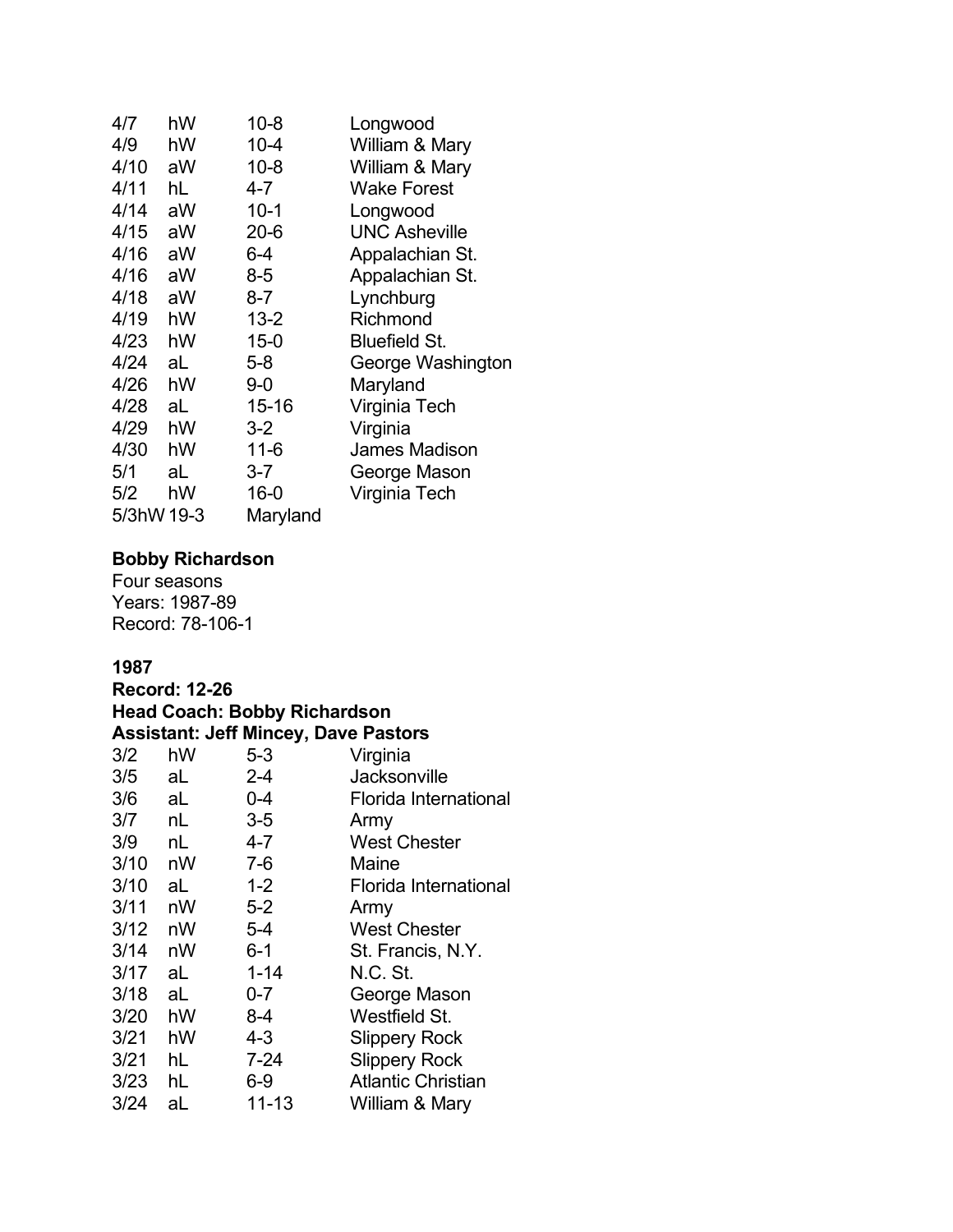| | | | |
|---|---|---|---|
| 4/7 | hW | 10-8 | Longwood |
| 4/9 | hW | 10-4 | William & Mary |
| 4/10 | aW | 10-8 | William & Mary |
| 4/11 | hL | 4-7 | Wake Forest |
| 4/14 | aW | 10-1 | Longwood |
| 4/15 | aW | 20-6 | UNC Asheville |
| 4/16 | aW | 6-4 | Appalachian St. |
| 4/16 | aW | 8-5 | Appalachian St. |
| 4/18 | aW | 8-7 | Lynchburg |
| 4/19 | hW | 13-2 | Richmond |
| 4/23 | hW | 15-0 | Bluefield St. |
| 4/24 | aL | 5-8 | George Washington |
| 4/26 | hW | 9-0 | Maryland |
| 4/28 | aL | 15-16 | Virginia Tech |
| 4/29 | hW | 3-2 | Virginia |
| 4/30 | hW | 11-6 | James Madison |
| 5/1 | aL | 3-7 | George Mason |
| 5/2 | hW | 16-0 | Virginia Tech |
| 5/3 | hW | 19-3 | Maryland |

**Bobby Richardson**
Four seasons
Years: 1987-89
Record: 78-106-1

**1987**
**Record: 12-26**
**Head Coach: Bobby Richardson**
**Assistant: Jeff Mincey, Dave Pastors**

| | | | |
|---|---|---|---|
| 3/2 | hW | 5-3 | Virginia |
| 3/5 | aL | 2-4 | Jacksonville |
| 3/6 | aL | 0-4 | Florida International |
| 3/7 | nL | 3-5 | Army |
| 3/9 | nL | 4-7 | West Chester |
| 3/10 | nW | 7-6 | Maine |
| 3/10 | aL | 1-2 | Florida International |
| 3/11 | nW | 5-2 | Army |
| 3/12 | nW | 5-4 | West Chester |
| 3/14 | nW | 6-1 | St. Francis, N.Y. |
| 3/17 | aL | 1-14 | N.C. St. |
| 3/18 | aL | 0-7 | George Mason |
| 3/20 | hW | 8-4 | Westfield St. |
| 3/21 | hW | 4-3 | Slippery Rock |
| 3/21 | hL | 7-24 | Slippery Rock |
| 3/23 | hL | 6-9 | Atlantic Christian |
| 3/24 | aL | 11-13 | William & Mary |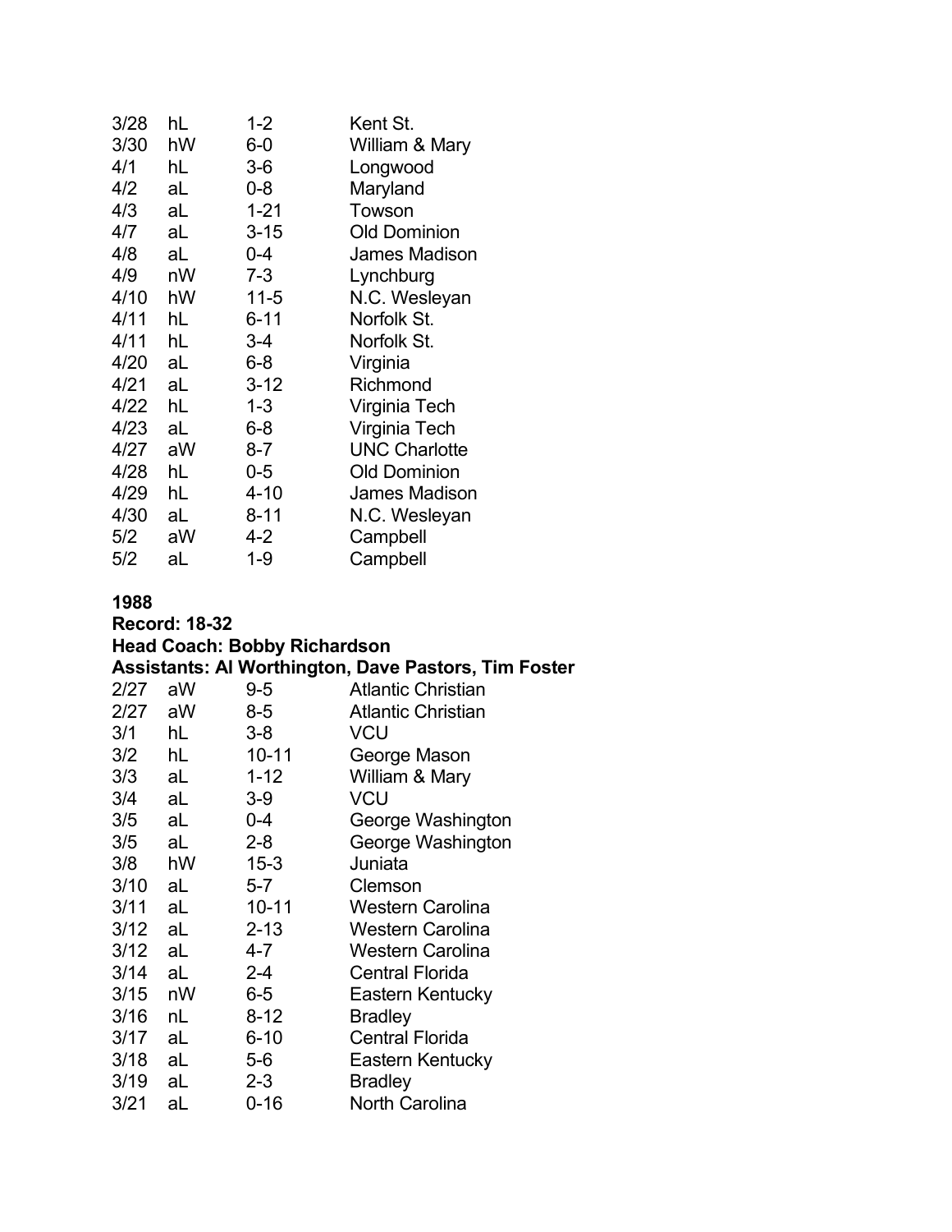| | | | |
|---|---|---|---|
| 3/28 | hL | 1-2 | Kent St. |
| 3/30 | hW | 6-0 | William & Mary |
| 4/1 | hL | 3-6 | Longwood |
| 4/2 | aL | 0-8 | Maryland |
| 4/3 | aL | 1-21 | Towson |
| 4/7 | aL | 3-15 | Old Dominion |
| 4/8 | aL | 0-4 | James Madison |
| 4/9 | nW | 7-3 | Lynchburg |
| 4/10 | hW | 11-5 | N.C. Wesleyan |
| 4/11 | hL | 6-11 | Norfolk St. |
| 4/11 | hL | 3-4 | Norfolk St. |
| 4/20 | aL | 6-8 | Virginia |
| 4/21 | aL | 3-12 | Richmond |
| 4/22 | hL | 1-3 | Virginia Tech |
| 4/23 | aL | 6-8 | Virginia Tech |
| 4/27 | aW | 8-7 | UNC Charlotte |
| 4/28 | hL | 0-5 | Old Dominion |
| 4/29 | hL | 4-10 | James Madison |
| 4/30 | aL | 8-11 | N.C. Wesleyan |
| 5/2 | aW | 4-2 | Campbell |
| 5/2 | aL | 1-9 | Campbell |

**1988**
**Record: 18-32**
**Head Coach: Bobby Richardson**
**Assistants: Al Worthington, Dave Pastors, Tim Foster**

| | | | |
|---|---|---|---|
| 2/27 | aW | 9-5 | Atlantic Christian |
| 2/27 | aW | 8-5 | Atlantic Christian |
| 3/1 | hL | 3-8 | VCU |
| 3/2 | hL | 10-11 | George Mason |
| 3/3 | aL | 1-12 | William & Mary |
| 3/4 | aL | 3-9 | VCU |
| 3/5 | aL | 0-4 | George Washington |
| 3/5 | aL | 2-8 | George Washington |
| 3/8 | hW | 15-3 | Juniata |
| 3/10 | aL | 5-7 | Clemson |
| 3/11 | aL | 10-11 | Western Carolina |
| 3/12 | aL | 2-13 | Western Carolina |
| 3/12 | aL | 4-7 | Western Carolina |
| 3/14 | aL | 2-4 | Central Florida |
| 3/15 | nW | 6-5 | Eastern Kentucky |
| 3/16 | nL | 8-12 | Bradley |
| 3/17 | aL | 6-10 | Central Florida |
| 3/18 | aL | 5-6 | Eastern Kentucky |
| 3/19 | aL | 2-3 | Bradley |
| 3/21 | aL | 0-16 | North Carolina |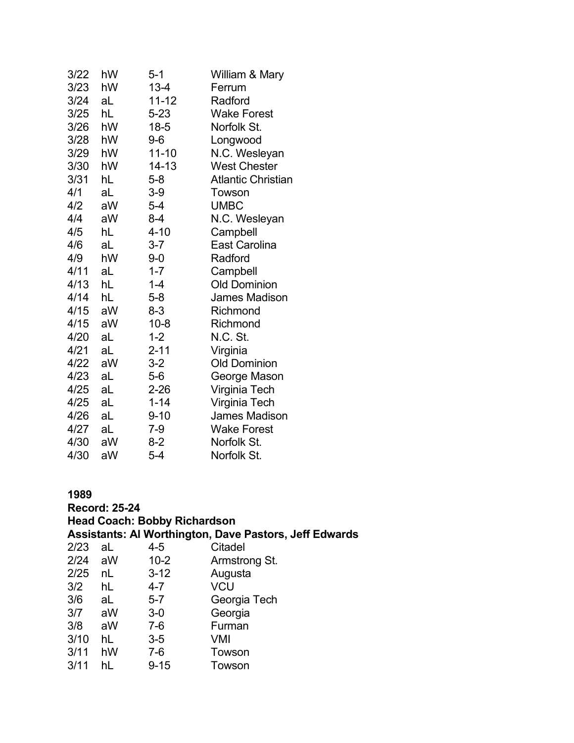| | | | |
|---|---|---|---|
| 3/22 | hW | 5-1 | William & Mary |
| 3/23 | hW | 13-4 | Ferrum |
| 3/24 | aL | 11-12 | Radford |
| 3/25 | hL | 5-23 | Wake Forest |
| 3/26 | hW | 18-5 | Norfolk St. |
| 3/28 | hW | 9-6 | Longwood |
| 3/29 | hW | 11-10 | N.C. Wesleyan |
| 3/30 | hW | 14-13 | West Chester |
| 3/31 | hL | 5-8 | Atlantic Christian |
| 4/1 | aL | 3-9 | Towson |
| 4/2 | aW | 5-4 | UMBC |
| 4/4 | aW | 8-4 | N.C. Wesleyan |
| 4/5 | hL | 4-10 | Campbell |
| 4/6 | aL | 3-7 | East Carolina |
| 4/9 | hW | 9-0 | Radford |
| 4/11 | aL | 1-7 | Campbell |
| 4/13 | hL | 1-4 | Old Dominion |
| 4/14 | hL | 5-8 | James Madison |
| 4/15 | aW | 8-3 | Richmond |
| 4/15 | aW | 10-8 | Richmond |
| 4/20 | aL | 1-2 | N.C. St. |
| 4/21 | aL | 2-11 | Virginia |
| 4/22 | aW | 3-2 | Old Dominion |
| 4/23 | aL | 5-6 | George Mason |
| 4/25 | aL | 2-26 | Virginia Tech |
| 4/25 | aL | 1-14 | Virginia Tech |
| 4/26 | aL | 9-10 | James Madison |
| 4/27 | aL | 7-9 | Wake Forest |
| 4/30 | aW | 8-2 | Norfolk St. |
| 4/30 | aW | 5-4 | Norfolk St. |

**1989**
**Record: 25-24**
**Head Coach: Bobby Richardson**
**Assistants: Al Worthington, Dave Pastors, Jeff Edwards**

| | | | |
|---|---|---|---|
| 2/23 | aL | 4-5 | Citadel |
| 2/24 | aW | 10-2 | Armstrong St. |
| 2/25 | nL | 3-12 | Augusta |
| 3/2 | hL | 4-7 | VCU |
| 3/6 | aL | 5-7 | Georgia Tech |
| 3/7 | aW | 3-0 | Georgia |
| 3/8 | aW | 7-6 | Furman |
| 3/10 | hL | 3-5 | VMI |
| 3/11 | hW | 7-6 | Towson |
| 3/11 | hL | 9-15 | Towson |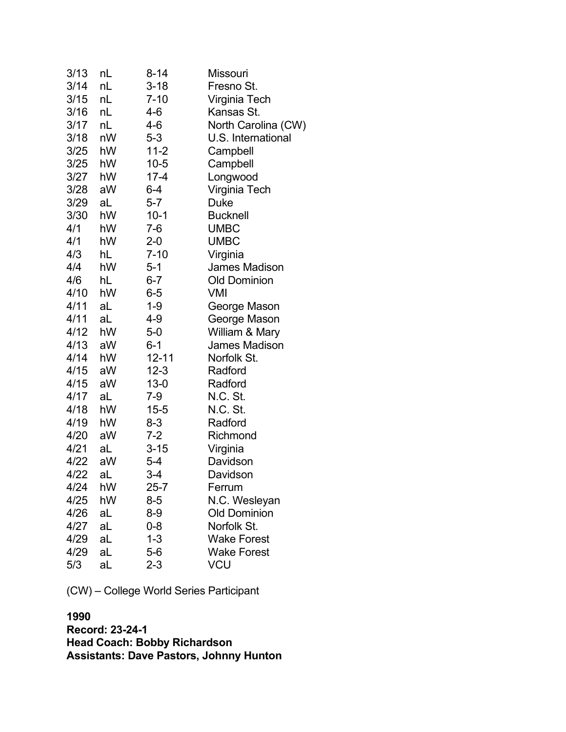| | | | |
|---|---|---|---|
| 3/13 | nL | 8-14 | Missouri |
| 3/14 | nL | 3-18 | Fresno St. |
| 3/15 | nL | 7-10 | Virginia Tech |
| 3/16 | nL | 4-6 | Kansas St. |
| 3/17 | nL | 4-6 | North Carolina (CW) |
| 3/18 | nW | 5-3 | U.S. International |
| 3/25 | hW | 11-2 | Campbell |
| 3/25 | hW | 10-5 | Campbell |
| 3/27 | hW | 17-4 | Longwood |
| 3/28 | aW | 6-4 | Virginia Tech |
| 3/29 | aL | 5-7 | Duke |
| 3/30 | hW | 10-1 | Bucknell |
| 4/1 | hW | 7-6 | UMBC |
| 4/1 | hW | 2-0 | UMBC |
| 4/3 | hL | 7-10 | Virginia |
| 4/4 | hW | 5-1 | James Madison |
| 4/6 | hL | 6-7 | Old Dominion |
| 4/10 | hW | 6-5 | VMI |
| 4/11 | aL | 1-9 | George Mason |
| 4/11 | aL | 4-9 | George Mason |
| 4/12 | hW | 5-0 | William & Mary |
| 4/13 | aW | 6-1 | James Madison |
| 4/14 | hW | 12-11 | Norfolk St. |
| 4/15 | aW | 12-3 | Radford |
| 4/15 | aW | 13-0 | Radford |
| 4/17 | aL | 7-9 | N.C. St. |
| 4/18 | hW | 15-5 | N.C. St. |
| 4/19 | hW | 8-3 | Radford |
| 4/20 | aW | 7-2 | Richmond |
| 4/21 | aL | 3-15 | Virginia |
| 4/22 | aW | 5-4 | Davidson |
| 4/22 | aL | 3-4 | Davidson |
| 4/24 | hW | 25-7 | Ferrum |
| 4/25 | hW | 8-5 | N.C. Wesleyan |
| 4/26 | aL | 8-9 | Old Dominion |
| 4/27 | aL | 0-8 | Norfolk St. |
| 4/29 | aL | 1-3 | Wake Forest |
| 4/29 | aL | 5-6 | Wake Forest |
| 5/3 | aL | 2-3 | VCU |

(CW) – College World Series Participant

**1990**
**Record: 23-24-1**
**Head Coach: Bobby Richardson**
**Assistants: Dave Pastors, Johnny Hunton**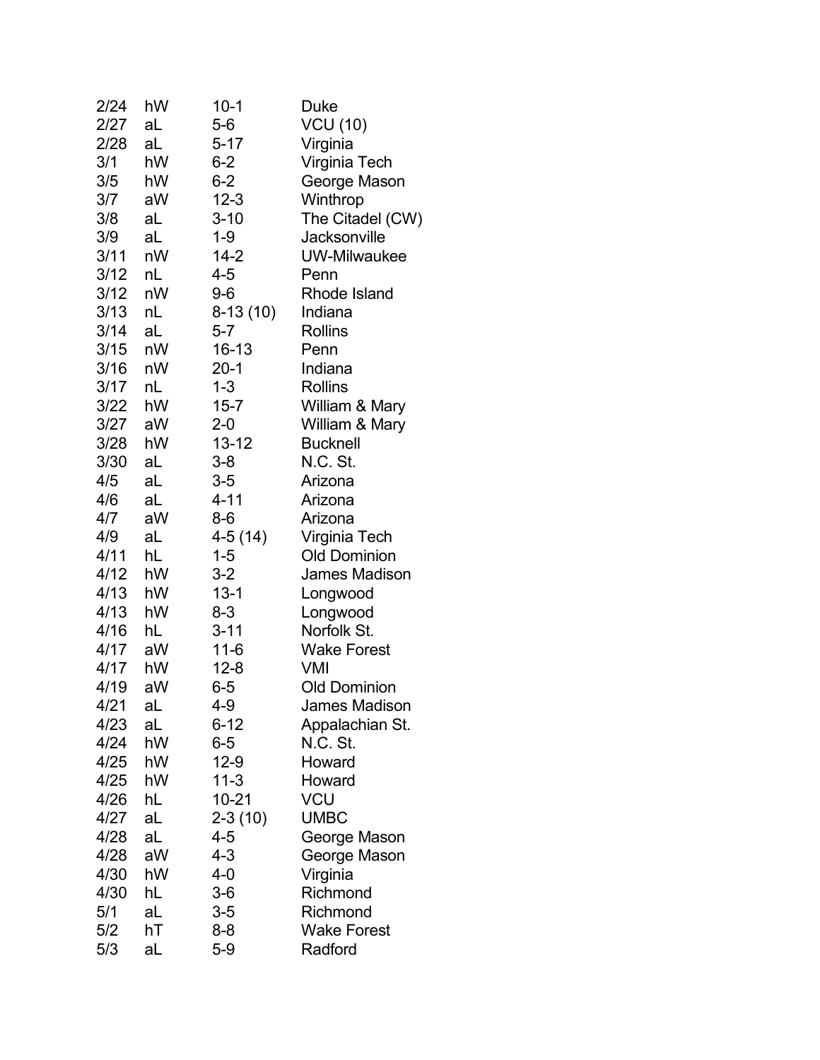| | | | |
|---|---|---|---|
| 2/24 | hW | 10-1 | Duke |
| 2/27 | aL | 5-6 | VCU (10) |
| 2/28 | aL | 5-17 | Virginia |
| 3/1 | hW | 6-2 | Virginia Tech |
| 3/5 | hW | 6-2 | George Mason |
| 3/7 | aW | 12-3 | Winthrop |
| 3/8 | aL | 3-10 | The Citadel (CW) |
| 3/9 | aL | 1-9 | Jacksonville |
| 3/11 | nW | 14-2 | UW-Milwaukee |
| 3/12 | nL | 4-5 | Penn |
| 3/12 | nW | 9-6 | Rhode Island |
| 3/13 | nL | 8-13 (10) | Indiana |
| 3/14 | aL | 5-7 | Rollins |
| 3/15 | nW | 16-13 | Penn |
| 3/16 | nW | 20-1 | Indiana |
| 3/17 | nL | 1-3 | Rollins |
| 3/22 | hW | 15-7 | William & Mary |
| 3/27 | aW | 2-0 | William & Mary |
| 3/28 | hW | 13-12 | Bucknell |
| 3/30 | aL | 3-8 | N.C. St. |
| 4/5 | aL | 3-5 | Arizona |
| 4/6 | aL | 4-11 | Arizona |
| 4/7 | aW | 8-6 | Arizona |
| 4/9 | aL | 4-5 (14) | Virginia Tech |
| 4/11 | hL | 1-5 | Old Dominion |
| 4/12 | hW | 3-2 | James Madison |
| 4/13 | hW | 13-1 | Longwood |
| 4/13 | hW | 8-3 | Longwood |
| 4/16 | hL | 3-11 | Norfolk St. |
| 4/17 | aW | 11-6 | Wake Forest |
| 4/17 | hW | 12-8 | VMI |
| 4/19 | aW | 6-5 | Old Dominion |
| 4/21 | aL | 4-9 | James Madison |
| 4/23 | aL | 6-12 | Appalachian St. |
| 4/24 | hW | 6-5 | N.C. St. |
| 4/25 | hW | 12-9 | Howard |
| 4/25 | hW | 11-3 | Howard |
| 4/26 | hL | 10-21 | VCU |
| 4/27 | aL | 2-3 (10) | UMBC |
| 4/28 | aL | 4-5 | George Mason |
| 4/28 | aW | 4-3 | George Mason |
| 4/30 | hW | 4-0 | Virginia |
| 4/30 | hL | 3-6 | Richmond |
| 5/1 | aL | 3-5 | Richmond |
| 5/2 | hT | 8-8 | Wake Forest |
| 5/3 | aL | 5-9 | Radford |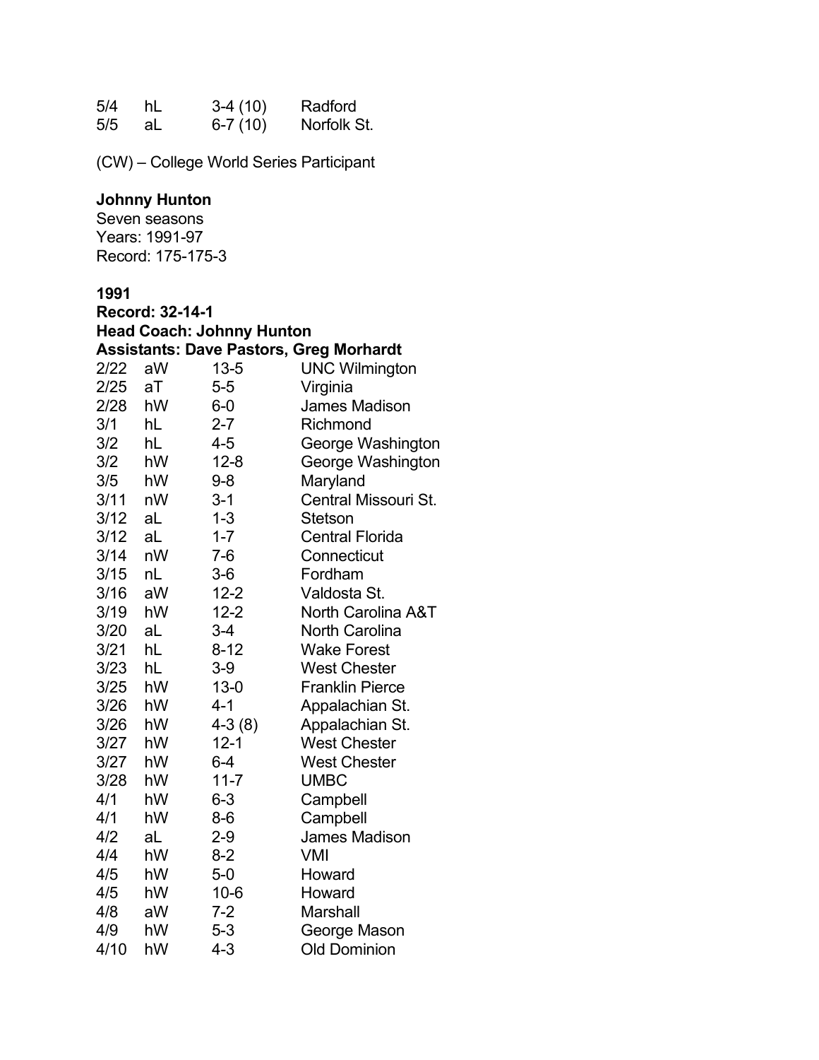| | | | |
|---|---|---|---|
| 5/4 | hL | 3-4 (10) | Radford |
| 5/5 | aL | 6-7 (10) | Norfolk St. |

(CW) – College World Series Participant

**Johnny Hunton**
Seven seasons
Years: 1991-97
Record: 175-175-3

**1991**
**Record: 32-14-1**
**Head Coach: Johnny Hunton**
**Assistants: Dave Pastors, Greg Morhardt**

| | | | |
|---|---|---|---|
| 2/22 | aW | 13-5 | UNC Wilmington |
| 2/25 | aT | 5-5 | Virginia |
| 2/28 | hW | 6-0 | James Madison |
| 3/1 | hL | 2-7 | Richmond |
| 3/2 | hL | 4-5 | George Washington |
| 3/2 | hW | 12-8 | George Washington |
| 3/5 | hW | 9-8 | Maryland |
| 3/11 | nW | 3-1 | Central Missouri St. |
| 3/12 | aL | 1-3 | Stetson |
| 3/12 | aL | 1-7 | Central Florida |
| 3/14 | nW | 7-6 | Connecticut |
| 3/15 | nL | 3-6 | Fordham |
| 3/16 | aW | 12-2 | Valdosta St. |
| 3/19 | hW | 12-2 | North Carolina A&T |
| 3/20 | aL | 3-4 | North Carolina |
| 3/21 | hL | 8-12 | Wake Forest |
| 3/23 | hL | 3-9 | West Chester |
| 3/25 | hW | 13-0 | Franklin Pierce |
| 3/26 | hW | 4-1 | Appalachian St. |
| 3/26 | hW | 4-3 (8) | Appalachian St. |
| 3/27 | hW | 12-1 | West Chester |
| 3/27 | hW | 6-4 | West Chester |
| 3/28 | hW | 11-7 | UMBC |
| 4/1 | hW | 6-3 | Campbell |
| 4/1 | hW | 8-6 | Campbell |
| 4/2 | aL | 2-9 | James Madison |
| 4/4 | hW | 8-2 | VMI |
| 4/5 | hW | 5-0 | Howard |
| 4/5 | hW | 10-6 | Howard |
| 4/8 | aW | 7-2 | Marshall |
| 4/9 | hW | 5-3 | George Mason |
| 4/10 | hW | 4-3 | Old Dominion |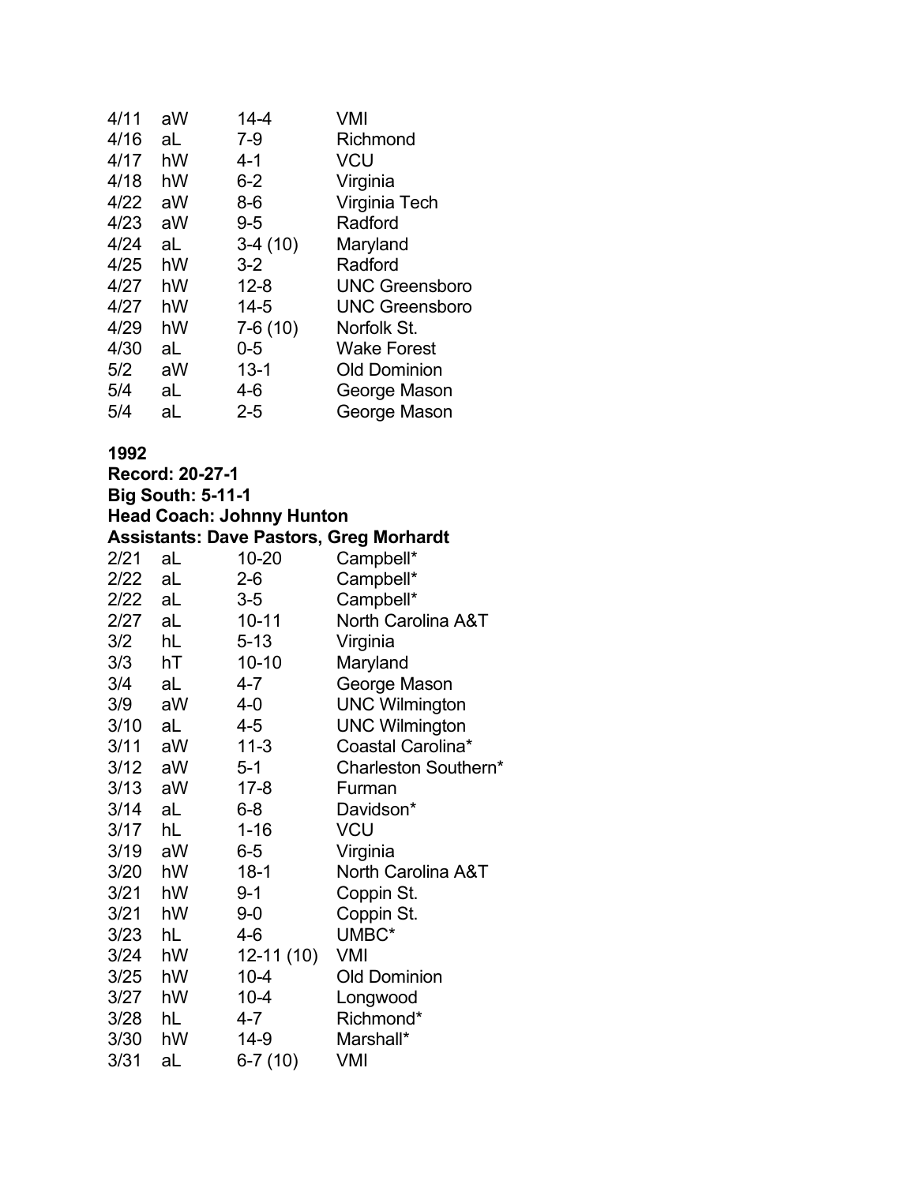| | | | |
|---|---|---|---|
| 4/11 | aW | 14-4 | VMI |
| 4/16 | aL | 7-9 | Richmond |
| 4/17 | hW | 4-1 | VCU |
| 4/18 | hW | 6-2 | Virginia |
| 4/22 | aW | 8-6 | Virginia Tech |
| 4/23 | aW | 9-5 | Radford |
| 4/24 | aL | 3-4 (10) | Maryland |
| 4/25 | hW | 3-2 | Radford |
| 4/27 | hW | 12-8 | UNC Greensboro |
| 4/27 | hW | 14-5 | UNC Greensboro |
| 4/29 | hW | 7-6 (10) | Norfolk St. |
| 4/30 | aL | 0-5 | Wake Forest |
| 5/2 | aW | 13-1 | Old Dominion |
| 5/4 | aL | 4-6 | George Mason |
| 5/4 | aL | 2-5 | George Mason |

**1992**
**Record: 20-27-1**
**Big South: 5-11-1**
**Head Coach: Johnny Hunton**
**Assistants: Dave Pastors, Greg Morhardt**

| | | | |
|---|---|---|---|
| 2/21 | aL | 10-20 | Campbell* |
| 2/22 | aL | 2-6 | Campbell* |
| 2/22 | aL | 3-5 | Campbell* |
| 2/27 | aL | 10-11 | North Carolina A&T |
| 3/2 | hL | 5-13 | Virginia |
| 3/3 | hT | 10-10 | Maryland |
| 3/4 | aL | 4-7 | George Mason |
| 3/9 | aW | 4-0 | UNC Wilmington |
| 3/10 | aL | 4-5 | UNC Wilmington |
| 3/11 | aW | 11-3 | Coastal Carolina* |
| 3/12 | aW | 5-1 | Charleston Southern* |
| 3/13 | aW | 17-8 | Furman |
| 3/14 | aL | 6-8 | Davidson* |
| 3/17 | hL | 1-16 | VCU |
| 3/19 | aW | 6-5 | Virginia |
| 3/20 | hW | 18-1 | North Carolina A&T |
| 3/21 | hW | 9-1 | Coppin St. |
| 3/21 | hW | 9-0 | Coppin St. |
| 3/23 | hL | 4-6 | UMBC* |
| 3/24 | hW | 12-11 (10) | VMI |
| 3/25 | hW | 10-4 | Old Dominion |
| 3/27 | hW | 10-4 | Longwood |
| 3/28 | hL | 4-7 | Richmond* |
| 3/30 | hW | 14-9 | Marshall* |
| 3/31 | aL | 6-7 (10) | VMI |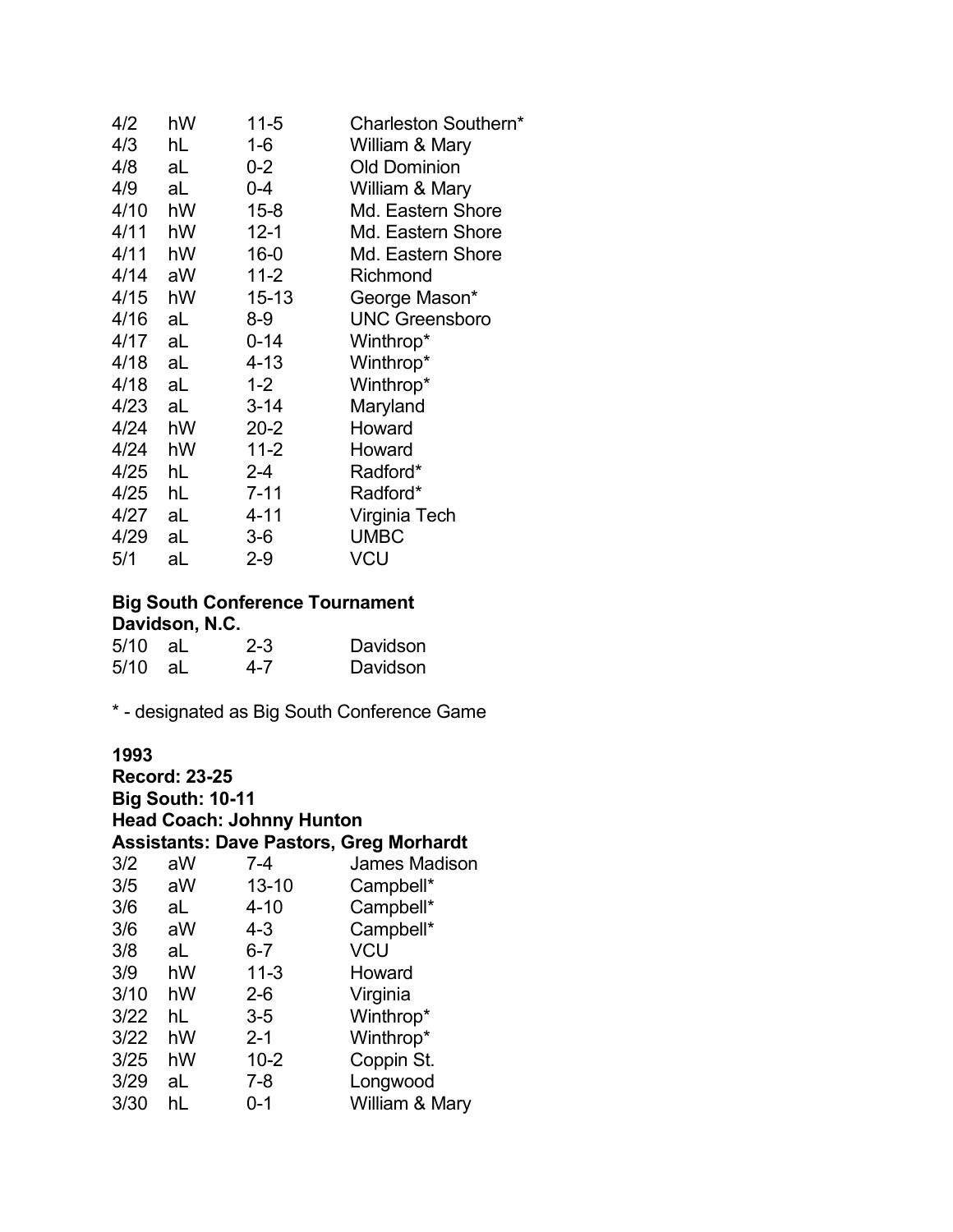| | | | |
|---|---|---|---|
| 4/2 | hW | 11-5 | Charleston Southern* |
| 4/3 | hL | 1-6 | William & Mary |
| 4/8 | aL | 0-2 | Old Dominion |
| 4/9 | aL | 0-4 | William & Mary |
| 4/10 | hW | 15-8 | Md. Eastern Shore |
| 4/11 | hW | 12-1 | Md. Eastern Shore |
| 4/11 | hW | 16-0 | Md. Eastern Shore |
| 4/14 | aW | 11-2 | Richmond |
| 4/15 | hW | 15-13 | George Mason* |
| 4/16 | aL | 8-9 | UNC Greensboro |
| 4/17 | aL | 0-14 | Winthrop* |
| 4/18 | aL | 4-13 | Winthrop* |
| 4/18 | aL | 1-2 | Winthrop* |
| 4/23 | aL | 3-14 | Maryland |
| 4/24 | hW | 20-2 | Howard |
| 4/24 | hW | 11-2 | Howard |
| 4/25 | hL | 2-4 | Radford* |
| 4/25 | hL | 7-11 | Radford* |
| 4/27 | aL | 4-11 | Virginia Tech |
| 4/29 | aL | 3-6 | UMBC |
| 5/1 | aL | 2-9 | VCU |

**Big South Conference Tournament**
**Davidson, N.C.**

| | | | |
|---|---|---|---|
| 5/10 | aL | 2-3 | Davidson |
| 5/10 | aL | 4-7 | Davidson |

* - designated as Big South Conference Game

**1993**
**Record: 23-25**
**Big South: 10-11**
**Head Coach: Johnny Hunton**
**Assistants: Dave Pastors, Greg Morhardt**

| | | | |
|---|---|---|---|
| 3/2 | aW | 7-4 | James Madison |
| 3/5 | aW | 13-10 | Campbell* |
| 3/6 | aL | 4-10 | Campbell* |
| 3/6 | aW | 4-3 | Campbell* |
| 3/8 | aL | 6-7 | VCU |
| 3/9 | hW | 11-3 | Howard |
| 3/10 | hW | 2-6 | Virginia |
| 3/22 | hL | 3-5 | Winthrop* |
| 3/22 | hW | 2-1 | Winthrop* |
| 3/25 | hW | 10-2 | Coppin St. |
| 3/29 | aL | 7-8 | Longwood |
| 3/30 | hL | 0-1 | William & Mary |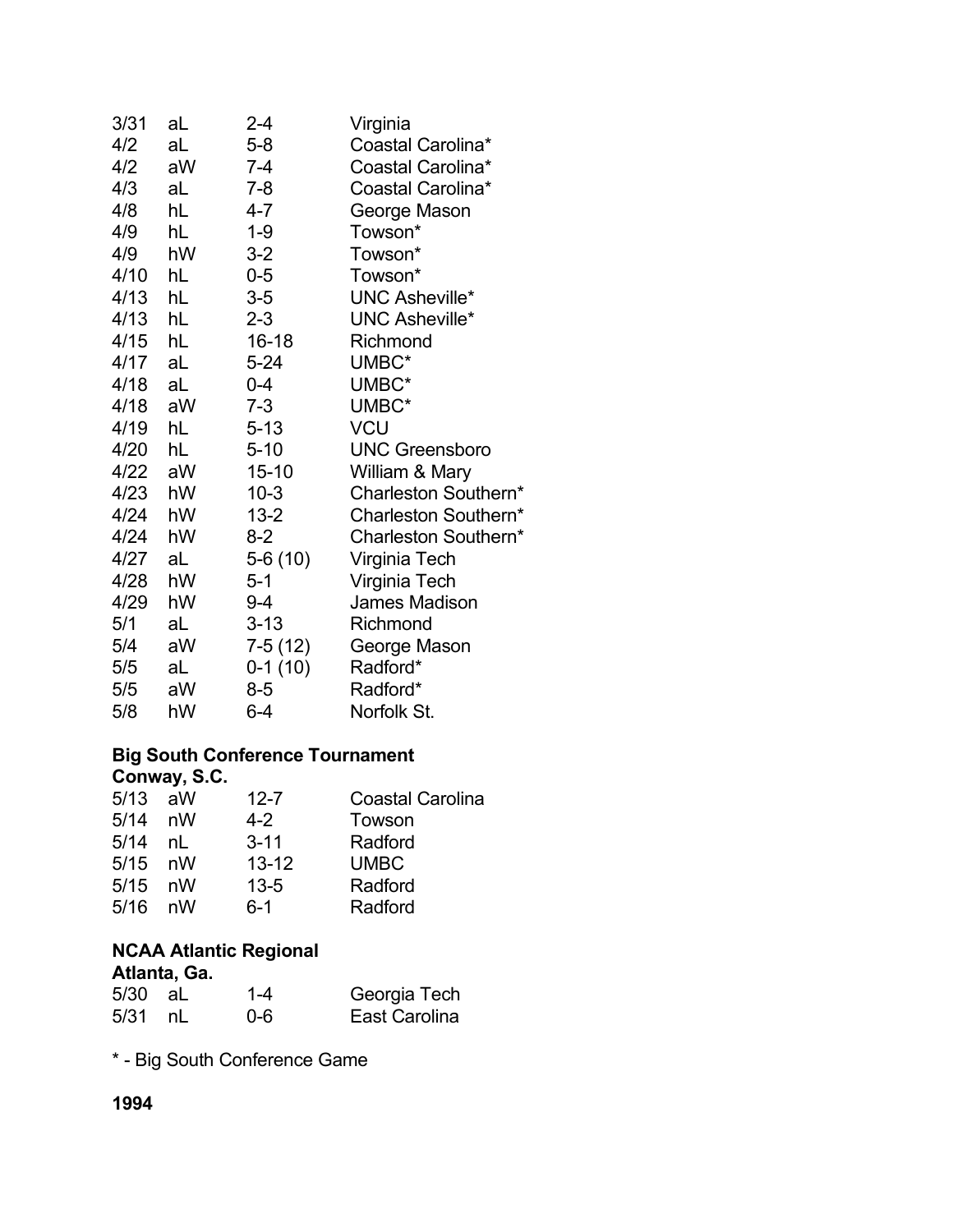| | | | |
|---|---|---|---|
| 3/31 | aL | 2-4 | Virginia |
| 4/2 | aL | 5-8 | Coastal Carolina* |
| 4/2 | aW | 7-4 | Coastal Carolina* |
| 4/3 | aL | 7-8 | Coastal Carolina* |
| 4/8 | hL | 4-7 | George Mason |
| 4/9 | hL | 1-9 | Towson* |
| 4/9 | hW | 3-2 | Towson* |
| 4/10 | hL | 0-5 | Towson* |
| 4/13 | hL | 3-5 | UNC Asheville* |
| 4/13 | hL | 2-3 | UNC Asheville* |
| 4/15 | hL | 16-18 | Richmond |
| 4/17 | aL | 5-24 | UMBC* |
| 4/18 | aL | 0-4 | UMBC* |
| 4/18 | aW | 7-3 | UMBC* |
| 4/19 | hL | 5-13 | VCU |
| 4/20 | hL | 5-10 | UNC Greensboro |
| 4/22 | aW | 15-10 | William & Mary |
| 4/23 | hW | 10-3 | Charleston Southern* |
| 4/24 | hW | 13-2 | Charleston Southern* |
| 4/24 | hW | 8-2 | Charleston Southern* |
| 4/27 | aL | 5-6 (10) | Virginia Tech |
| 4/28 | hW | 5-1 | Virginia Tech |
| 4/29 | hW | 9-4 | James Madison |
| 5/1 | aL | 3-13 | Richmond |
| 5/4 | aW | 7-5 (12) | George Mason |
| 5/5 | aL | 0-1 (10) | Radford* |
| 5/5 | aW | 8-5 | Radford* |
| 5/8 | hW | 6-4 | Norfolk St. |

**Big South Conference Tournament**
**Conway, S.C.**

| | | | |
|---|---|---|---|
| 5/13 | aW | 12-7 | Coastal Carolina |
| 5/14 | nW | 4-2 | Towson |
| 5/14 | nL | 3-11 | Radford |
| 5/15 | nW | 13-12 | UMBC |
| 5/15 | nW | 13-5 | Radford |
| 5/16 | nW | 6-1 | Radford |

**NCAA Atlantic Regional**
**Atlanta, Ga.**

| | | | |
|---|---|---|---|
| 5/30 | aL | 1-4 | Georgia Tech |
| 5/31 | nL | 0-6 | East Carolina |

* - Big South Conference Game

**1994**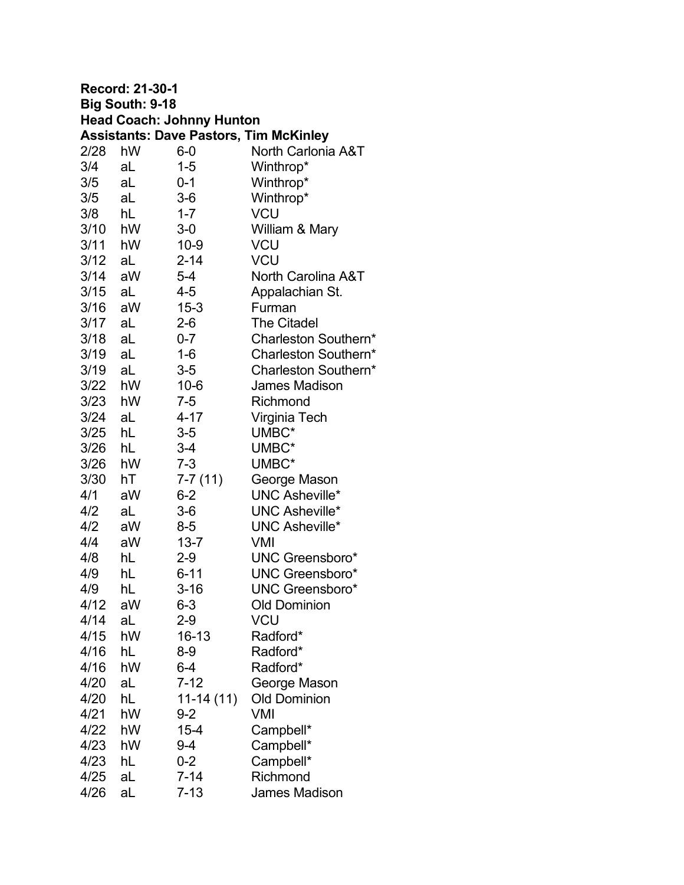**Record: 21-30-1**
**Big South: 9-18**
**Head Coach: Johnny Hunton**
**Assistants: Dave Pastors, Tim McKinley**

| | | | |
|---|---|---|---|
| 2/28 | hW | 6-0 | North Carlonia A&T |
| 3/4 | aL | 1-5 | Winthrop* |
| 3/5 | aL | 0-1 | Winthrop* |
| 3/5 | aL | 3-6 | Winthrop* |
| 3/8 | hL | 1-7 | VCU |
| 3/10 | hW | 3-0 | William & Mary |
| 3/11 | hW | 10-9 | VCU |
| 3/12 | aL | 2-14 | VCU |
| 3/14 | aW | 5-4 | North Carolina A&T |
| 3/15 | aL | 4-5 | Appalachian St. |
| 3/16 | aW | 15-3 | Furman |
| 3/17 | aL | 2-6 | The Citadel |
| 3/18 | aL | 0-7 | Charleston Southern* |
| 3/19 | aL | 1-6 | Charleston Southern* |
| 3/19 | aL | 3-5 | Charleston Southern* |
| 3/22 | hW | 10-6 | James Madison |
| 3/23 | hW | 7-5 | Richmond |
| 3/24 | aL | 4-17 | Virginia Tech |
| 3/25 | hL | 3-5 | UMBC* |
| 3/26 | hL | 3-4 | UMBC* |
| 3/26 | hW | 7-3 | UMBC* |
| 3/30 | hT | 7-7 (11) | George Mason |
| 4/1 | aW | 6-2 | UNC Asheville* |
| 4/2 | aL | 3-6 | UNC Asheville* |
| 4/2 | aW | 8-5 | UNC Asheville* |
| 4/4 | aW | 13-7 | VMI |
| 4/8 | hL | 2-9 | UNC Greensboro* |
| 4/9 | hL | 6-11 | UNC Greensboro* |
| 4/9 | hL | 3-16 | UNC Greensboro* |
| 4/12 | aW | 6-3 | Old Dominion |
| 4/14 | aL | 2-9 | VCU |
| 4/15 | hW | 16-13 | Radford* |
| 4/16 | hL | 8-9 | Radford* |
| 4/16 | hW | 6-4 | Radford* |
| 4/20 | aL | 7-12 | George Mason |
| 4/20 | hL | 11-14 (11) | Old Dominion |
| 4/21 | hW | 9-2 | VMI |
| 4/22 | hW | 15-4 | Campbell* |
| 4/23 | hW | 9-4 | Campbell* |
| 4/23 | hL | 0-2 | Campbell* |
| 4/25 | aL | 7-14 | Richmond |
| 4/26 | aL | 7-13 | James Madison |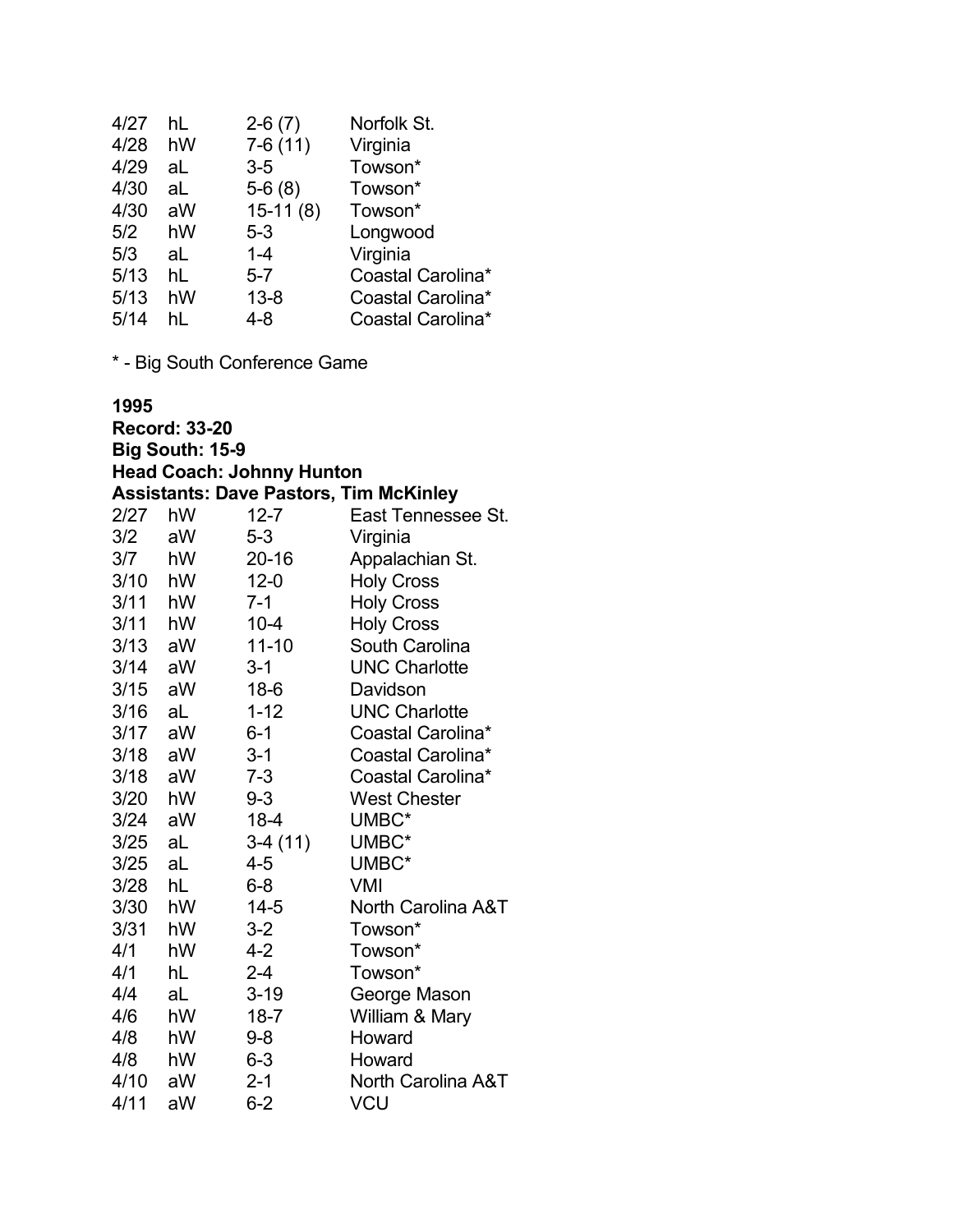| | | | |
|---|---|---|---|
| 4/27 | hL | 2-6 (7) | Norfolk St. |
| 4/28 | hW | 7-6 (11) | Virginia |
| 4/29 | aL | 3-5 | Towson* |
| 4/30 | aL | 5-6 (8) | Towson* |
| 4/30 | aW | 15-11 (8) | Towson* |
| 5/2 | hW | 5-3 | Longwood |
| 5/3 | aL | 1-4 | Virginia |
| 5/13 | hL | 5-7 | Coastal Carolina* |
| 5/13 | hW | 13-8 | Coastal Carolina* |
| 5/14 | hL | 4-8 | Coastal Carolina* |

* - Big South Conference Game

**1995**
**Record: 33-20**
**Big South: 15-9**
**Head Coach: Johnny Hunton**
**Assistants: Dave Pastors, Tim McKinley**

| | | | |
|---|---|---|---|
| 2/27 | hW | 12-7 | East Tennessee St. |
| 3/2 | aW | 5-3 | Virginia |
| 3/7 | hW | 20-16 | Appalachian St. |
| 3/10 | hW | 12-0 | Holy Cross |
| 3/11 | hW | 7-1 | Holy Cross |
| 3/11 | hW | 10-4 | Holy Cross |
| 3/13 | aW | 11-10 | South Carolina |
| 3/14 | aW | 3-1 | UNC Charlotte |
| 3/15 | aW | 18-6 | Davidson |
| 3/16 | aL | 1-12 | UNC Charlotte |
| 3/17 | aW | 6-1 | Coastal Carolina* |
| 3/18 | aW | 3-1 | Coastal Carolina* |
| 3/18 | aW | 7-3 | Coastal Carolina* |
| 3/20 | hW | 9-3 | West Chester |
| 3/24 | aW | 18-4 | UMBC* |
| 3/25 | aL | 3-4 (11) | UMBC* |
| 3/25 | aL | 4-5 | UMBC* |
| 3/28 | hL | 6-8 | VMI |
| 3/30 | hW | 14-5 | North Carolina A&T |
| 3/31 | hW | 3-2 | Towson* |
| 4/1 | hW | 4-2 | Towson* |
| 4/1 | hL | 2-4 | Towson* |
| 4/4 | aL | 3-19 | George Mason |
| 4/6 | hW | 18-7 | William & Mary |
| 4/8 | hW | 9-8 | Howard |
| 4/8 | hW | 6-3 | Howard |
| 4/10 | aW | 2-1 | North Carolina A&T |
| 4/11 | aW | 6-2 | VCU |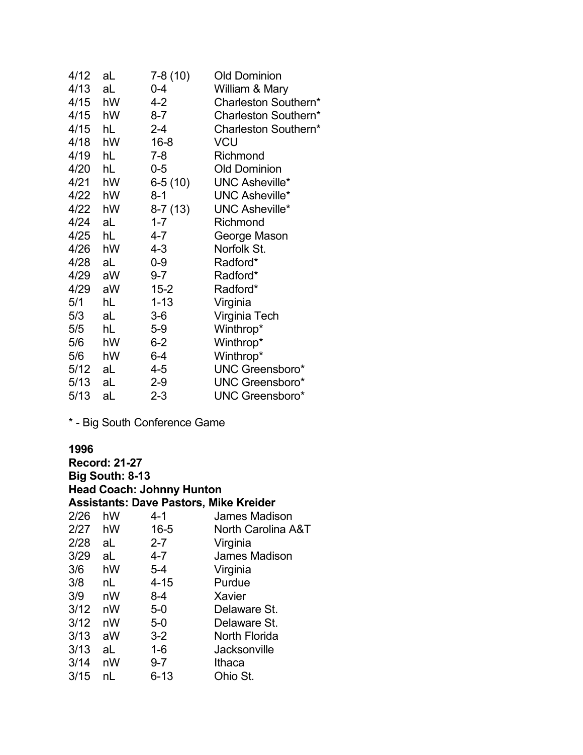| | | | |
|---|---|---|---|
| 4/12 | aL | 7-8 (10) | Old Dominion |
| 4/13 | aL | 0-4 | William & Mary |
| 4/15 | hW | 4-2 | Charleston Southern* |
| 4/15 | hW | 8-7 | Charleston Southern* |
| 4/15 | hL | 2-4 | Charleston Southern* |
| 4/18 | hW | 16-8 | VCU |
| 4/19 | hL | 7-8 | Richmond |
| 4/20 | hL | 0-5 | Old Dominion |
| 4/21 | hW | 6-5 (10) | UNC Asheville* |
| 4/22 | hW | 8-1 | UNC Asheville* |
| 4/22 | hW | 8-7 (13) | UNC Asheville* |
| 4/24 | aL | 1-7 | Richmond |
| 4/25 | hL | 4-7 | George Mason |
| 4/26 | hW | 4-3 | Norfolk St. |
| 4/28 | aL | 0-9 | Radford* |
| 4/29 | aW | 9-7 | Radford* |
| 4/29 | aW | 15-2 | Radford* |
| 5/1 | hL | 1-13 | Virginia |
| 5/3 | aL | 3-6 | Virginia Tech |
| 5/5 | hL | 5-9 | Winthrop* |
| 5/6 | hW | 6-2 | Winthrop* |
| 5/6 | hW | 6-4 | Winthrop* |
| 5/12 | aL | 4-5 | UNC Greensboro* |
| 5/13 | aL | 2-9 | UNC Greensboro* |
| 5/13 | aL | 2-3 | UNC Greensboro* |

* - Big South Conference Game

**1996**
**Record: 21-27**
**Big South: 8-13**
**Head Coach: Johnny Hunton**
**Assistants: Dave Pastors, Mike Kreider**

| | | | |
|---|---|---|---|
| 2/26 | hW | 4-1 | James Madison |
| 2/27 | hW | 16-5 | North Carolina A&T |
| 2/28 | aL | 2-7 | Virginia |
| 3/29 | aL | 4-7 | James Madison |
| 3/6 | hW | 5-4 | Virginia |
| 3/8 | nL | 4-15 | Purdue |
| 3/9 | nW | 8-4 | Xavier |
| 3/12 | nW | 5-0 | Delaware St. |
| 3/12 | nW | 5-0 | Delaware St. |
| 3/13 | aW | 3-2 | North Florida |
| 3/13 | aL | 1-6 | Jacksonville |
| 3/14 | nW | 9-7 | Ithaca |
| 3/15 | nL | 6-13 | Ohio St. |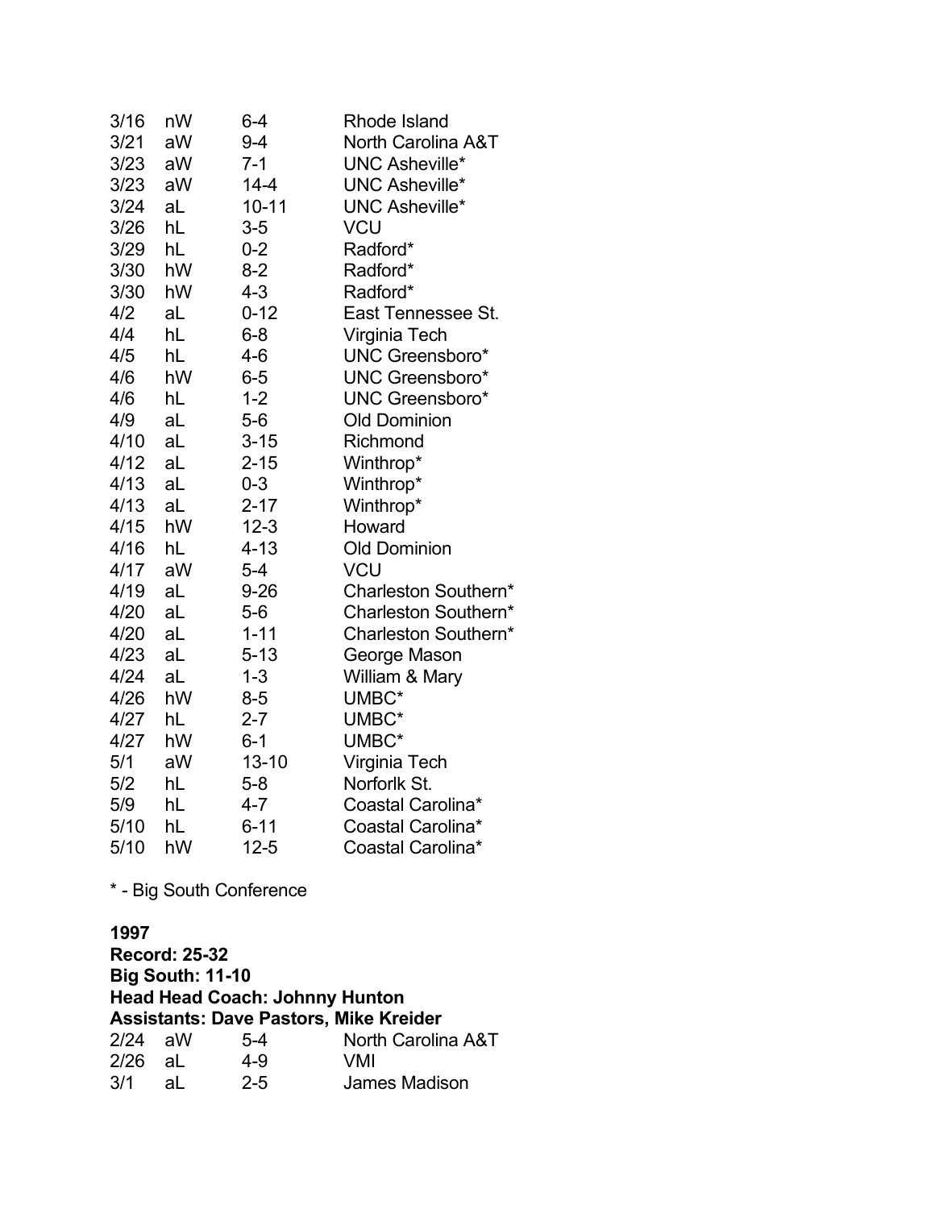| | | | |
|---|---|---|---|
| 3/16 | nW | 6-4 | Rhode Island |
| 3/21 | aW | 9-4 | North Carolina A&T |
| 3/23 | aW | 7-1 | UNC Asheville* |
| 3/23 | aW | 14-4 | UNC Asheville* |
| 3/24 | aL | 10-11 | UNC Asheville* |
| 3/26 | hL | 3-5 | VCU |
| 3/29 | hL | 0-2 | Radford* |
| 3/30 | hW | 8-2 | Radford* |
| 3/30 | hW | 4-3 | Radford* |
| 4/2 | aL | 0-12 | East Tennessee St. |
| 4/4 | hL | 6-8 | Virginia Tech |
| 4/5 | hL | 4-6 | UNC Greensboro* |
| 4/6 | hW | 6-5 | UNC Greensboro* |
| 4/6 | hL | 1-2 | UNC Greensboro* |
| 4/9 | aL | 5-6 | Old Dominion |
| 4/10 | aL | 3-15 | Richmond |
| 4/12 | aL | 2-15 | Winthrop* |
| 4/13 | aL | 0-3 | Winthrop* |
| 4/13 | aL | 2-17 | Winthrop* |
| 4/15 | hW | 12-3 | Howard |
| 4/16 | hL | 4-13 | Old Dominion |
| 4/17 | aW | 5-4 | VCU |
| 4/19 | aL | 9-26 | Charleston Southern* |
| 4/20 | aL | 5-6 | Charleston Southern* |
| 4/20 | aL | 1-11 | Charleston Southern* |
| 4/23 | aL | 5-13 | George Mason |
| 4/24 | aL | 1-3 | William & Mary |
| 4/26 | hW | 8-5 | UMBC* |
| 4/27 | hL | 2-7 | UMBC* |
| 4/27 | hW | 6-1 | UMBC* |
| 5/1 | aW | 13-10 | Virginia Tech |
| 5/2 | hL | 5-8 | Norforlk St. |
| 5/9 | hL | 4-7 | Coastal Carolina* |
| 5/10 | hL | 6-11 | Coastal Carolina* |
| 5/10 | hW | 12-5 | Coastal Carolina* |

* - Big South Conference

**1997**
**Record: 25-32**
**Big South: 11-10**
**Head Head Coach: Johnny Hunton**
**Assistants: Dave Pastors, Mike Kreider**

| | | | |
|---|---|---|---|
| 2/24 | aW | 5-4 | North Carolina A&T |
| 2/26 | aL | 4-9 | VMI |
| 3/1 | aL | 2-5 | James Madison |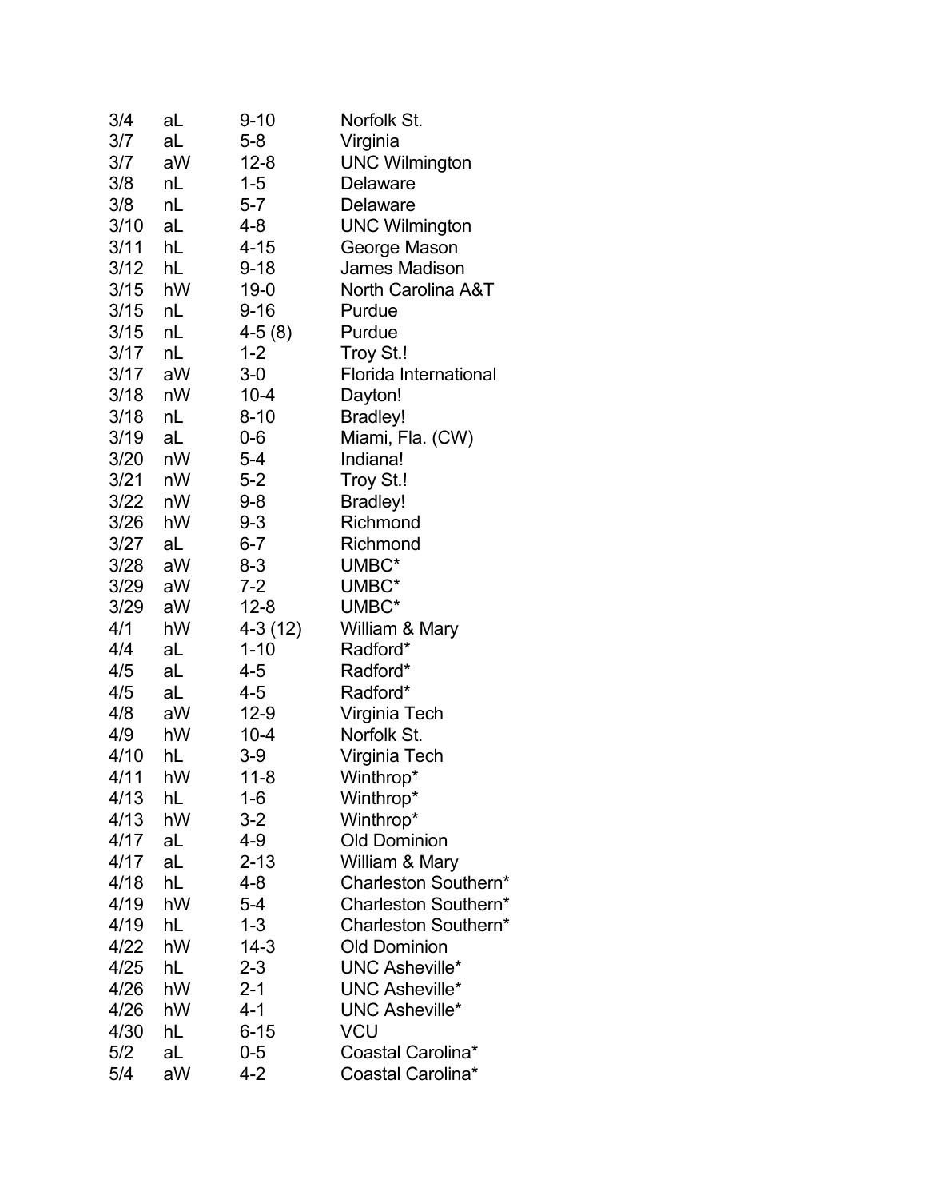| | | | |
|---|---|---|---|
| 3/4 | aL | 9-10 | Norfolk St. |
| 3/7 | aL | 5-8 | Virginia |
| 3/7 | aW | 12-8 | UNC Wilmington |
| 3/8 | nL | 1-5 | Delaware |
| 3/8 | nL | 5-7 | Delaware |
| 3/10 | aL | 4-8 | UNC Wilmington |
| 3/11 | hL | 4-15 | George Mason |
| 3/12 | hL | 9-18 | James Madison |
| 3/15 | hW | 19-0 | North Carolina A&T |
| 3/15 | nL | 9-16 | Purdue |
| 3/15 | nL | 4-5 (8) | Purdue |
| 3/17 | nL | 1-2 | Troy St.! |
| 3/17 | aW | 3-0 | Florida International |
| 3/18 | nW | 10-4 | Dayton! |
| 3/18 | nL | 8-10 | Bradley! |
| 3/19 | aL | 0-6 | Miami, Fla. (CW) |
| 3/20 | nW | 5-4 | Indiana! |
| 3/21 | nW | 5-2 | Troy St.! |
| 3/22 | nW | 9-8 | Bradley! |
| 3/26 | hW | 9-3 | Richmond |
| 3/27 | aL | 6-7 | Richmond |
| 3/28 | aW | 8-3 | UMBC* |
| 3/29 | aW | 7-2 | UMBC* |
| 3/29 | aW | 12-8 | UMBC* |
| 4/1 | hW | 4-3 (12) | William & Mary |
| 4/4 | aL | 1-10 | Radford* |
| 4/5 | aL | 4-5 | Radford* |
| 4/5 | aL | 4-5 | Radford* |
| 4/8 | aW | 12-9 | Virginia Tech |
| 4/9 | hW | 10-4 | Norfolk St. |
| 4/10 | hL | 3-9 | Virginia Tech |
| 4/11 | hW | 11-8 | Winthrop* |
| 4/13 | hL | 1-6 | Winthrop* |
| 4/13 | hW | 3-2 | Winthrop* |
| 4/17 | aL | 4-9 | Old Dominion |
| 4/17 | aL | 2-13 | William & Mary |
| 4/18 | hL | 4-8 | Charleston Southern* |
| 4/19 | hW | 5-4 | Charleston Southern* |
| 4/19 | hL | 1-3 | Charleston Southern* |
| 4/22 | hW | 14-3 | Old Dominion |
| 4/25 | hL | 2-3 | UNC Asheville* |
| 4/26 | hW | 2-1 | UNC Asheville* |
| 4/26 | hW | 4-1 | UNC Asheville* |
| 4/30 | hL | 6-15 | VCU |
| 5/2 | aL | 0-5 | Coastal Carolina* |
| 5/4 | aW | 4-2 | Coastal Carolina* |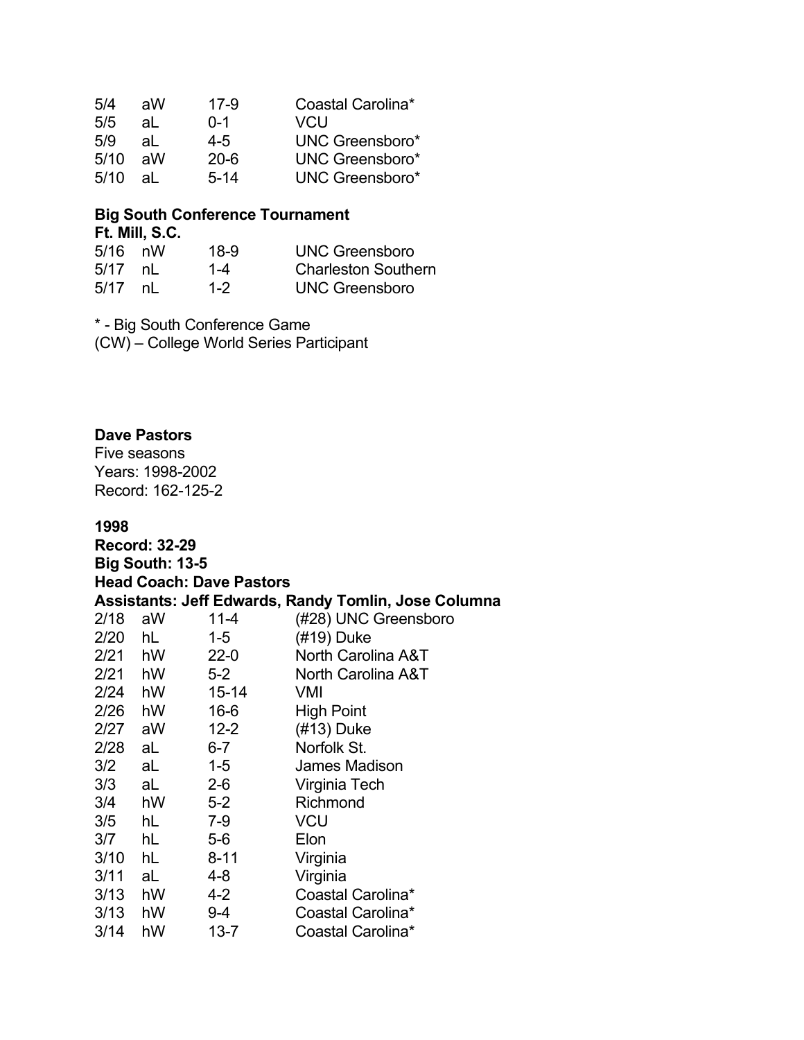| | | | |
|---|---|---|---|
| 5/4 | aW | 17-9 | Coastal Carolina* |
| 5/5 | aL | 0-1 | VCU |
| 5/9 | aL | 4-5 | UNC Greensboro* |
| 5/10 | aW | 20-6 | UNC Greensboro* |
| 5/10 | aL | 5-14 | UNC Greensboro* |

**Big South Conference Tournament**
**Ft. Mill, S.C.**

| | | | |
|---|---|---|---|
| 5/16 | nW | 18-9 | UNC Greensboro |
| 5/17 | nL | 1-4 | Charleston Southern |
| 5/17 | nL | 1-2 | UNC Greensboro |

* - Big South Conference Game
(CW) – College World Series Participant

**Dave Pastors**
Five seasons
Years: 1998-2002
Record: 162-125-2

**1998**
**Record: 32-29**
**Big South: 13-5**
**Head Coach: Dave Pastors**
**Assistants: Jeff Edwards, Randy Tomlin, Jose Columna**

| | | | |
|---|---|---|---|
| 2/18 | aW | 11-4 | (#28) UNC Greensboro |
| 2/20 | hL | 1-5 | (#19) Duke |
| 2/21 | hW | 22-0 | North Carolina A&T |
| 2/21 | hW | 5-2 | North Carolina A&T |
| 2/24 | hW | 15-14 | VMI |
| 2/26 | hW | 16-6 | High Point |
| 2/27 | aW | 12-2 | (#13) Duke |
| 2/28 | aL | 6-7 | Norfolk St. |
| 3/2 | aL | 1-5 | James Madison |
| 3/3 | aL | 2-6 | Virginia Tech |
| 3/4 | hW | 5-2 | Richmond |
| 3/5 | hL | 7-9 | VCU |
| 3/7 | hL | 5-6 | Elon |
| 3/10 | hL | 8-11 | Virginia |
| 3/11 | aL | 4-8 | Virginia |
| 3/13 | hW | 4-2 | Coastal Carolina* |
| 3/13 | hW | 9-4 | Coastal Carolina* |
| 3/14 | hW | 13-7 | Coastal Carolina* |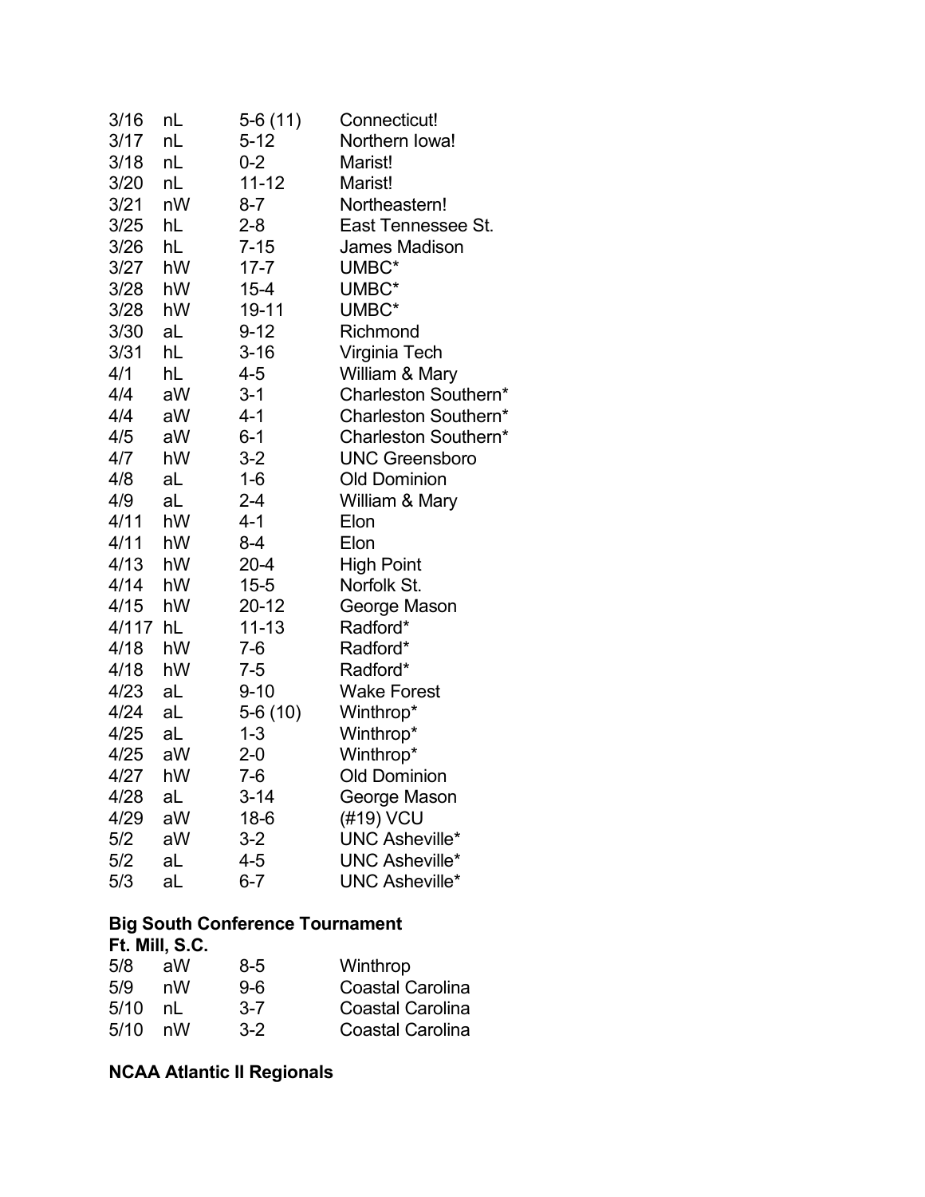| | | | |
|---|---|---|---|
| 3/16 | nL | 5-6 (11) | Connecticut! |
| 3/17 | nL | 5-12 | Northern Iowa! |
| 3/18 | nL | 0-2 | Marist! |
| 3/20 | nL | 11-12 | Marist! |
| 3/21 | nW | 8-7 | Northeastern! |
| 3/25 | hL | 2-8 | East Tennessee St. |
| 3/26 | hL | 7-15 | James Madison |
| 3/27 | hW | 17-7 | UMBC* |
| 3/28 | hW | 15-4 | UMBC* |
| 3/28 | hW | 19-11 | UMBC* |
| 3/30 | aL | 9-12 | Richmond |
| 3/31 | hL | 3-16 | Virginia Tech |
| 4/1 | hL | 4-5 | William & Mary |
| 4/4 | aW | 3-1 | Charleston Southern* |
| 4/4 | aW | 4-1 | Charleston Southern* |
| 4/5 | aW | 6-1 | Charleston Southern* |
| 4/7 | hW | 3-2 | UNC Greensboro |
| 4/8 | aL | 1-6 | Old Dominion |
| 4/9 | aL | 2-4 | William & Mary |
| 4/11 | hW | 4-1 | Elon |
| 4/11 | hW | 8-4 | Elon |
| 4/13 | hW | 20-4 | High Point |
| 4/14 | hW | 15-5 | Norfolk St. |
| 4/15 | hW | 20-12 | George Mason |
| 4/117 | hL | 11-13 | Radford* |
| 4/18 | hW | 7-6 | Radford* |
| 4/18 | hW | 7-5 | Radford* |
| 4/23 | aL | 9-10 | Wake Forest |
| 4/24 | aL | 5-6 (10) | Winthrop* |
| 4/25 | aL | 1-3 | Winthrop* |
| 4/25 | aW | 2-0 | Winthrop* |
| 4/27 | hW | 7-6 | Old Dominion |
| 4/28 | aL | 3-14 | George Mason |
| 4/29 | aW | 18-6 | (#19) VCU |
| 5/2 | aW | 3-2 | UNC Asheville* |
| 5/2 | aL | 4-5 | UNC Asheville* |
| 5/3 | aL | 6-7 | UNC Asheville* |

**Big South Conference Tournament**
**Ft. Mill, S.C.**

| | | | |
|---|---|---|---|
| 5/8 | aW | 8-5 | Winthrop |
| 5/9 | nW | 9-6 | Coastal Carolina |
| 5/10 | nL | 3-7 | Coastal Carolina |
| 5/10 | nW | 3-2 | Coastal Carolina |

**NCAA Atlantic II Regionals**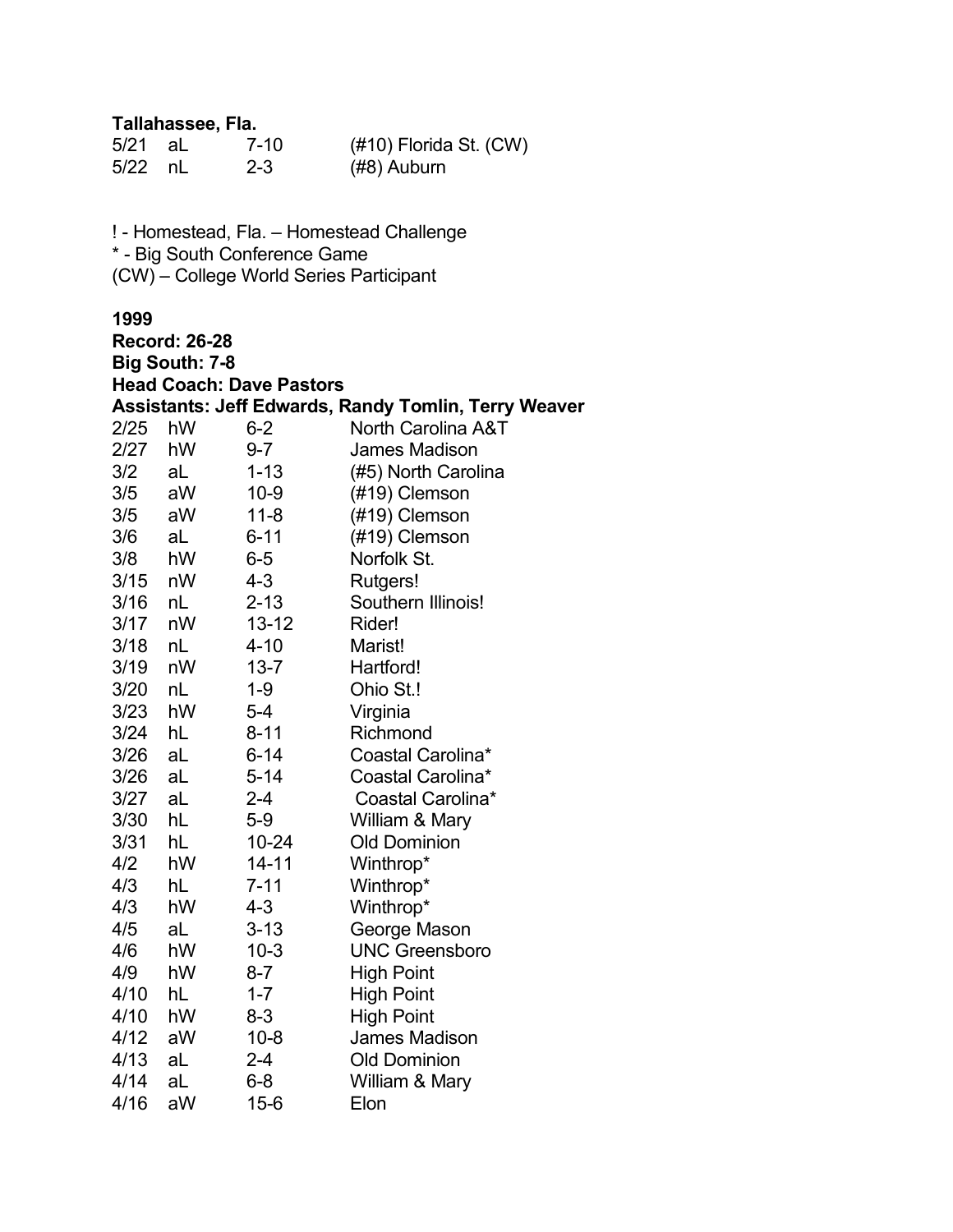**Tallahassee, Fla.**

| | | | |
|---|---|---|---|
| 5/21 | aL | 7-10 | (#10) Florida St. (CW) |
| 5/22 | nL | 2-3 | (#8) Auburn |

! - Homestead, Fla. – Homestead Challenge
* - Big South Conference Game
(CW) – College World Series Participant

**1999**
**Record: 26-28**
**Big South: 7-8**
**Head Coach: Dave Pastors**
**Assistants: Jeff Edwards, Randy Tomlin, Terry Weaver**

| | | | |
|---|---|---|---|
| 2/25 | hW | 6-2 | North Carolina A&T |
| 2/27 | hW | 9-7 | James Madison |
| 3/2 | aL | 1-13 | (#5) North Carolina |
| 3/5 | aW | 10-9 | (#19) Clemson |
| 3/5 | aW | 11-8 | (#19) Clemson |
| 3/6 | aL | 6-11 | (#19) Clemson |
| 3/8 | hW | 6-5 | Norfolk St. |
| 3/15 | nW | 4-3 | Rutgers! |
| 3/16 | nL | 2-13 | Southern Illinois! |
| 3/17 | nW | 13-12 | Rider! |
| 3/18 | nL | 4-10 | Marist! |
| 3/19 | nW | 13-7 | Hartford! |
| 3/20 | nL | 1-9 | Ohio St.! |
| 3/23 | hW | 5-4 | Virginia |
| 3/24 | hL | 8-11 | Richmond |
| 3/26 | aL | 6-14 | Coastal Carolina* |
| 3/26 | aL | 5-14 | Coastal Carolina* |
| 3/27 | aL | 2-4 | Coastal Carolina* |
| 3/30 | hL | 5-9 | William & Mary |
| 3/31 | hL | 10-24 | Old Dominion |
| 4/2 | hW | 14-11 | Winthrop* |
| 4/3 | hL | 7-11 | Winthrop* |
| 4/3 | hW | 4-3 | Winthrop* |
| 4/5 | aL | 3-13 | George Mason |
| 4/6 | hW | 10-3 | UNC Greensboro |
| 4/9 | hW | 8-7 | High Point |
| 4/10 | hL | 1-7 | High Point |
| 4/10 | hW | 8-3 | High Point |
| 4/12 | aW | 10-8 | James Madison |
| 4/13 | aL | 2-4 | Old Dominion |
| 4/14 | aL | 6-8 | William & Mary |
| 4/16 | aW | 15-6 | Elon |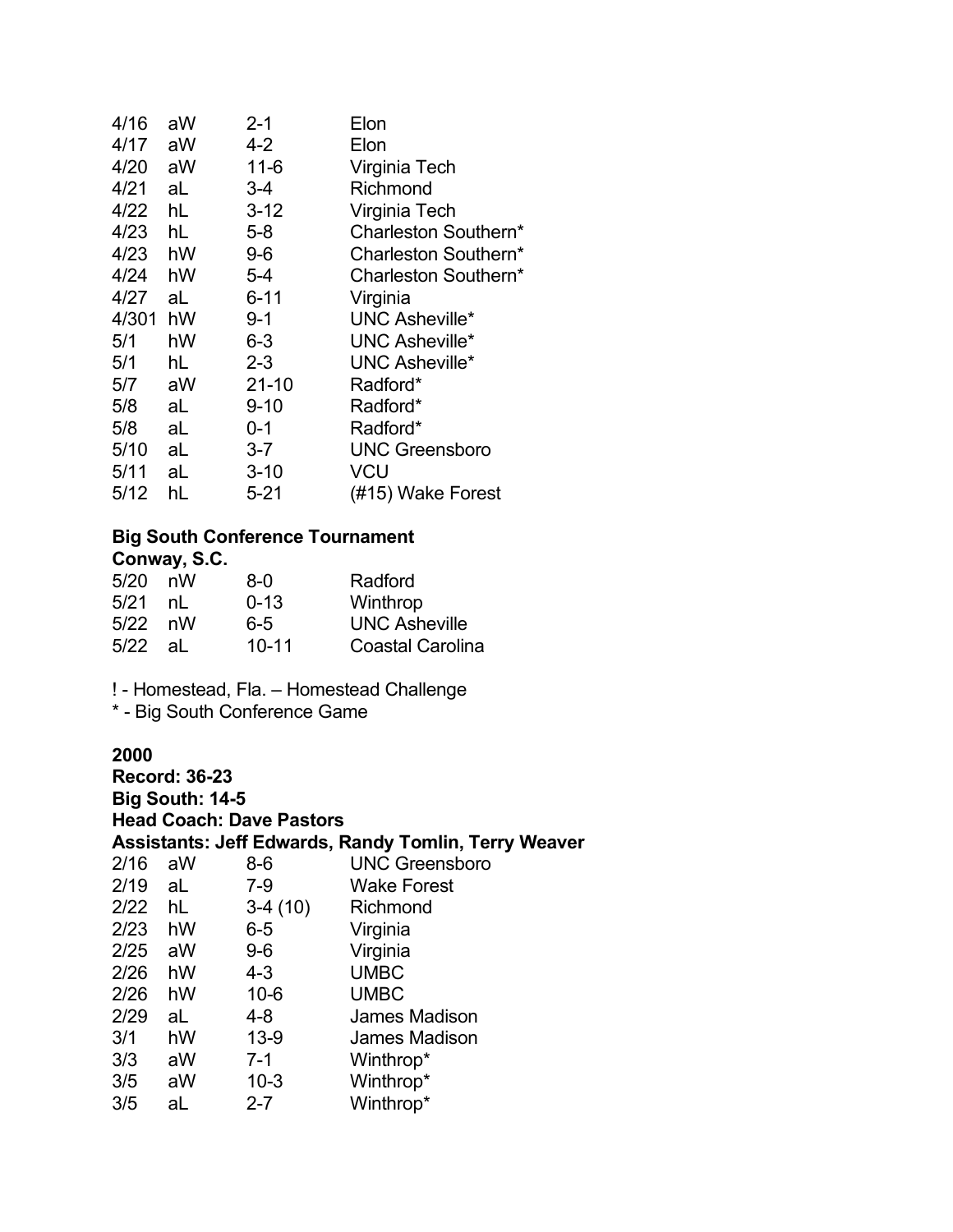| | | | |
|---|---|---|---|
| 4/16 | aW | 2-1 | Elon |
| 4/17 | aW | 4-2 | Elon |
| 4/20 | aW | 11-6 | Virginia Tech |
| 4/21 | aL | 3-4 | Richmond |
| 4/22 | hL | 3-12 | Virginia Tech |
| 4/23 | hL | 5-8 | Charleston Southern* |
| 4/23 | hW | 9-6 | Charleston Southern* |
| 4/24 | hW | 5-4 | Charleston Southern* |
| 4/27 | aL | 6-11 | Virginia |
| 4/301 | hW | 9-1 | UNC Asheville* |
| 5/1 | hW | 6-3 | UNC Asheville* |
| 5/1 | hL | 2-3 | UNC Asheville* |
| 5/7 | aW | 21-10 | Radford* |
| 5/8 | aL | 9-10 | Radford* |
| 5/8 | aL | 0-1 | Radford* |
| 5/10 | aL | 3-7 | UNC Greensboro |
| 5/11 | aL | 3-10 | VCU |
| 5/12 | hL | 5-21 | (#15) Wake Forest |

**Big South Conference Tournament**
**Conway, S.C.**

| | | | |
|---|---|---|---|
| 5/20 | nW | 8-0 | Radford |
| 5/21 | nL | 0-13 | Winthrop |
| 5/22 | nW | 6-5 | UNC Asheville |
| 5/22 | aL | 10-11 | Coastal Carolina |

! - Homestead, Fla. – Homestead Challenge
* - Big South Conference Game

**2000**
**Record: 36-23**
**Big South: 14-5**
**Head Coach: Dave Pastors**
**Assistants: Jeff Edwards, Randy Tomlin, Terry Weaver**

| | | | |
|---|---|---|---|
| 2/16 | aW | 8-6 | UNC Greensboro |
| 2/19 | aL | 7-9 | Wake Forest |
| 2/22 | hL | 3-4 (10) | Richmond |
| 2/23 | hW | 6-5 | Virginia |
| 2/25 | aW | 9-6 | Virginia |
| 2/26 | hW | 4-3 | UMBC |
| 2/26 | hW | 10-6 | UMBC |
| 2/29 | aL | 4-8 | James Madison |
| 3/1 | hW | 13-9 | James Madison |
| 3/3 | aW | 7-1 | Winthrop* |
| 3/5 | aW | 10-3 | Winthrop* |
| 3/5 | aL | 2-7 | Winthrop* |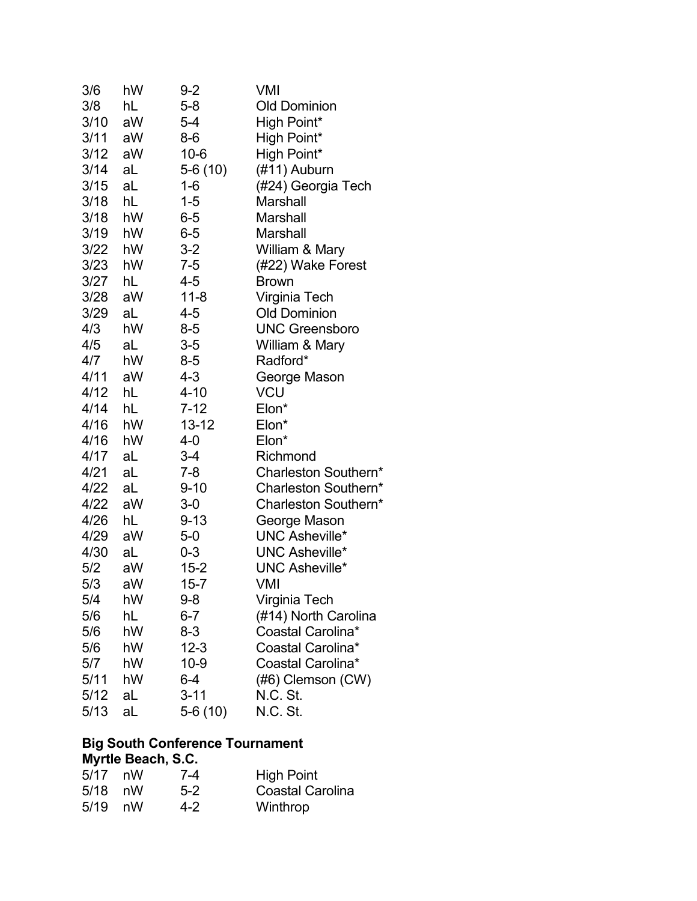| | | | |
|---|---|---|---|
| 3/6 | hW | 9-2 | VMI |
| 3/8 | hL | 5-8 | Old Dominion |
| 3/10 | aW | 5-4 | High Point* |
| 3/11 | aW | 8-6 | High Point* |
| 3/12 | aW | 10-6 | High Point* |
| 3/14 | aL | 5-6 (10) | (#11) Auburn |
| 3/15 | aL | 1-6 | (#24) Georgia Tech |
| 3/18 | hL | 1-5 | Marshall |
| 3/18 | hW | 6-5 | Marshall |
| 3/19 | hW | 6-5 | Marshall |
| 3/22 | hW | 3-2 | William & Mary |
| 3/23 | hW | 7-5 | (#22) Wake Forest |
| 3/27 | hL | 4-5 | Brown |
| 3/28 | aW | 11-8 | Virginia Tech |
| 3/29 | aL | 4-5 | Old Dominion |
| 4/3 | hW | 8-5 | UNC Greensboro |
| 4/5 | aL | 3-5 | William & Mary |
| 4/7 | hW | 8-5 | Radford* |
| 4/11 | aW | 4-3 | George Mason |
| 4/12 | hL | 4-10 | VCU |
| 4/14 | hL | 7-12 | Elon* |
| 4/16 | hW | 13-12 | Elon* |
| 4/16 | hW | 4-0 | Elon* |
| 4/17 | aL | 3-4 | Richmond |
| 4/21 | aL | 7-8 | Charleston Southern* |
| 4/22 | aL | 9-10 | Charleston Southern* |
| 4/22 | aW | 3-0 | Charleston Southern* |
| 4/26 | hL | 9-13 | George Mason |
| 4/29 | aW | 5-0 | UNC Asheville* |
| 4/30 | aL | 0-3 | UNC Asheville* |
| 5/2 | aW | 15-2 | UNC Asheville* |
| 5/3 | aW | 15-7 | VMI |
| 5/4 | hW | 9-8 | Virginia Tech |
| 5/6 | hL | 6-7 | (#14) North Carolina |
| 5/6 | hW | 8-3 | Coastal Carolina* |
| 5/6 | hW | 12-3 | Coastal Carolina* |
| 5/7 | hW | 10-9 | Coastal Carolina* |
| 5/11 | hW | 6-4 | (#6) Clemson (CW) |
| 5/12 | aL | 3-11 | N.C. St. |
| 5/13 | aL | 5-6 (10) | N.C. St. |

**Big South Conference Tournament**
**Myrtle Beach, S.C.**

| | | | |
|---|---|---|---|
| 5/17 | nW | 7-4 | High Point |
| 5/18 | nW | 5-2 | Coastal Carolina |
| 5/19 | nW | 4-2 | Winthrop |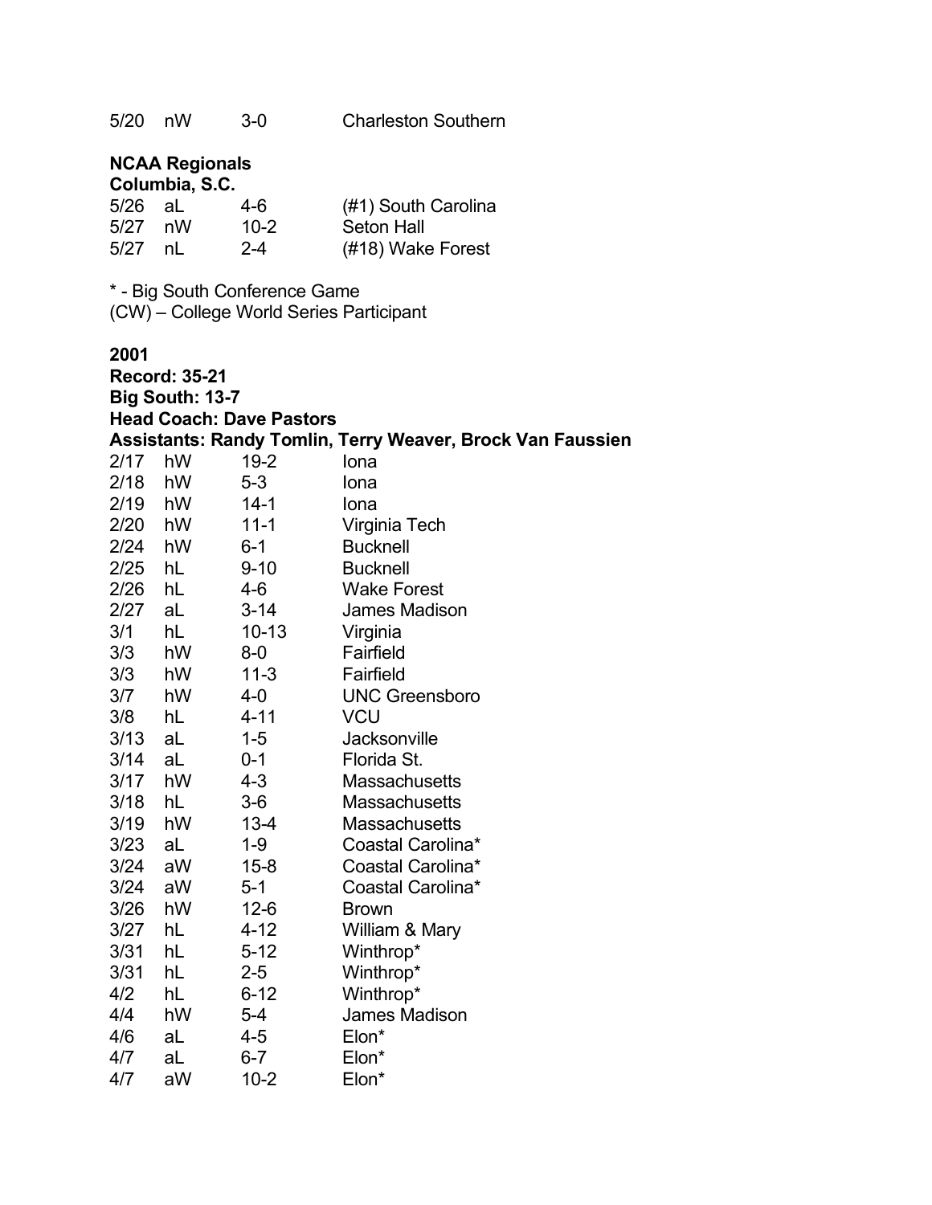| | | | |
|---|---|---|---|
| 5/20 | nW | 3-0 | Charleston Southern |

**NCAA Regionals**
**Columbia, S.C.**

| | | | |
|---|---|---|---|
| 5/26 | aL | 4-6 | (#1) South Carolina |
| 5/27 | nW | 10-2 | Seton Hall |
| 5/27 | nL | 2-4 | (#18) Wake Forest |

* - Big South Conference Game
(CW) – College World Series Participant

**2001**
**Record: 35-21**
**Big South: 13-7**
**Head Coach: Dave Pastors**
**Assistants: Randy Tomlin, Terry Weaver, Brock Van Faussien**

| | | | |
|---|---|---|---|
| 2/17 | hW | 19-2 | Iona |
| 2/18 | hW | 5-3 | Iona |
| 2/19 | hW | 14-1 | Iona |
| 2/20 | hW | 11-1 | Virginia Tech |
| 2/24 | hW | 6-1 | Bucknell |
| 2/25 | hL | 9-10 | Bucknell |
| 2/26 | hL | 4-6 | Wake Forest |
| 2/27 | aL | 3-14 | James Madison |
| 3/1 | hL | 10-13 | Virginia |
| 3/3 | hW | 8-0 | Fairfield |
| 3/3 | hW | 11-3 | Fairfield |
| 3/7 | hW | 4-0 | UNC Greensboro |
| 3/8 | hL | 4-11 | VCU |
| 3/13 | aL | 1-5 | Jacksonville |
| 3/14 | aL | 0-1 | Florida St. |
| 3/17 | hW | 4-3 | Massachusetts |
| 3/18 | hL | 3-6 | Massachusetts |
| 3/19 | hW | 13-4 | Massachusetts |
| 3/23 | aL | 1-9 | Coastal Carolina* |
| 3/24 | aW | 15-8 | Coastal Carolina* |
| 3/24 | aW | 5-1 | Coastal Carolina* |
| 3/26 | hW | 12-6 | Brown |
| 3/27 | hL | 4-12 | William & Mary |
| 3/31 | hL | 5-12 | Winthrop* |
| 3/31 | hL | 2-5 | Winthrop* |
| 4/2 | hL | 6-12 | Winthrop* |
| 4/4 | hW | 5-4 | James Madison |
| 4/6 | aL | 4-5 | Elon* |
| 4/7 | aL | 6-7 | Elon* |
| 4/7 | aW | 10-2 | Elon* |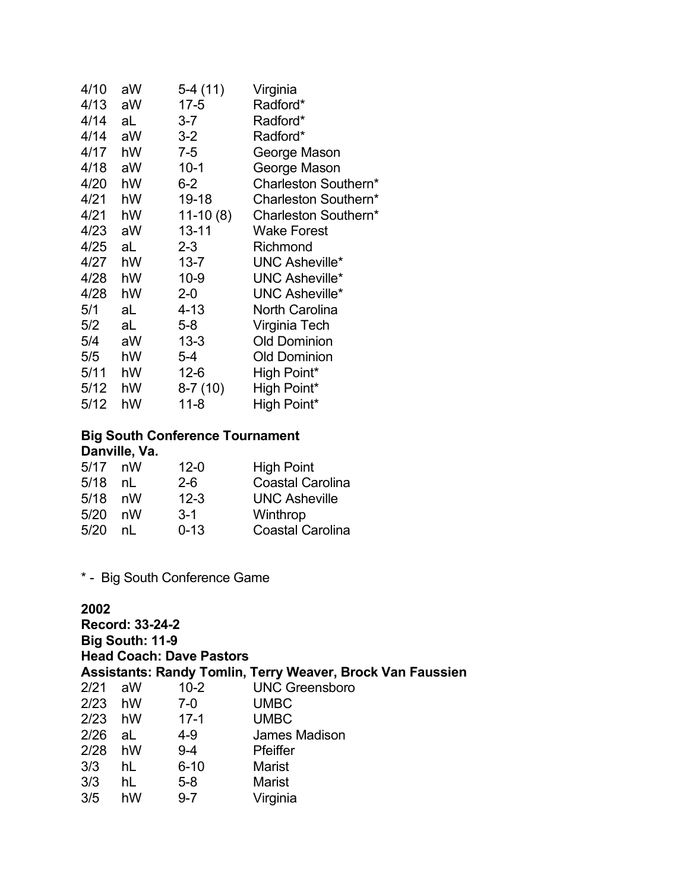| | | | |
|---|---|---|---|
| 4/10 | aW | 5-4 (11) | Virginia |
| 4/13 | aW | 17-5 | Radford* |
| 4/14 | aL | 3-7 | Radford* |
| 4/14 | aW | 3-2 | Radford* |
| 4/17 | hW | 7-5 | George Mason |
| 4/18 | aW | 10-1 | George Mason |
| 4/20 | hW | 6-2 | Charleston Southern* |
| 4/21 | hW | 19-18 | Charleston Southern* |
| 4/21 | hW | 11-10 (8) | Charleston Southern* |
| 4/23 | aW | 13-11 | Wake Forest |
| 4/25 | aL | 2-3 | Richmond |
| 4/27 | hW | 13-7 | UNC Asheville* |
| 4/28 | hW | 10-9 | UNC Asheville* |
| 4/28 | hW | 2-0 | UNC Asheville* |
| 5/1 | aL | 4-13 | North Carolina |
| 5/2 | aL | 5-8 | Virginia Tech |
| 5/4 | aW | 13-3 | Old Dominion |
| 5/5 | hW | 5-4 | Old Dominion |
| 5/11 | hW | 12-6 | High Point* |
| 5/12 | hW | 8-7 (10) | High Point* |
| 5/12 | hW | 11-8 | High Point* |

**Big South Conference Tournament**
**Danville, Va.**

| | | | |
|---|---|---|---|
| 5/17 | nW | 12-0 | High Point |
| 5/18 | nL | 2-6 | Coastal Carolina |
| 5/18 | nW | 12-3 | UNC Asheville |
| 5/20 | nW | 3-1 | Winthrop |
| 5/20 | nL | 0-13 | Coastal Carolina |

* - Big South Conference Game

**2002**
**Record: 33-24-2**
**Big South: 11-9**
**Head Coach: Dave Pastors**
**Assistants: Randy Tomlin, Terry Weaver, Brock Van Faussien**

| | | | |
|---|---|---|---|
| 2/21 | aW | 10-2 | UNC Greensboro |
| 2/23 | hW | 7-0 | UMBC |
| 2/23 | hW | 17-1 | UMBC |
| 2/26 | aL | 4-9 | James Madison |
| 2/28 | hW | 9-4 | Pfeiffer |
| 3/3 | hL | 6-10 | Marist |
| 3/3 | hL | 5-8 | Marist |
| 3/5 | hW | 9-7 | Virginia |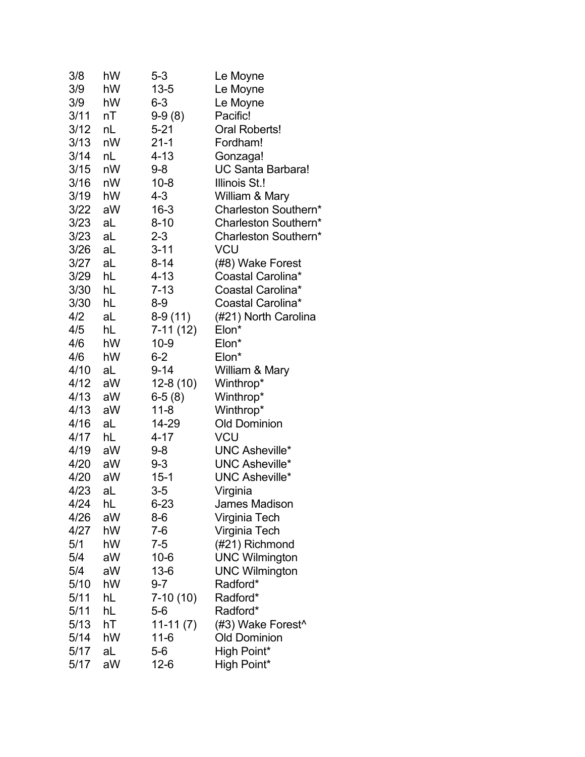| | | | |
|---|---|---|---|
| 3/8 | hW | 5-3 | Le Moyne |
| 3/9 | hW | 13-5 | Le Moyne |
| 3/9 | hW | 6-3 | Le Moyne |
| 3/11 | nT | 9-9 (8) | Pacific! |
| 3/12 | nL | 5-21 | Oral Roberts! |
| 3/13 | nW | 21-1 | Fordham! |
| 3/14 | nL | 4-13 | Gonzaga! |
| 3/15 | nW | 9-8 | UC Santa Barbara! |
| 3/16 | nW | 10-8 | Illinois St.! |
| 3/19 | hW | 4-3 | William & Mary |
| 3/22 | aW | 16-3 | Charleston Southern* |
| 3/23 | aL | 8-10 | Charleston Southern* |
| 3/23 | aL | 2-3 | Charleston Southern* |
| 3/26 | aL | 3-11 | VCU |
| 3/27 | aL | 8-14 | (#8) Wake Forest |
| 3/29 | hL | 4-13 | Coastal Carolina* |
| 3/30 | hL | 7-13 | Coastal Carolina* |
| 3/30 | hL | 8-9 | Coastal Carolina* |
| 4/2 | aL | 8-9 (11) | (#21) North Carolina |
| 4/5 | hL | 7-11 (12) | Elon* |
| 4/6 | hW | 10-9 | Elon* |
| 4/6 | hW | 6-2 | Elon* |
| 4/10 | aL | 9-14 | William & Mary |
| 4/12 | aW | 12-8 (10) | Winthrop* |
| 4/13 | aW | 6-5 (8) | Winthrop* |
| 4/13 | aW | 11-8 | Winthrop* |
| 4/16 | aL | 14-29 | Old Dominion |
| 4/17 | hL | 4-17 | VCU |
| 4/19 | aW | 9-8 | UNC Asheville* |
| 4/20 | aW | 9-3 | UNC Asheville* |
| 4/20 | aW | 15-1 | UNC Asheville* |
| 4/23 | aL | 3-5 | Virginia |
| 4/24 | hL | 6-23 | James Madison |
| 4/26 | aW | 8-6 | Virginia Tech |
| 4/27 | hW | 7-6 | Virginia Tech |
| 5/1 | hW | 7-5 | (#21) Richmond |
| 5/4 | aW | 10-6 | UNC Wilmington |
| 5/4 | aW | 13-6 | UNC Wilmington |
| 5/10 | hW | 9-7 | Radford* |
| 5/11 | hL | 7-10 (10) | Radford* |
| 5/11 | hL | 5-6 | Radford* |
| 5/13 | hT | 11-11 (7) | (#3) Wake Forest^ |
| 5/14 | hW | 11-6 | Old Dominion |
| 5/17 | aL | 5-6 | High Point* |
| 5/17 | aW | 12-6 | High Point* |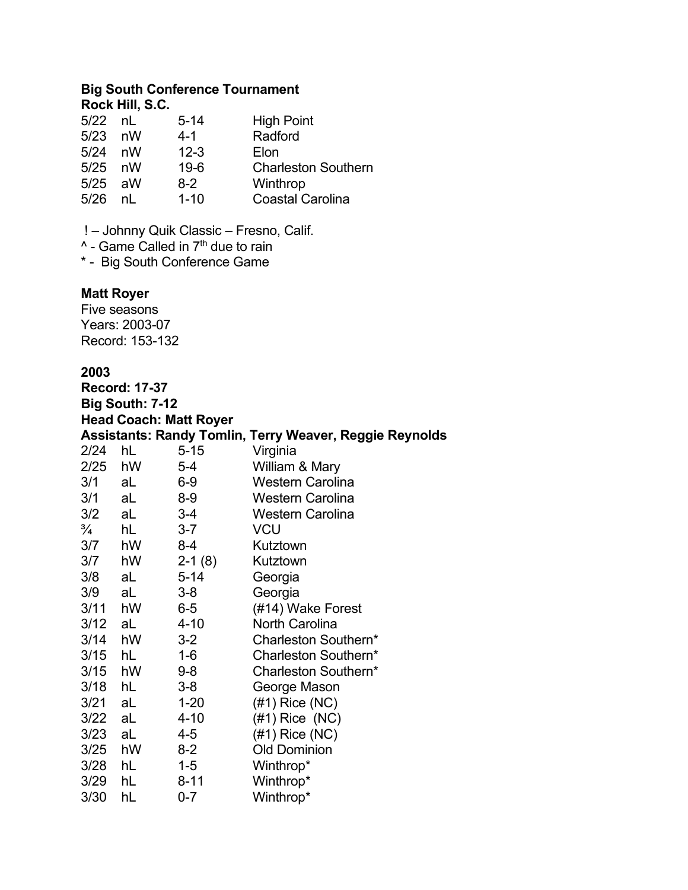**Big South Conference Tournament**
**Rock Hill, S.C.**

| | | | |
|---|---|---|---|
| 5/22 | nL | 5-14 | High Point |
| 5/23 | nW | 4-1 | Radford |
| 5/24 | nW | 12-3 | Elon |
| 5/25 | nW | 19-6 | Charleston Southern |
| 5/25 | aW | 8-2 | Winthrop |
| 5/26 | nL | 1-10 | Coastal Carolina |

! – Johnny Quik Classic – Fresno, Calif.
^ - Game Called in 7th due to rain
* - Big South Conference Game

**Matt Royer**
Five seasons
Years: 2003-07
Record: 153-132

**2003**
**Record: 17-37**
**Big South: 7-12**
**Head Coach: Matt Royer**
**Assistants: Randy Tomlin, Terry Weaver, Reggie Reynolds**

| | | | |
|---|---|---|---|
| 2/24 | hL | 5-15 | Virginia |
| 2/25 | hW | 5-4 | William & Mary |
| 3/1 | aL | 6-9 | Western Carolina |
| 3/1 | aL | 8-9 | Western Carolina |
| 3/2 | aL | 3-4 | Western Carolina |
| ¾ | hL | 3-7 | VCU |
| 3/7 | hW | 8-4 | Kutztown |
| 3/7 | hW | 2-1 (8) | Kutztown |
| 3/8 | aL | 5-14 | Georgia |
| 3/9 | aL | 3-8 | Georgia |
| 3/11 | hW | 6-5 | (#14) Wake Forest |
| 3/12 | aL | 4-10 | North Carolina |
| 3/14 | hW | 3-2 | Charleston Southern* |
| 3/15 | hL | 1-6 | Charleston Southern* |
| 3/15 | hW | 9-8 | Charleston Southern* |
| 3/18 | hL | 3-8 | George Mason |
| 3/21 | aL | 1-20 | (#1) Rice (NC) |
| 3/22 | aL | 4-10 | (#1) Rice (NC) |
| 3/23 | aL | 4-5 | (#1) Rice (NC) |
| 3/25 | hW | 8-2 | Old Dominion |
| 3/28 | hL | 1-5 | Winthrop* |
| 3/29 | hL | 8-11 | Winthrop* |
| 3/30 | hL | 0-7 | Winthrop* |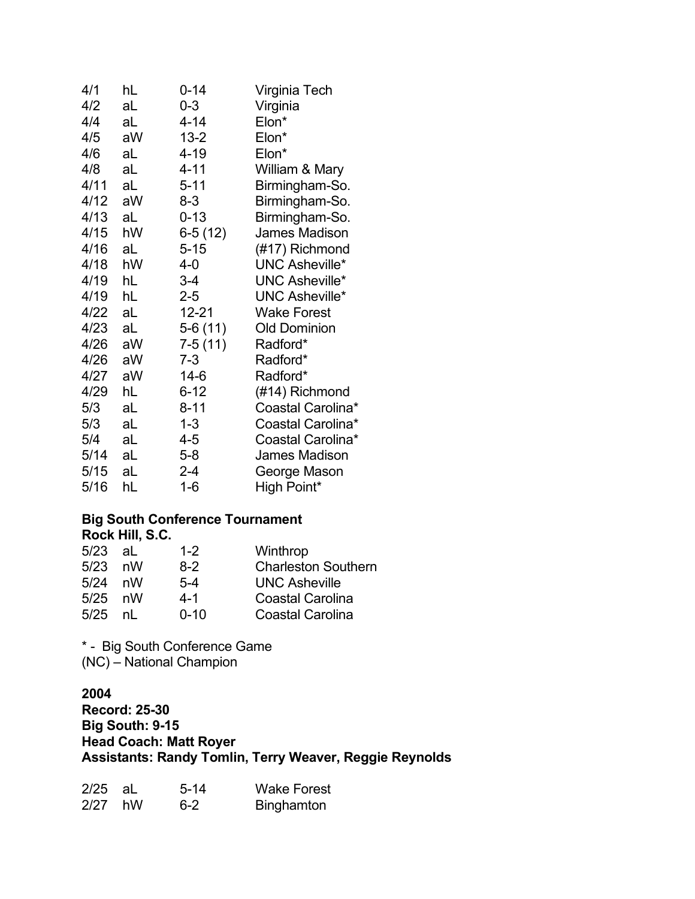| | | | |
|---|---|---|---|
| 4/1 | hL | 0-14 | Virginia Tech |
| 4/2 | aL | 0-3 | Virginia |
| 4/4 | aL | 4-14 | Elon* |
| 4/5 | aW | 13-2 | Elon* |
| 4/6 | aL | 4-19 | Elon* |
| 4/8 | aL | 4-11 | William & Mary |
| 4/11 | aL | 5-11 | Birmingham-So. |
| 4/12 | aW | 8-3 | Birmingham-So. |
| 4/13 | aL | 0-13 | Birmingham-So. |
| 4/15 | hW | 6-5 (12) | James Madison |
| 4/16 | aL | 5-15 | (#17) Richmond |
| 4/18 | hW | 4-0 | UNC Asheville* |
| 4/19 | hL | 3-4 | UNC Asheville* |
| 4/19 | hL | 2-5 | UNC Asheville* |
| 4/22 | aL | 12-21 | Wake Forest |
| 4/23 | aL | 5-6 (11) | Old Dominion |
| 4/26 | aW | 7-5 (11) | Radford* |
| 4/26 | aW | 7-3 | Radford* |
| 4/27 | aW | 14-6 | Radford* |
| 4/29 | hL | 6-12 | (#14) Richmond |
| 5/3 | aL | 8-11 | Coastal Carolina* |
| 5/3 | aL | 1-3 | Coastal Carolina* |
| 5/4 | aL | 4-5 | Coastal Carolina* |
| 5/14 | aL | 5-8 | James Madison |
| 5/15 | aL | 2-4 | George Mason |
| 5/16 | hL | 1-6 | High Point* |

**Big South Conference Tournament**
**Rock Hill, S.C.**

| | | | |
|---|---|---|---|
| 5/23 | aL | 1-2 | Winthrop |
| 5/23 | nW | 8-2 | Charleston Southern |
| 5/24 | nW | 5-4 | UNC Asheville |
| 5/25 | nW | 4-1 | Coastal Carolina |
| 5/25 | nL | 0-10 | Coastal Carolina |

* - Big South Conference Game
(NC) – National Champion

**2004**
**Record: 25-30**
**Big South: 9-15**
**Head Coach: Matt Royer**
**Assistants: Randy Tomlin, Terry Weaver, Reggie Reynolds**

| | | | |
|---|---|---|---|
| 2/25 | aL | 5-14 | Wake Forest |
| 2/27 | hW | 6-2 | Binghamton |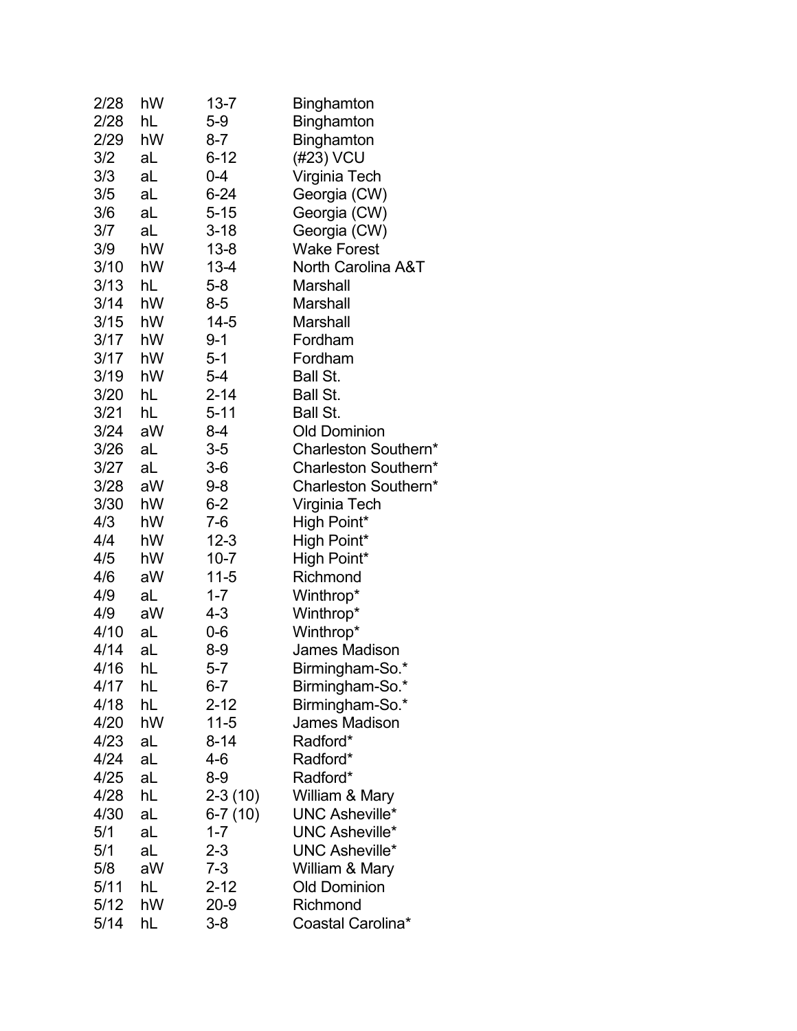| | | | |
|---|---|---|---|
| 2/28 | hW | 13-7 | Binghamton |
| 2/28 | hL | 5-9 | Binghamton |
| 2/29 | hW | 8-7 | Binghamton |
| 3/2 | aL | 6-12 | (#23) VCU |
| 3/3 | aL | 0-4 | Virginia Tech |
| 3/5 | aL | 6-24 | Georgia (CW) |
| 3/6 | aL | 5-15 | Georgia (CW) |
| 3/7 | aL | 3-18 | Georgia (CW) |
| 3/9 | hW | 13-8 | Wake Forest |
| 3/10 | hW | 13-4 | North Carolina A&T |
| 3/13 | hL | 5-8 | Marshall |
| 3/14 | hW | 8-5 | Marshall |
| 3/15 | hW | 14-5 | Marshall |
| 3/17 | hW | 9-1 | Fordham |
| 3/17 | hW | 5-1 | Fordham |
| 3/19 | hW | 5-4 | Ball St. |
| 3/20 | hL | 2-14 | Ball St. |
| 3/21 | hL | 5-11 | Ball St. |
| 3/24 | aW | 8-4 | Old Dominion |
| 3/26 | aL | 3-5 | Charleston Southern* |
| 3/27 | aL | 3-6 | Charleston Southern* |
| 3/28 | aW | 9-8 | Charleston Southern* |
| 3/30 | hW | 6-2 | Virginia Tech |
| 4/3 | hW | 7-6 | High Point* |
| 4/4 | hW | 12-3 | High Point* |
| 4/5 | hW | 10-7 | High Point* |
| 4/6 | aW | 11-5 | Richmond |
| 4/9 | aL | 1-7 | Winthrop* |
| 4/9 | aW | 4-3 | Winthrop* |
| 4/10 | aL | 0-6 | Winthrop* |
| 4/14 | aL | 8-9 | James Madison |
| 4/16 | hL | 5-7 | Birmingham-So.* |
| 4/17 | hL | 6-7 | Birmingham-So.* |
| 4/18 | hL | 2-12 | Birmingham-So.* |
| 4/20 | hW | 11-5 | James Madison |
| 4/23 | aL | 8-14 | Radford* |
| 4/24 | aL | 4-6 | Radford* |
| 4/25 | aL | 8-9 | Radford* |
| 4/28 | hL | 2-3 (10) | William & Mary |
| 4/30 | aL | 6-7 (10) | UNC Asheville* |
| 5/1 | aL | 1-7 | UNC Asheville* |
| 5/1 | aL | 2-3 | UNC Asheville* |
| 5/8 | aW | 7-3 | William & Mary |
| 5/11 | hL | 2-12 | Old Dominion |
| 5/12 | hW | 20-9 | Richmond |
| 5/14 | hL | 3-8 | Coastal Carolina* |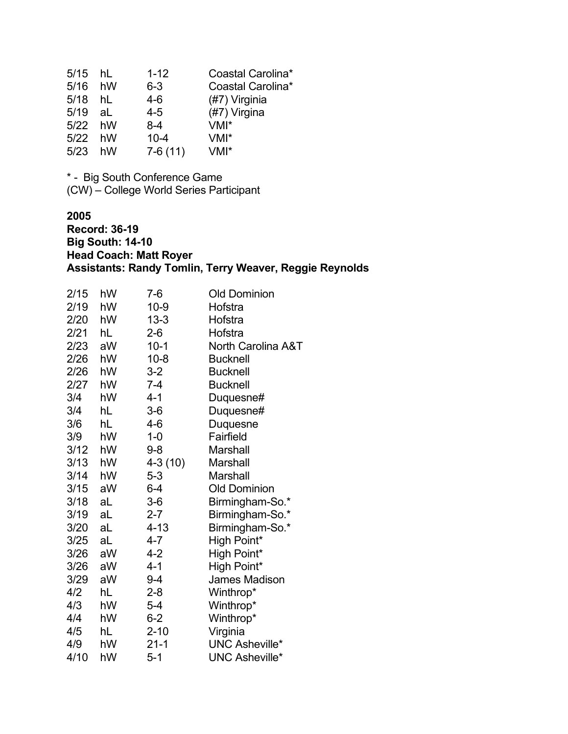| | | | |
|---|---|---|---|
| 5/15 | hL | 1-12 | Coastal Carolina* |
| 5/16 | hW | 6-3 | Coastal Carolina* |
| 5/18 | hL | 4-6 | (#7) Virginia |
| 5/19 | aL | 4-5 | (#7) Virgina |
| 5/22 | hW | 8-4 | VMI* |
| 5/22 | hW | 10-4 | VMI* |
| 5/23 | hW | 7-6 (11) | VMI* |

* - Big South Conference Game
(CW) – College World Series Participant

**2005**
**Record: 36-19**
**Big South: 14-10**
**Head Coach: Matt Royer**
**Assistants: Randy Tomlin, Terry Weaver, Reggie Reynolds**

| | | | |
|---|---|---|---|
| 2/15 | hW | 7-6 | Old Dominion |
| 2/19 | hW | 10-9 | Hofstra |
| 2/20 | hW | 13-3 | Hofstra |
| 2/21 | hL | 2-6 | Hofstra |
| 2/23 | aW | 10-1 | North Carolina A&T |
| 2/26 | hW | 10-8 | Bucknell |
| 2/26 | hW | 3-2 | Bucknell |
| 2/27 | hW | 7-4 | Bucknell |
| 3/4 | hW | 4-1 | Duquesne# |
| 3/4 | hL | 3-6 | Duquesne# |
| 3/6 | hL | 4-6 | Duquesne |
| 3/9 | hW | 1-0 | Fairfield |
| 3/12 | hW | 9-8 | Marshall |
| 3/13 | hW | 4-3 (10) | Marshall |
| 3/14 | hW | 5-3 | Marshall |
| 3/15 | aW | 6-4 | Old Dominion |
| 3/18 | aL | 3-6 | Birmingham-So.* |
| 3/19 | aL | 2-7 | Birmingham-So.* |
| 3/20 | aL | 4-13 | Birmingham-So.* |
| 3/25 | aL | 4-7 | High Point* |
| 3/26 | aW | 4-2 | High Point* |
| 3/26 | aW | 4-1 | High Point* |
| 3/29 | aW | 9-4 | James Madison |
| 4/2 | hL | 2-8 | Winthrop* |
| 4/3 | hW | 5-4 | Winthrop* |
| 4/4 | hW | 6-2 | Winthrop* |
| 4/5 | hL | 2-10 | Virginia |
| 4/9 | hW | 21-1 | UNC Asheville* |
| 4/10 | hW | 5-1 | UNC Asheville* |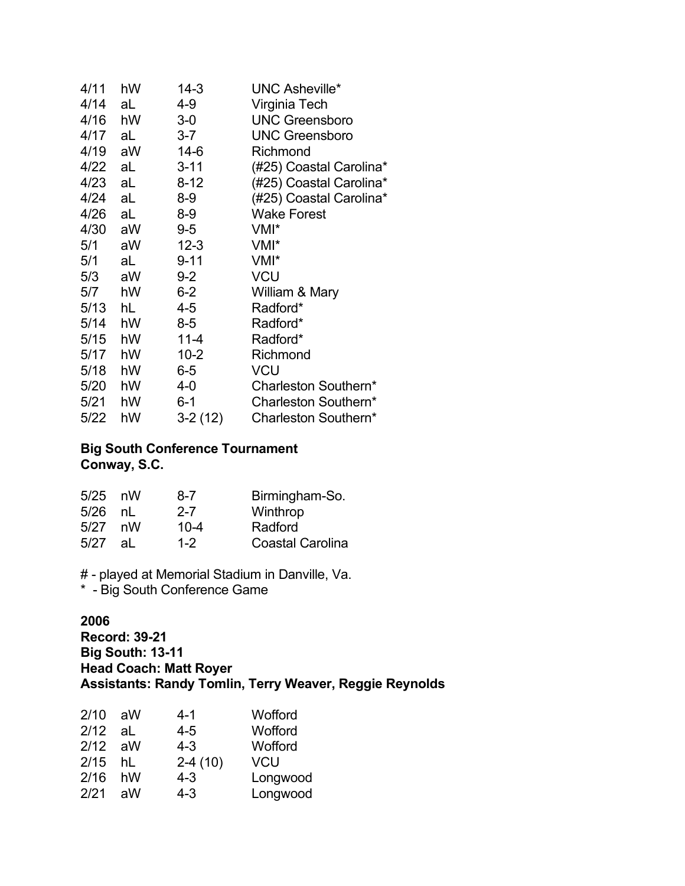| | | | |
|---|---|---|---|
| 4/11 | hW | 14-3 | UNC Asheville* |
| 4/14 | aL | 4-9 | Virginia Tech |
| 4/16 | hW | 3-0 | UNC Greensboro |
| 4/17 | aL | 3-7 | UNC Greensboro |
| 4/19 | aW | 14-6 | Richmond |
| 4/22 | aL | 3-11 | (#25) Coastal Carolina* |
| 4/23 | aL | 8-12 | (#25) Coastal Carolina* |
| 4/24 | aL | 8-9 | (#25) Coastal Carolina* |
| 4/26 | aL | 8-9 | Wake Forest |
| 4/30 | aW | 9-5 | VMI* |
| 5/1 | aW | 12-3 | VMI* |
| 5/1 | aL | 9-11 | VMI* |
| 5/3 | aW | 9-2 | VCU |
| 5/7 | hW | 6-2 | William & Mary |
| 5/13 | hL | 4-5 | Radford* |
| 5/14 | hW | 8-5 | Radford* |
| 5/15 | hW | 11-4 | Radford* |
| 5/17 | hW | 10-2 | Richmond |
| 5/18 | hW | 6-5 | VCU |
| 5/20 | hW | 4-0 | Charleston Southern* |
| 5/21 | hW | 6-1 | Charleston Southern* |
| 5/22 | hW | 3-2 (12) | Charleston Southern* |

**Big South Conference Tournament**
**Conway, S.C.**

| | | | |
|---|---|---|---|
| 5/25 | nW | 8-7 | Birmingham-So. |
| 5/26 | nL | 2-7 | Winthrop |
| 5/27 | nW | 10-4 | Radford |
| 5/27 | aL | 1-2 | Coastal Carolina |

# - played at Memorial Stadium in Danville, Va.
* - Big South Conference Game

**2006**
**Record: 39-21**
**Big South: 13-11**
**Head Coach: Matt Royer**
**Assistants: Randy Tomlin, Terry Weaver, Reggie Reynolds**

| | | | |
|---|---|---|---|
| 2/10 | aW | 4-1 | Wofford |
| 2/12 | aL | 4-5 | Wofford |
| 2/12 | aW | 4-3 | Wofford |
| 2/15 | hL | 2-4 (10) | VCU |
| 2/16 | hW | 4-3 | Longwood |
| 2/21 | aW | 4-3 | Longwood |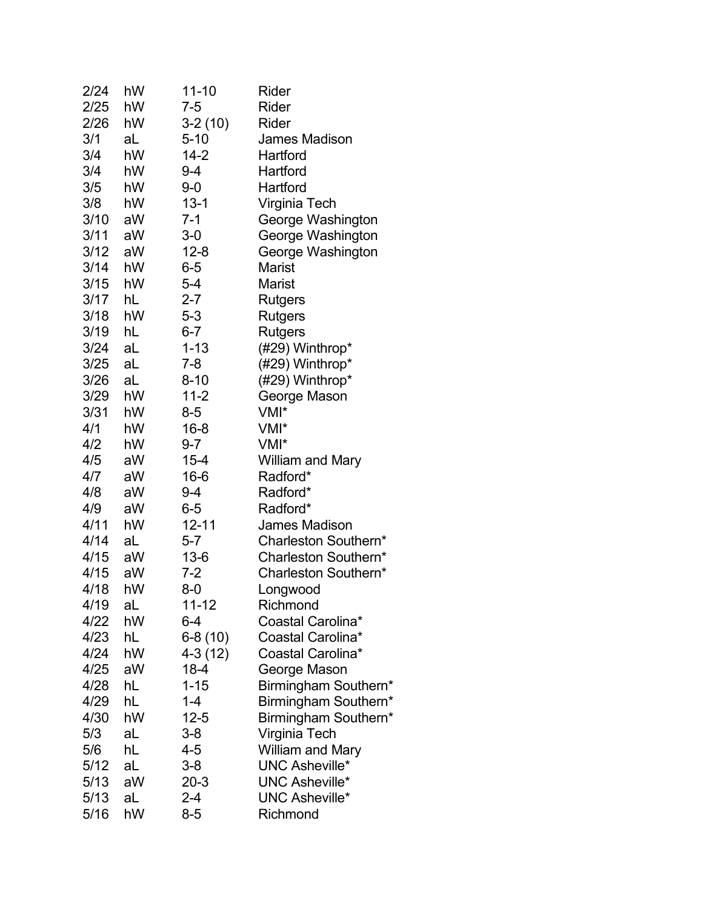| | | | |
|---|---|---|---|
| 2/24 | hW | 11-10 | Rider |
| 2/25 | hW | 7-5 | Rider |
| 2/26 | hW | 3-2 (10) | Rider |
| 3/1 | aL | 5-10 | James Madison |
| 3/4 | hW | 14-2 | Hartford |
| 3/4 | hW | 9-4 | Hartford |
| 3/5 | hW | 9-0 | Hartford |
| 3/8 | hW | 13-1 | Virginia Tech |
| 3/10 | aW | 7-1 | George Washington |
| 3/11 | aW | 3-0 | George Washington |
| 3/12 | aW | 12-8 | George Washington |
| 3/14 | hW | 6-5 | Marist |
| 3/15 | hW | 5-4 | Marist |
| 3/17 | hL | 2-7 | Rutgers |
| 3/18 | hW | 5-3 | Rutgers |
| 3/19 | hL | 6-7 | Rutgers |
| 3/24 | aL | 1-13 | (#29) Winthrop* |
| 3/25 | aL | 7-8 | (#29) Winthrop* |
| 3/26 | aL | 8-10 | (#29) Winthrop* |
| 3/29 | hW | 11-2 | George Mason |
| 3/31 | hW | 8-5 | VMI* |
| 4/1 | hW | 16-8 | VMI* |
| 4/2 | hW | 9-7 | VMI* |
| 4/5 | aW | 15-4 | William and Mary |
| 4/7 | aW | 16-6 | Radford* |
| 4/8 | aW | 9-4 | Radford* |
| 4/9 | aW | 6-5 | Radford* |
| 4/11 | hW | 12-11 | James Madison |
| 4/14 | aL | 5-7 | Charleston Southern* |
| 4/15 | aW | 13-6 | Charleston Southern* |
| 4/15 | aW | 7-2 | Charleston Southern* |
| 4/18 | hW | 8-0 | Longwood |
| 4/19 | aL | 11-12 | Richmond |
| 4/22 | hW | 6-4 | Coastal Carolina* |
| 4/23 | hL | 6-8 (10) | Coastal Carolina* |
| 4/24 | hW | 4-3 (12) | Coastal Carolina* |
| 4/25 | aW | 18-4 | George Mason |
| 4/28 | hL | 1-15 | Birmingham Southern* |
| 4/29 | hL | 1-4 | Birmingham Southern* |
| 4/30 | hW | 12-5 | Birmingham Southern* |
| 5/3 | aL | 3-8 | Virginia Tech |
| 5/6 | hL | 4-5 | William and Mary |
| 5/12 | aL | 3-8 | UNC Asheville* |
| 5/13 | aW | 20-3 | UNC Asheville* |
| 5/13 | aL | 2-4 | UNC Asheville* |
| 5/16 | hW | 8-5 | Richmond |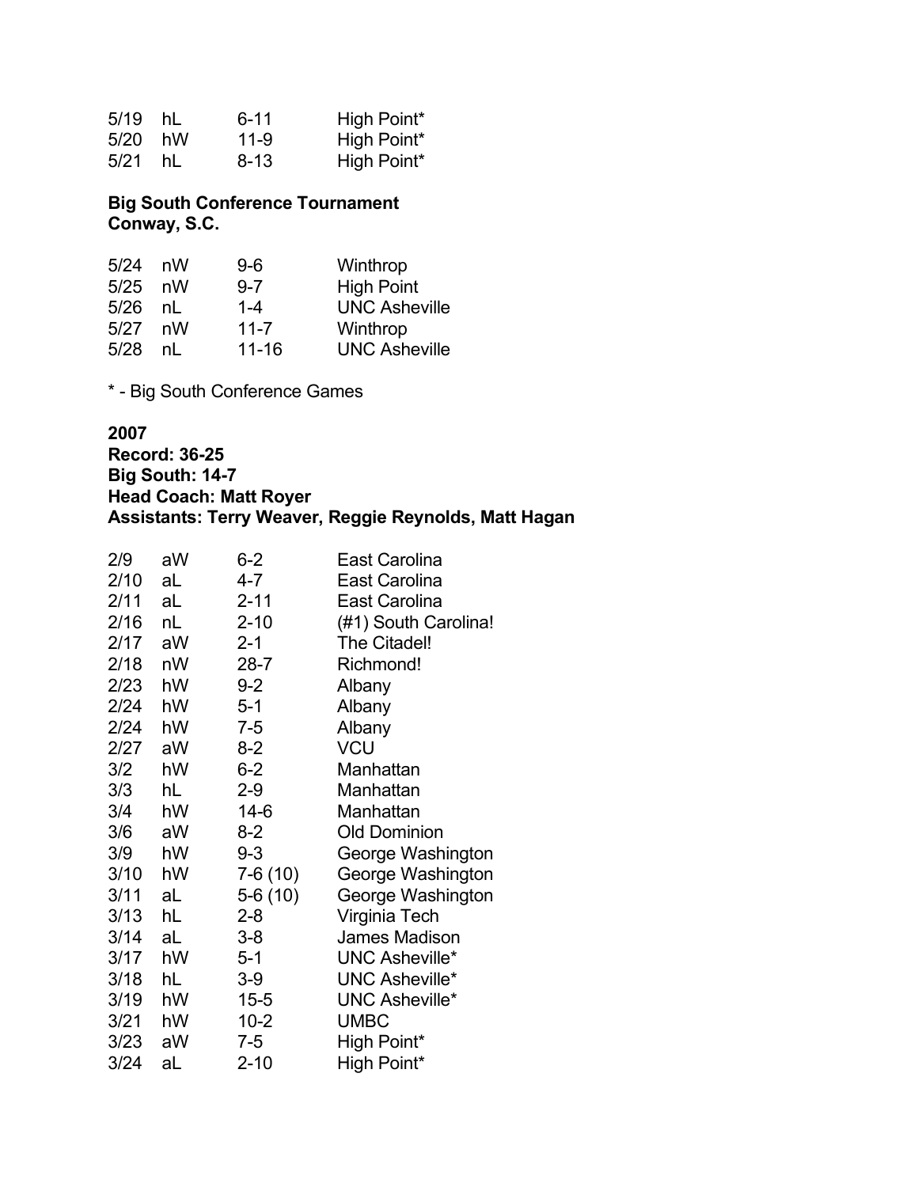| | | | |
|---|---|---|---|
| 5/19 | hL | 6-11 | High Point* |
| 5/20 | hW | 11-9 | High Point* |
| 5/21 | hL | 8-13 | High Point* |

**Big South Conference Tournament**
**Conway, S.C.**

| | | | |
|---|---|---|---|
| 5/24 | nW | 9-6 | Winthrop |
| 5/25 | nW | 9-7 | High Point |
| 5/26 | nL | 1-4 | UNC Asheville |
| 5/27 | nW | 11-7 | Winthrop |
| 5/28 | nL | 11-16 | UNC Asheville |

* - Big South Conference Games

**2007**
**Record: 36-25**
**Big South: 14-7**
**Head Coach: Matt Royer**
**Assistants: Terry Weaver, Reggie Reynolds, Matt Hagan**

| | | | |
|---|---|---|---|
| 2/9 | aW | 6-2 | East Carolina |
| 2/10 | aL | 4-7 | East Carolina |
| 2/11 | aL | 2-11 | East Carolina |
| 2/16 | nL | 2-10 | (#1) South Carolina! |
| 2/17 | aW | 2-1 | The Citadel! |
| 2/18 | nW | 28-7 | Richmond! |
| 2/23 | hW | 9-2 | Albany |
| 2/24 | hW | 5-1 | Albany |
| 2/24 | hW | 7-5 | Albany |
| 2/27 | aW | 8-2 | VCU |
| 3/2 | hW | 6-2 | Manhattan |
| 3/3 | hL | 2-9 | Manhattan |
| 3/4 | hW | 14-6 | Manhattan |
| 3/6 | aW | 8-2 | Old Dominion |
| 3/9 | hW | 9-3 | George Washington |
| 3/10 | hW | 7-6 (10) | George Washington |
| 3/11 | aL | 5-6 (10) | George Washington |
| 3/13 | hL | 2-8 | Virginia Tech |
| 3/14 | aL | 3-8 | James Madison |
| 3/17 | hW | 5-1 | UNC Asheville* |
| 3/18 | hL | 3-9 | UNC Asheville* |
| 3/19 | hW | 15-5 | UNC Asheville* |
| 3/21 | hW | 10-2 | UMBC |
| 3/23 | aW | 7-5 | High Point* |
| 3/24 | aL | 2-10 | High Point* |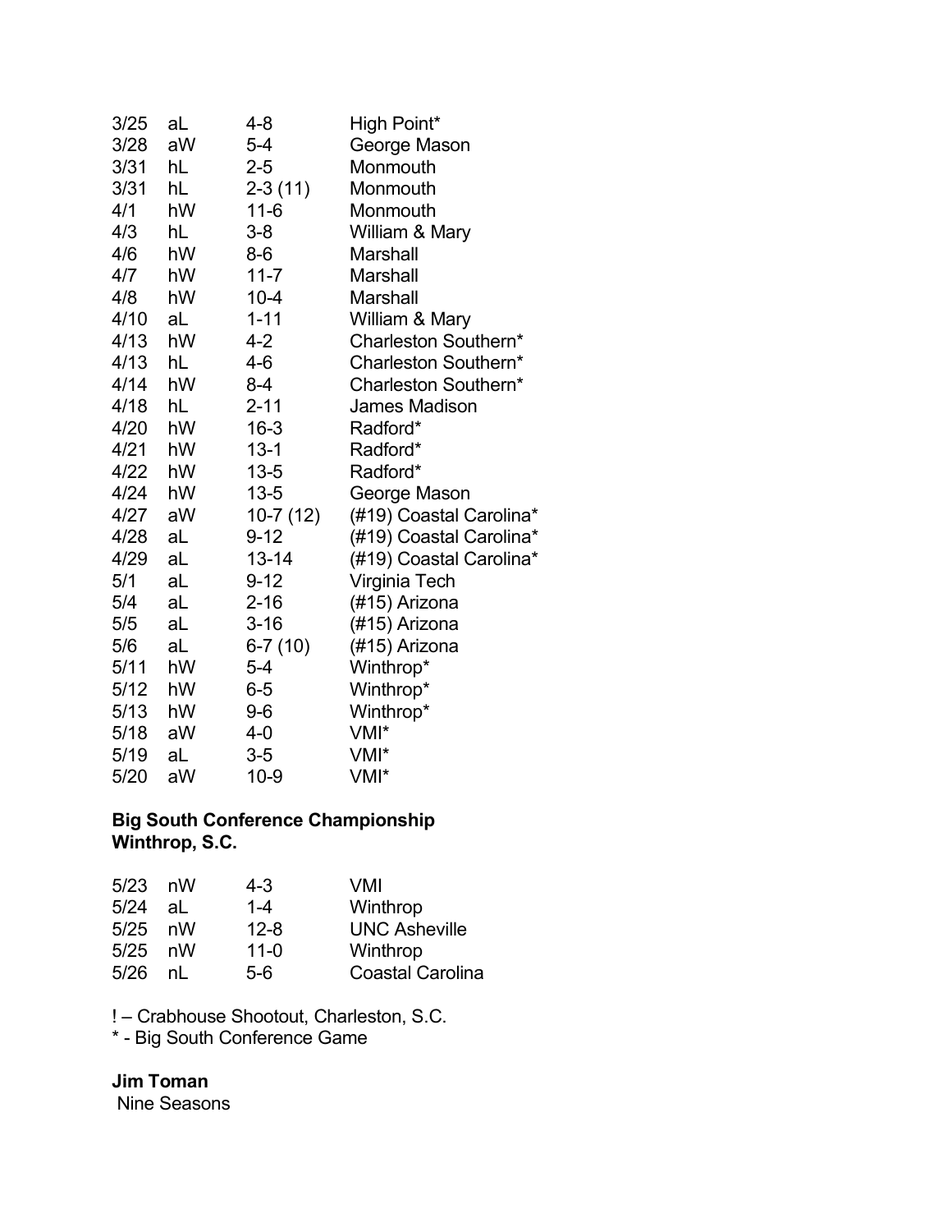| | | | |
|---|---|---|---|
| 3/25 | aL | 4-8 | High Point* |
| 3/28 | aW | 5-4 | George Mason |
| 3/31 | hL | 2-5 | Monmouth |
| 3/31 | hL | 2-3 (11) | Monmouth |
| 4/1 | hW | 11-6 | Monmouth |
| 4/3 | hL | 3-8 | William & Mary |
| 4/6 | hW | 8-6 | Marshall |
| 4/7 | hW | 11-7 | Marshall |
| 4/8 | hW | 10-4 | Marshall |
| 4/10 | aL | 1-11 | William & Mary |
| 4/13 | hW | 4-2 | Charleston Southern* |
| 4/13 | hL | 4-6 | Charleston Southern* |
| 4/14 | hW | 8-4 | Charleston Southern* |
| 4/18 | hL | 2-11 | James Madison |
| 4/20 | hW | 16-3 | Radford* |
| 4/21 | hW | 13-1 | Radford* |
| 4/22 | hW | 13-5 | Radford* |
| 4/24 | hW | 13-5 | George Mason |
| 4/27 | aW | 10-7 (12) | (#19) Coastal Carolina* |
| 4/28 | aL | 9-12 | (#19) Coastal Carolina* |
| 4/29 | aL | 13-14 | (#19) Coastal Carolina* |
| 5/1 | aL | 9-12 | Virginia Tech |
| 5/4 | aL | 2-16 | (#15) Arizona |
| 5/5 | aL | 3-16 | (#15) Arizona |
| 5/6 | aL | 6-7 (10) | (#15) Arizona |
| 5/11 | hW | 5-4 | Winthrop* |
| 5/12 | hW | 6-5 | Winthrop* |
| 5/13 | hW | 9-6 | Winthrop* |
| 5/18 | aW | 4-0 | VMI* |
| 5/19 | aL | 3-5 | VMI* |
| 5/20 | aW | 10-9 | VMI* |

**Big South Conference Championship**
**Winthrop, S.C.**

| | | | |
|---|---|---|---|
| 5/23 | nW | 4-3 | VMI |
| 5/24 | aL | 1-4 | Winthrop |
| 5/25 | nW | 12-8 | UNC Asheville |
| 5/25 | nW | 11-0 | Winthrop |
| 5/26 | nL | 5-6 | Coastal Carolina |

! – Crabhouse Shootout, Charleston, S.C.
* - Big South Conference Game

**Jim Toman**
Nine Seasons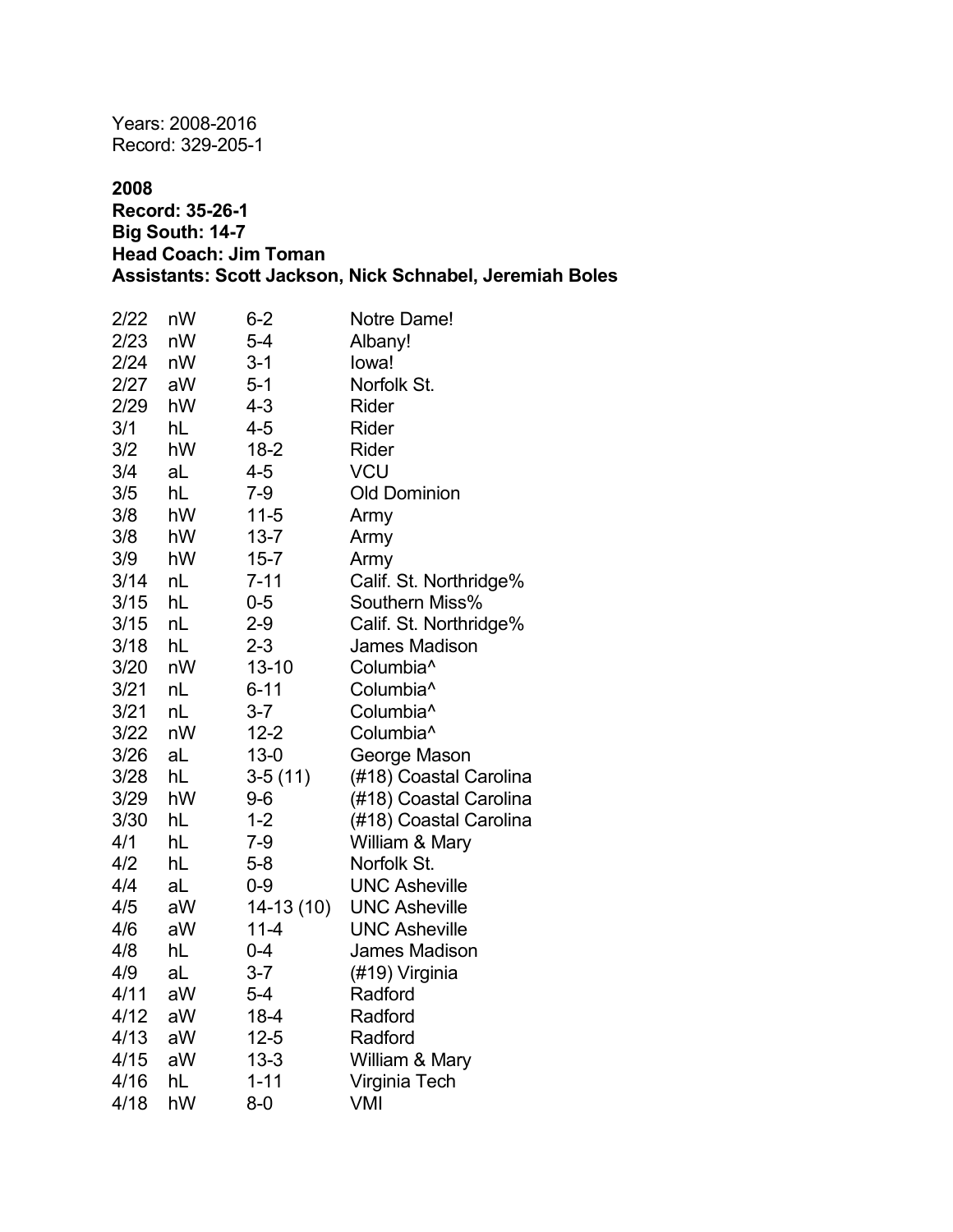Years: 2008-2016
Record: 329-205-1

**2008**
**Record: 35-26-1**
**Big South: 14-7**
**Head Coach: Jim Toman**
**Assistants: Scott Jackson, Nick Schnabel, Jeremiah Boles**

| | | | |
|---|---|---|---|
| 2/22 | nW | 6-2 | Notre Dame! |
| 2/23 | nW | 5-4 | Albany! |
| 2/24 | nW | 3-1 | Iowa! |
| 2/27 | aW | 5-1 | Norfolk St. |
| 2/29 | hW | 4-3 | Rider |
| 3/1 | hL | 4-5 | Rider |
| 3/2 | hW | 18-2 | Rider |
| 3/4 | aL | 4-5 | VCU |
| 3/5 | hL | 7-9 | Old Dominion |
| 3/8 | hW | 11-5 | Army |
| 3/8 | hW | 13-7 | Army |
| 3/9 | hW | 15-7 | Army |
| 3/14 | nL | 7-11 | Calif. St. Northridge% |
| 3/15 | hL | 0-5 | Southern Miss% |
| 3/15 | nL | 2-9 | Calif. St. Northridge% |
| 3/18 | hL | 2-3 | James Madison |
| 3/20 | nW | 13-10 | Columbia^ |
| 3/21 | nL | 6-11 | Columbia^ |
| 3/21 | nL | 3-7 | Columbia^ |
| 3/22 | nW | 12-2 | Columbia^ |
| 3/26 | aL | 13-0 | George Mason |
| 3/28 | hL | 3-5 (11) | (#18) Coastal Carolina |
| 3/29 | hW | 9-6 | (#18) Coastal Carolina |
| 3/30 | hL | 1-2 | (#18) Coastal Carolina |
| 4/1 | hL | 7-9 | William & Mary |
| 4/2 | hL | 5-8 | Norfolk St. |
| 4/4 | aL | 0-9 | UNC Asheville |
| 4/5 | aW | 14-13 (10) | UNC Asheville |
| 4/6 | aW | 11-4 | UNC Asheville |
| 4/8 | hL | 0-4 | James Madison |
| 4/9 | aL | 3-7 | (#19) Virginia |
| 4/11 | aW | 5-4 | Radford |
| 4/12 | aW | 18-4 | Radford |
| 4/13 | aW | 12-5 | Radford |
| 4/15 | aW | 13-3 | William & Mary |
| 4/16 | hL | 1-11 | Virginia Tech |
| 4/18 | hW | 8-0 | VMI |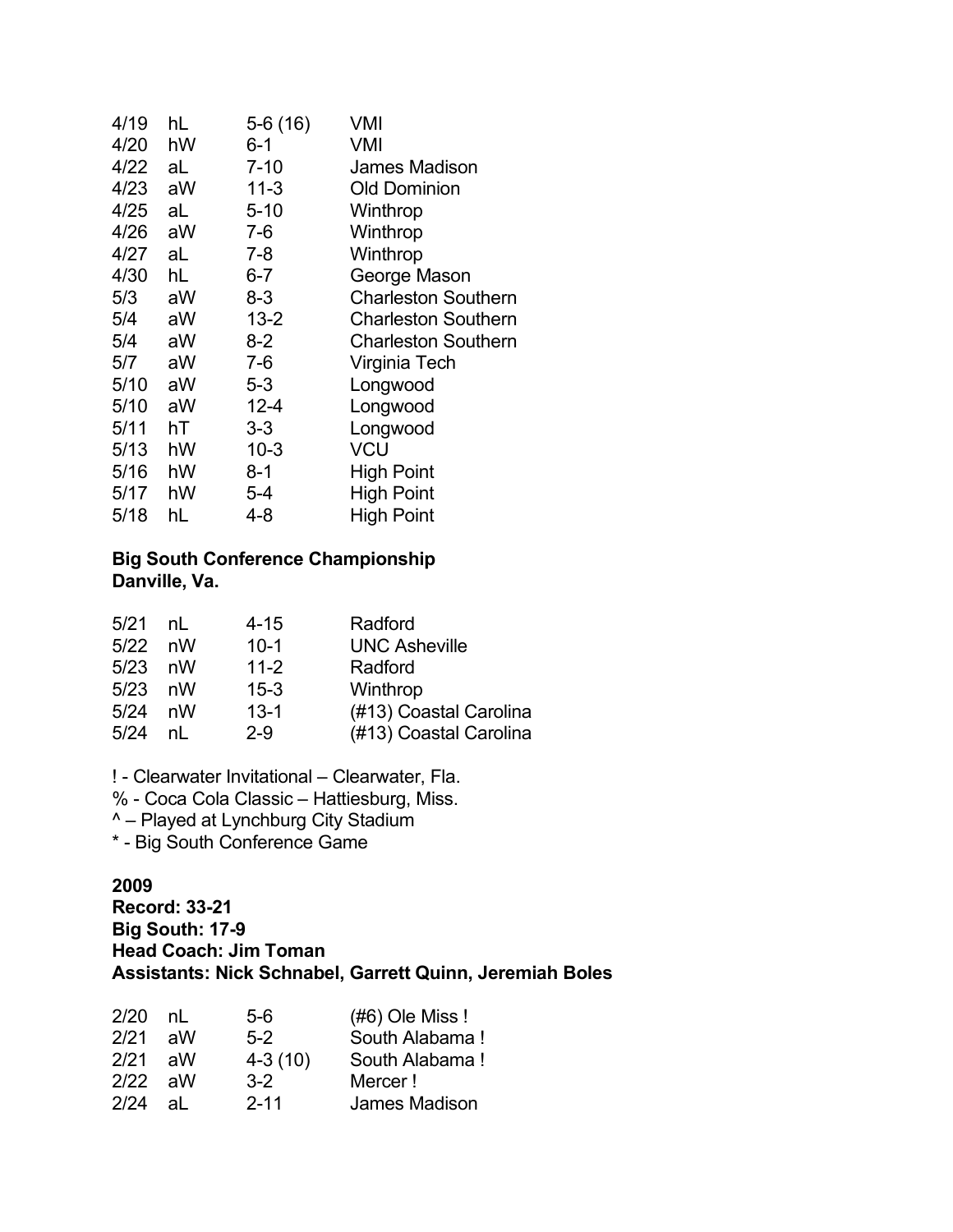| | | | |
|---|---|---|---|
| 4/19 | hL | 5-6 (16) | VMI |
| 4/20 | hW | 6-1 | VMI |
| 4/22 | aL | 7-10 | James Madison |
| 4/23 | aW | 11-3 | Old Dominion |
| 4/25 | aL | 5-10 | Winthrop |
| 4/26 | aW | 7-6 | Winthrop |
| 4/27 | aL | 7-8 | Winthrop |
| 4/30 | hL | 6-7 | George Mason |
| 5/3 | aW | 8-3 | Charleston Southern |
| 5/4 | aW | 13-2 | Charleston Southern |
| 5/4 | aW | 8-2 | Charleston Southern |
| 5/7 | aW | 7-6 | Virginia Tech |
| 5/10 | aW | 5-3 | Longwood |
| 5/10 | aW | 12-4 | Longwood |
| 5/11 | hT | 3-3 | Longwood |
| 5/13 | hW | 10-3 | VCU |
| 5/16 | hW | 8-1 | High Point |
| 5/17 | hW | 5-4 | High Point |
| 5/18 | hL | 4-8 | High Point |

**Big South Conference Championship**
**Danville, Va.**

| | | | |
|---|---|---|---|
| 5/21 | nL | 4-15 | Radford |
| 5/22 | nW | 10-1 | UNC Asheville |
| 5/23 | nW | 11-2 | Radford |
| 5/23 | nW | 15-3 | Winthrop |
| 5/24 | nW | 13-1 | (#13) Coastal Carolina |
| 5/24 | nL | 2-9 | (#13) Coastal Carolina |

! - Clearwater Invitational – Clearwater, Fla.
% - Coca Cola Classic – Hattiesburg, Miss.
^ – Played at Lynchburg City Stadium
* - Big South Conference Game

**2009**
**Record: 33-21**
**Big South: 17-9**
**Head Coach: Jim Toman**
**Assistants: Nick Schnabel, Garrett Quinn, Jeremiah Boles**

| | | | |
|---|---|---|---|
| 2/20 | nL | 5-6 | (#6) Ole Miss ! |
| 2/21 | aW | 5-2 | South Alabama ! |
| 2/21 | aW | 4-3 (10) | South Alabama ! |
| 2/22 | aW | 3-2 | Mercer ! |
| 2/24 | aL | 2-11 | James Madison |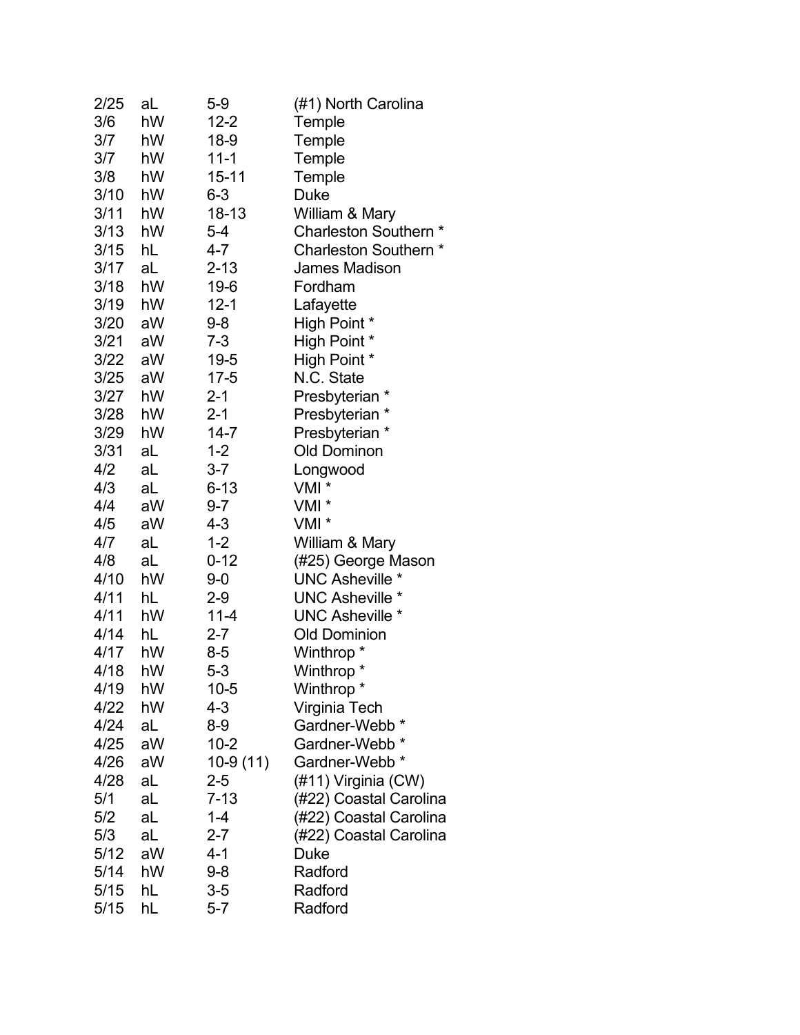| | | | |
|---|---|---|---|
| 2/25 | aL | 5-9 | (#1) North Carolina |
| 3/6 | hW | 12-2 | Temple |
| 3/7 | hW | 18-9 | Temple |
| 3/7 | hW | 11-1 | Temple |
| 3/8 | hW | 15-11 | Temple |
| 3/10 | hW | 6-3 | Duke |
| 3/11 | hW | 18-13 | William & Mary |
| 3/13 | hW | 5-4 | Charleston Southern * |
| 3/15 | hL | 4-7 | Charleston Southern * |
| 3/17 | aL | 2-13 | James Madison |
| 3/18 | hW | 19-6 | Fordham |
| 3/19 | hW | 12-1 | Lafayette |
| 3/20 | aW | 9-8 | High Point * |
| 3/21 | aW | 7-3 | High Point * |
| 3/22 | aW | 19-5 | High Point * |
| 3/25 | aW | 17-5 | N.C. State |
| 3/27 | hW | 2-1 | Presbyterian * |
| 3/28 | hW | 2-1 | Presbyterian * |
| 3/29 | hW | 14-7 | Presbyterian * |
| 3/31 | aL | 1-2 | Old Dominon |
| 4/2 | aL | 3-7 | Longwood |
| 4/3 | aL | 6-13 | VMI * |
| 4/4 | aW | 9-7 | VMI * |
| 4/5 | aW | 4-3 | VMI * |
| 4/7 | aL | 1-2 | William & Mary |
| 4/8 | aL | 0-12 | (#25) George Mason |
| 4/10 | hW | 9-0 | UNC Asheville * |
| 4/11 | hL | 2-9 | UNC Asheville * |
| 4/11 | hW | 11-4 | UNC Asheville * |
| 4/14 | hL | 2-7 | Old Dominion |
| 4/17 | hW | 8-5 | Winthrop * |
| 4/18 | hW | 5-3 | Winthrop * |
| 4/19 | hW | 10-5 | Winthrop * |
| 4/22 | hW | 4-3 | Virginia Tech |
| 4/24 | aL | 8-9 | Gardner-Webb * |
| 4/25 | aW | 10-2 | Gardner-Webb * |
| 4/26 | aW | 10-9 (11) | Gardner-Webb * |
| 4/28 | aL | 2-5 | (#11) Virginia (CW) |
| 5/1 | aL | 7-13 | (#22) Coastal Carolina |
| 5/2 | aL | 1-4 | (#22) Coastal Carolina |
| 5/3 | aL | 2-7 | (#22) Coastal Carolina |
| 5/12 | aW | 4-1 | Duke |
| 5/14 | hW | 9-8 | Radford |
| 5/15 | hL | 3-5 | Radford |
| 5/15 | hL | 5-7 | Radford |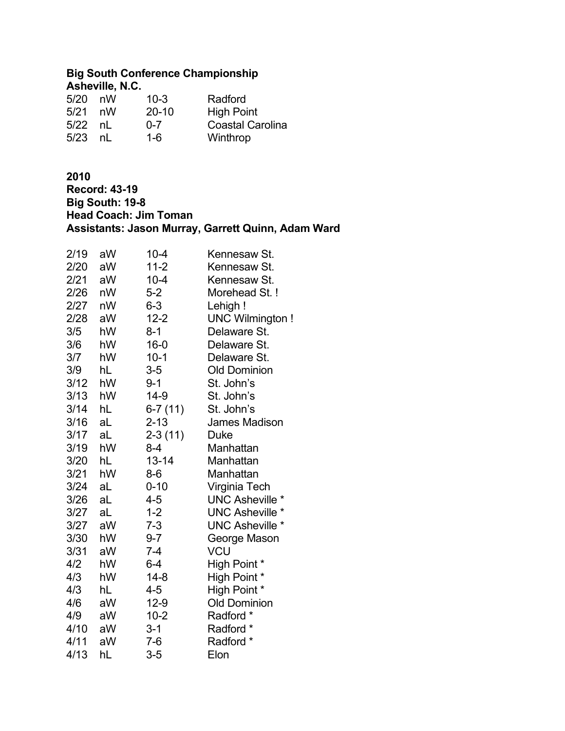**Big South Conference Championship**
**Asheville, N.C.**

| | | | |
|---|---|---|---|
| 5/20 | nW | 10-3 | Radford |
| 5/21 | nW | 20-10 | High Point |
| 5/22 | nL | 0-7 | Coastal Carolina |
| 5/23 | nL | 1-6 | Winthrop |

**2010**
**Record: 43-19**
**Big South: 19-8**
**Head Coach: Jim Toman**
**Assistants: Jason Murray, Garrett Quinn, Adam Ward**

| | | | |
|---|---|---|---|
| 2/19 | aW | 10-4 | Kennesaw St. |
| 2/20 | aW | 11-2 | Kennesaw St. |
| 2/21 | aW | 10-4 | Kennesaw St. |
| 2/26 | nW | 5-2 | Morehead St. ! |
| 2/27 | nW | 6-3 | Lehigh ! |
| 2/28 | aW | 12-2 | UNC Wilmington ! |
| 3/5 | hW | 8-1 | Delaware St. |
| 3/6 | hW | 16-0 | Delaware St. |
| 3/7 | hW | 10-1 | Delaware St. |
| 3/9 | hL | 3-5 | Old Dominion |
| 3/12 | hW | 9-1 | St. John's |
| 3/13 | hW | 14-9 | St. John's |
| 3/14 | hL | 6-7 (11) | St. John's |
| 3/16 | aL | 2-13 | James Madison |
| 3/17 | aL | 2-3 (11) | Duke |
| 3/19 | hW | 8-4 | Manhattan |
| 3/20 | hL | 13-14 | Manhattan |
| 3/21 | hW | 8-6 | Manhattan |
| 3/24 | aL | 0-10 | Virginia Tech |
| 3/26 | aL | 4-5 | UNC Asheville * |
| 3/27 | aL | 1-2 | UNC Asheville * |
| 3/27 | aW | 7-3 | UNC Asheville * |
| 3/30 | hW | 9-7 | George Mason |
| 3/31 | aW | 7-4 | VCU |
| 4/2 | hW | 6-4 | High Point * |
| 4/3 | hW | 14-8 | High Point * |
| 4/3 | hL | 4-5 | High Point * |
| 4/6 | aW | 12-9 | Old Dominion |
| 4/9 | aW | 10-2 | Radford * |
| 4/10 | aW | 3-1 | Radford * |
| 4/11 | aW | 7-6 | Radford * |
| 4/13 | hL | 3-5 | Elon |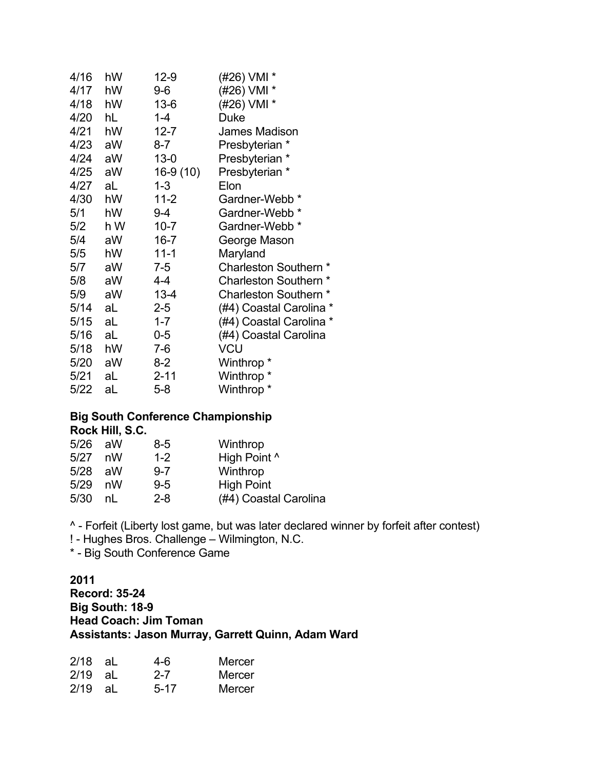| | | | |
|---|---|---|---|
| 4/16 | hW | 12-9 | (#26) VMI * |
| 4/17 | hW | 9-6 | (#26) VMI * |
| 4/18 | hW | 13-6 | (#26) VMI * |
| 4/20 | hL | 1-4 | Duke |
| 4/21 | hW | 12-7 | James Madison |
| 4/23 | aW | 8-7 | Presbyterian * |
| 4/24 | aW | 13-0 | Presbyterian * |
| 4/25 | aW | 16-9 (10) | Presbyterian * |
| 4/27 | aL | 1-3 | Elon |
| 4/30 | hW | 11-2 | Gardner-Webb * |
| 5/1 | hW | 9-4 | Gardner-Webb * |
| 5/2 | h W | 10-7 | Gardner-Webb * |
| 5/4 | aW | 16-7 | George Mason |
| 5/5 | hW | 11-1 | Maryland |
| 5/7 | aW | 7-5 | Charleston Southern * |
| 5/8 | aW | 4-4 | Charleston Southern * |
| 5/9 | aW | 13-4 | Charleston Southern * |
| 5/14 | aL | 2-5 | (#4) Coastal Carolina * |
| 5/15 | aL | 1-7 | (#4) Coastal Carolina * |
| 5/16 | aL | 0-5 | (#4) Coastal Carolina |
| 5/18 | hW | 7-6 | VCU |
| 5/20 | aW | 8-2 | Winthrop * |
| 5/21 | aL | 2-11 | Winthrop * |
| 5/22 | aL | 5-8 | Winthrop * |

**Big South Conference Championship**
**Rock Hill, S.C.**

| | | | |
|---|---|---|---|
| 5/26 | aW | 8-5 | Winthrop |
| 5/27 | nW | 1-2 | High Point ^ |
| 5/28 | aW | 9-7 | Winthrop |
| 5/29 | nW | 9-5 | High Point |
| 5/30 | nL | 2-8 | (#4) Coastal Carolina |

^ - Forfeit (Liberty lost game, but was later declared winner by forfeit after contest)
! - Hughes Bros. Challenge – Wilmington, N.C.
* - Big South Conference Game

**2011**
**Record: 35-24**
**Big South: 18-9**
**Head Coach: Jim Toman**
**Assistants: Jason Murray, Garrett Quinn, Adam Ward**

| | | | |
|---|---|---|---|
| 2/18 | aL | 4-6 | Mercer |
| 2/19 | aL | 2-7 | Mercer |
| 2/19 | aL | 5-17 | Mercer |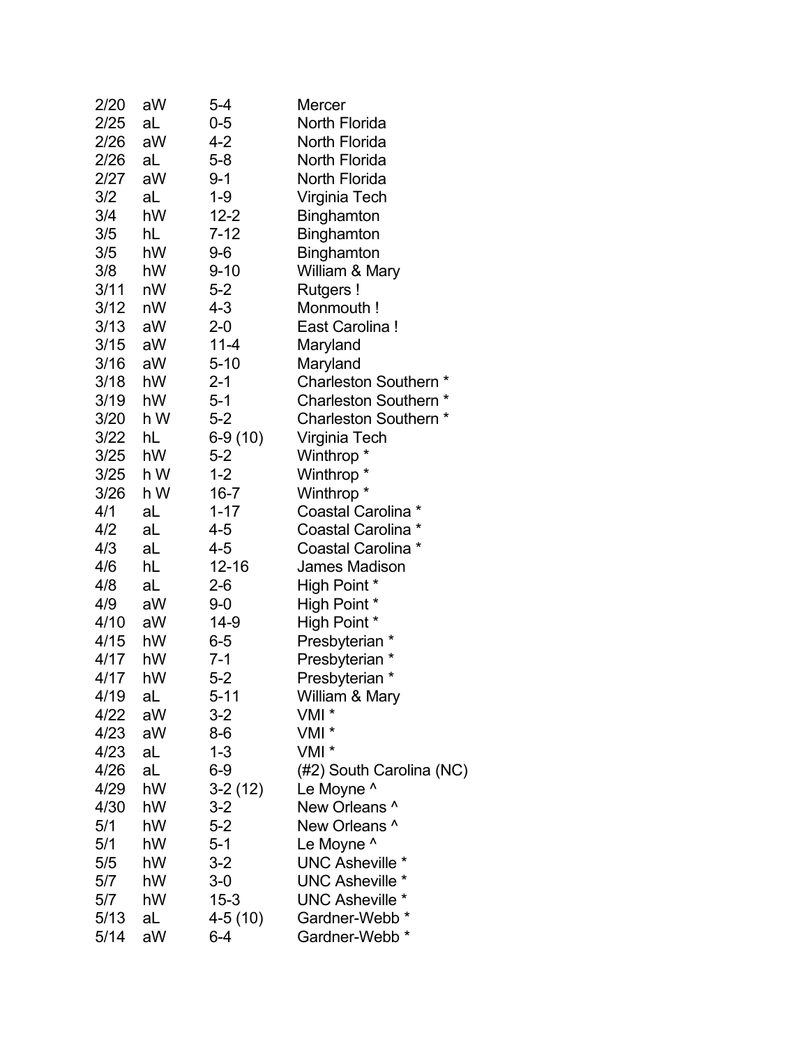| | | | |
|---|---|---|---|
| 2/20 | aW | 5-4 | Mercer |
| 2/25 | aL | 0-5 | North Florida |
| 2/26 | aW | 4-2 | North Florida |
| 2/26 | aL | 5-8 | North Florida |
| 2/27 | aW | 9-1 | North Florida |
| 3/2 | aL | 1-9 | Virginia Tech |
| 3/4 | hW | 12-2 | Binghamton |
| 3/5 | hL | 7-12 | Binghamton |
| 3/5 | hW | 9-6 | Binghamton |
| 3/8 | hW | 9-10 | William & Mary |
| 3/11 | nW | 5-2 | Rutgers ! |
| 3/12 | nW | 4-3 | Monmouth ! |
| 3/13 | aW | 2-0 | East Carolina ! |
| 3/15 | aW | 11-4 | Maryland |
| 3/16 | aW | 5-10 | Maryland |
| 3/18 | hW | 2-1 | Charleston Southern * |
| 3/19 | hW | 5-1 | Charleston Southern * |
| 3/20 | h W | 5-2 | Charleston Southern * |
| 3/22 | hL | 6-9 (10) | Virginia Tech |
| 3/25 | hW | 5-2 | Winthrop * |
| 3/25 | h W | 1-2 | Winthrop * |
| 3/26 | h W | 16-7 | Winthrop * |
| 4/1 | aL | 1-17 | Coastal Carolina * |
| 4/2 | aL | 4-5 | Coastal Carolina * |
| 4/3 | aL | 4-5 | Coastal Carolina * |
| 4/6 | hL | 12-16 | James Madison |
| 4/8 | aL | 2-6 | High Point * |
| 4/9 | aW | 9-0 | High Point * |
| 4/10 | aW | 14-9 | High Point * |
| 4/15 | hW | 6-5 | Presbyterian * |
| 4/17 | hW | 7-1 | Presbyterian * |
| 4/17 | hW | 5-2 | Presbyterian * |
| 4/19 | aL | 5-11 | William & Mary |
| 4/22 | aW | 3-2 | VMI * |
| 4/23 | aW | 8-6 | VMI * |
| 4/23 | aL | 1-3 | VMI * |
| 4/26 | aL | 6-9 | (#2) South Carolina (NC) |
| 4/29 | hW | 3-2 (12) | Le Moyne ^ |
| 4/30 | hW | 3-2 | New Orleans ^ |
| 5/1 | hW | 5-2 | New Orleans ^ |
| 5/1 | hW | 5-1 | Le Moyne ^ |
| 5/5 | hW | 3-2 | UNC Asheville * |
| 5/7 | hW | 3-0 | UNC Asheville * |
| 5/7 | hW | 15-3 | UNC Asheville * |
| 5/13 | aL | 4-5 (10) | Gardner-Webb * |
| 5/14 | aW | 6-4 | Gardner-Webb * |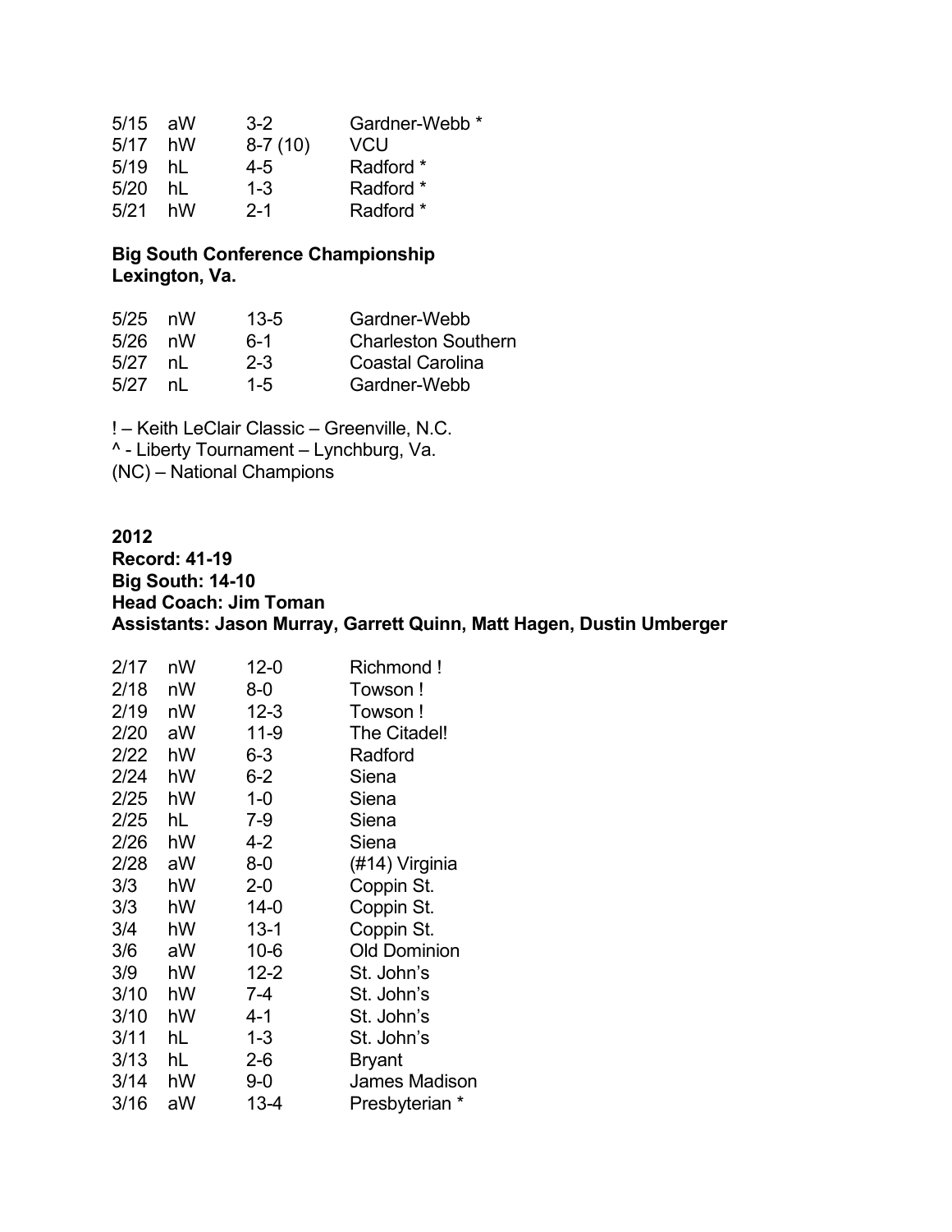| | | | |
|---|---|---|---|
| 5/15 | aW | 3-2 | Gardner-Webb * |
| 5/17 | hW | 8-7 (10) | VCU |
| 5/19 | hL | 4-5 | Radford * |
| 5/20 | hL | 1-3 | Radford * |
| 5/21 | hW | 2-1 | Radford * |

**Big South Conference Championship**
**Lexington, Va.**

| | | | |
|---|---|---|---|
| 5/25 | nW | 13-5 | Gardner-Webb |
| 5/26 | nW | 6-1 | Charleston Southern |
| 5/27 | nL | 2-3 | Coastal Carolina |
| 5/27 | nL | 1-5 | Gardner-Webb |

! – Keith LeClair Classic – Greenville, N.C.
^ - Liberty Tournament – Lynchburg, Va.
(NC) – National Champions

**2012**
**Record: 41-19**
**Big South: 14-10**
**Head Coach: Jim Toman**
**Assistants: Jason Murray, Garrett Quinn, Matt Hagen, Dustin Umberger**

| | | | |
|---|---|---|---|
| 2/17 | nW | 12-0 | Richmond ! |
| 2/18 | nW | 8-0 | Towson ! |
| 2/19 | nW | 12-3 | Towson ! |
| 2/20 | aW | 11-9 | The Citadel! |
| 2/22 | hW | 6-3 | Radford |
| 2/24 | hW | 6-2 | Siena |
| 2/25 | hW | 1-0 | Siena |
| 2/25 | hL | 7-9 | Siena |
| 2/26 | hW | 4-2 | Siena |
| 2/28 | aW | 8-0 | (#14) Virginia |
| 3/3 | hW | 2-0 | Coppin St. |
| 3/3 | hW | 14-0 | Coppin St. |
| 3/4 | hW | 13-1 | Coppin St. |
| 3/6 | aW | 10-6 | Old Dominion |
| 3/9 | hW | 12-2 | St. John's |
| 3/10 | hW | 7-4 | St. John's |
| 3/10 | hW | 4-1 | St. John's |
| 3/11 | hL | 1-3 | St. John's |
| 3/13 | hL | 2-6 | Bryant |
| 3/14 | hW | 9-0 | James Madison |
| 3/16 | aW | 13-4 | Presbyterian * |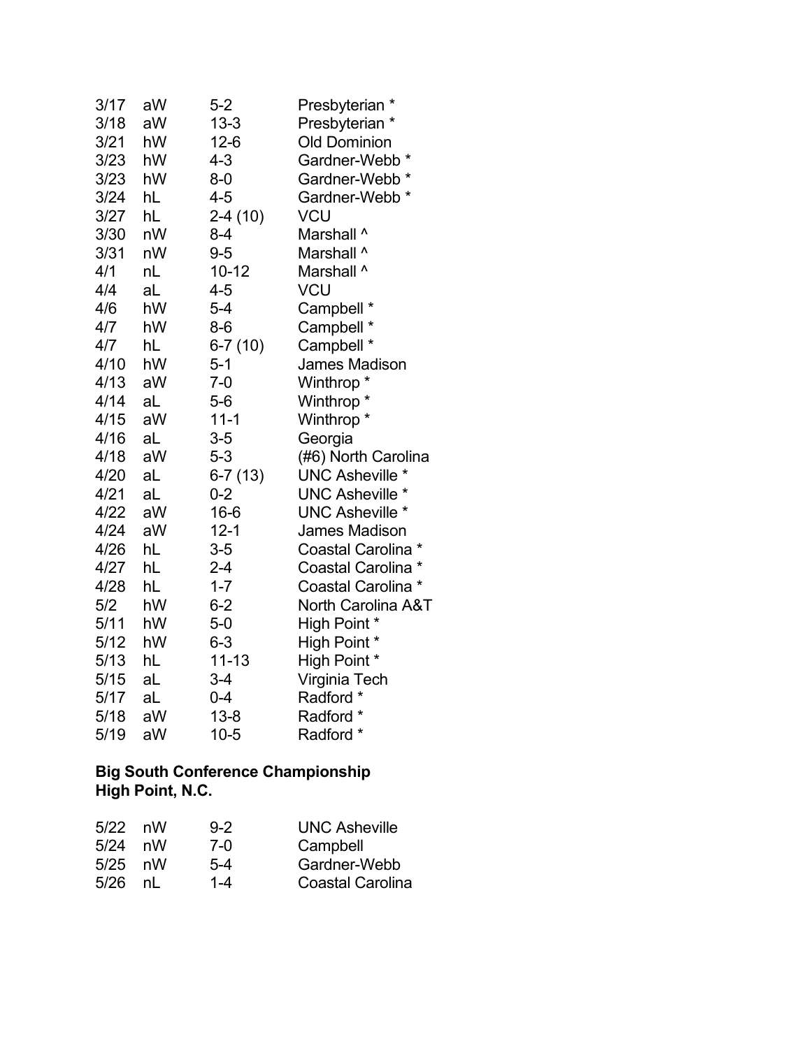| | | | |
|---|---|---|---|
| 3/17 | aW | 5-2 | Presbyterian * |
| 3/18 | aW | 13-3 | Presbyterian * |
| 3/21 | hW | 12-6 | Old Dominion |
| 3/23 | hW | 4-3 | Gardner-Webb * |
| 3/23 | hW | 8-0 | Gardner-Webb * |
| 3/24 | hL | 4-5 | Gardner-Webb * |
| 3/27 | hL | 2-4 (10) | VCU |
| 3/30 | nW | 8-4 | Marshall ^ |
| 3/31 | nW | 9-5 | Marshall ^ |
| 4/1 | nL | 10-12 | Marshall ^ |
| 4/4 | aL | 4-5 | VCU |
| 4/6 | hW | 5-4 | Campbell * |
| 4/7 | hW | 8-6 | Campbell * |
| 4/7 | hL | 6-7 (10) | Campbell * |
| 4/10 | hW | 5-1 | James Madison |
| 4/13 | aW | 7-0 | Winthrop * |
| 4/14 | aL | 5-6 | Winthrop * |
| 4/15 | aW | 11-1 | Winthrop * |
| 4/16 | aL | 3-5 | Georgia |
| 4/18 | aW | 5-3 | (#6) North Carolina |
| 4/20 | aL | 6-7 (13) | UNC Asheville * |
| 4/21 | aL | 0-2 | UNC Asheville * |
| 4/22 | aW | 16-6 | UNC Asheville * |
| 4/24 | aW | 12-1 | James Madison |
| 4/26 | hL | 3-5 | Coastal Carolina * |
| 4/27 | hL | 2-4 | Coastal Carolina * |
| 4/28 | hL | 1-7 | Coastal Carolina * |
| 5/2 | hW | 6-2 | North Carolina A&T |
| 5/11 | hW | 5-0 | High Point * |
| 5/12 | hW | 6-3 | High Point * |
| 5/13 | hL | 11-13 | High Point * |
| 5/15 | aL | 3-4 | Virginia Tech |
| 5/17 | aL | 0-4 | Radford * |
| 5/18 | aW | 13-8 | Radford * |
| 5/19 | aW | 10-5 | Radford * |

**Big South Conference Championship**
**High Point, N.C.**

| | | | |
|---|---|---|---|
| 5/22 | nW | 9-2 | UNC Asheville |
| 5/24 | nW | 7-0 | Campbell |
| 5/25 | nW | 5-4 | Gardner-Webb |
| 5/26 | nL | 1-4 | Coastal Carolina |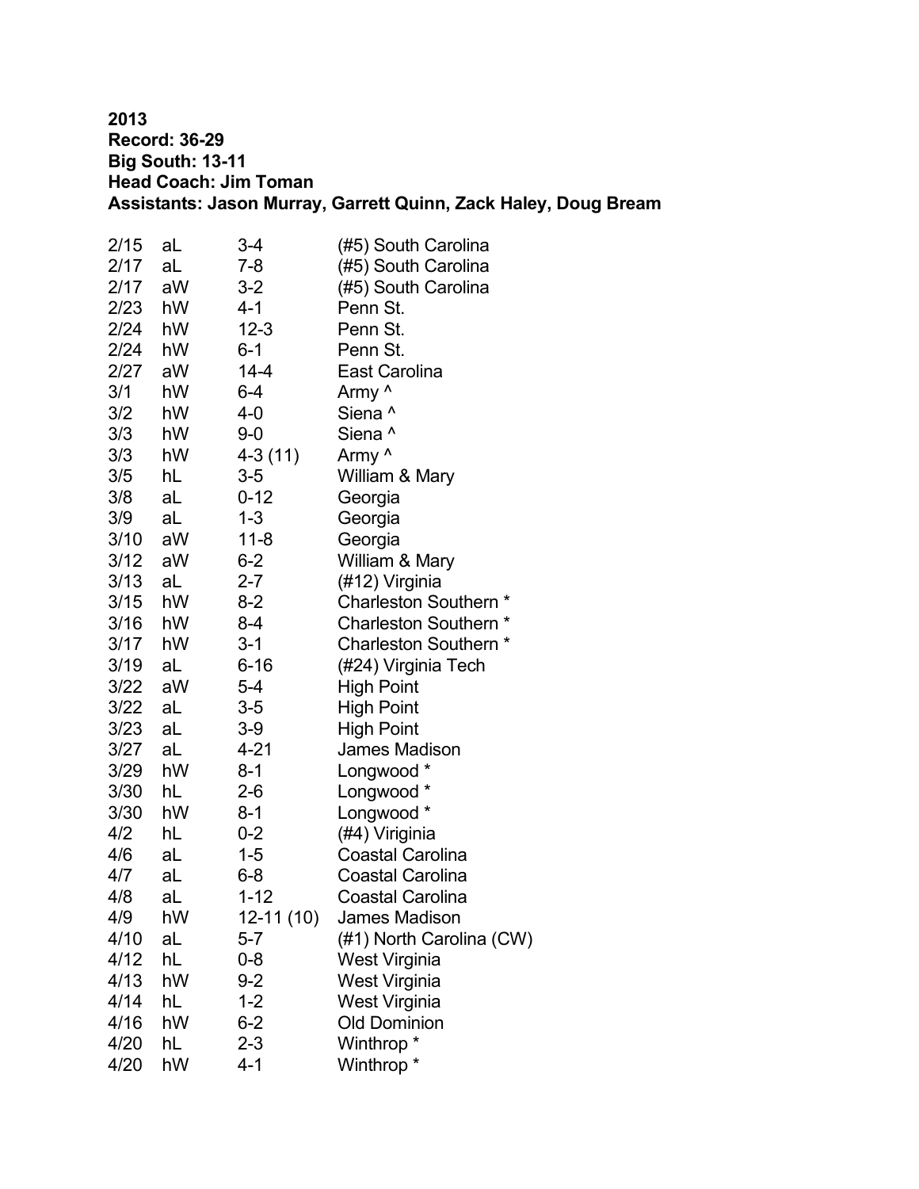**2013**
**Record: 36-29**
**Big South: 13-11**
**Head Coach: Jim Toman**
**Assistants: Jason Murray, Garrett Quinn, Zack Haley, Doug Bream**

| | | | |
|---|---|---|---|
| 2/15 | aL | 3-4 | (#5) South Carolina |
| 2/17 | aL | 7-8 | (#5) South Carolina |
| 2/17 | aW | 3-2 | (#5) South Carolina |
| 2/23 | hW | 4-1 | Penn St. |
| 2/24 | hW | 12-3 | Penn St. |
| 2/24 | hW | 6-1 | Penn St. |
| 2/27 | aW | 14-4 | East Carolina |
| 3/1 | hW | 6-4 | Army ^ |
| 3/2 | hW | 4-0 | Siena ^ |
| 3/3 | hW | 9-0 | Siena ^ |
| 3/3 | hW | 4-3 (11) | Army ^ |
| 3/5 | hL | 3-5 | William & Mary |
| 3/8 | aL | 0-12 | Georgia |
| 3/9 | aL | 1-3 | Georgia |
| 3/10 | aW | 11-8 | Georgia |
| 3/12 | aW | 6-2 | William & Mary |
| 3/13 | aL | 2-7 | (#12) Virginia |
| 3/15 | hW | 8-2 | Charleston Southern * |
| 3/16 | hW | 8-4 | Charleston Southern * |
| 3/17 | hW | 3-1 | Charleston Southern * |
| 3/19 | aL | 6-16 | (#24) Virginia Tech |
| 3/22 | aW | 5-4 | High Point |
| 3/22 | aL | 3-5 | High Point |
| 3/23 | aL | 3-9 | High Point |
| 3/27 | aL | 4-21 | James Madison |
| 3/29 | hW | 8-1 | Longwood * |
| 3/30 | hL | 2-6 | Longwood * |
| 3/30 | hW | 8-1 | Longwood * |
| 4/2 | hL | 0-2 | (#4) Viriginia |
| 4/6 | aL | 1-5 | Coastal Carolina |
| 4/7 | aL | 6-8 | Coastal Carolina |
| 4/8 | aL | 1-12 | Coastal Carolina |
| 4/9 | hW | 12-11 (10) | James Madison |
| 4/10 | aL | 5-7 | (#1) North Carolina (CW) |
| 4/12 | hL | 0-8 | West Virginia |
| 4/13 | hW | 9-2 | West Virginia |
| 4/14 | hL | 1-2 | West Virginia |
| 4/16 | hW | 6-2 | Old Dominion |
| 4/20 | hL | 2-3 | Winthrop * |
| 4/20 | hW | 4-1 | Winthrop * |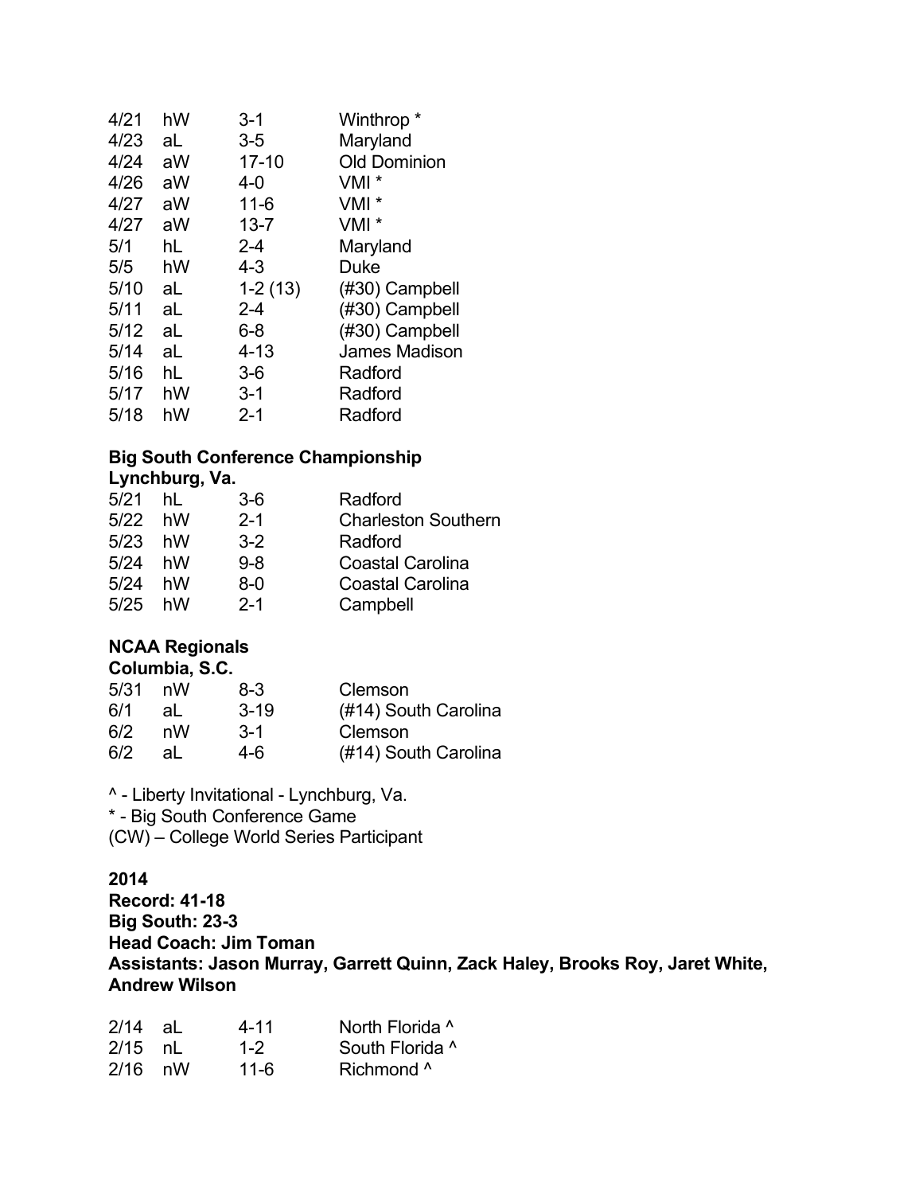| | | | |
|---|---|---|---|
| 4/21 | hW | 3-1 | Winthrop * |
| 4/23 | aL | 3-5 | Maryland |
| 4/24 | aW | 17-10 | Old Dominion |
| 4/26 | aW | 4-0 | VMI * |
| 4/27 | aW | 11-6 | VMI * |
| 4/27 | aW | 13-7 | VMI * |
| 5/1 | hL | 2-4 | Maryland |
| 5/5 | hW | 4-3 | Duke |
| 5/10 | aL | 1-2 (13) | (#30) Campbell |
| 5/11 | aL | 2-4 | (#30) Campbell |
| 5/12 | aL | 6-8 | (#30) Campbell |
| 5/14 | aL | 4-13 | James Madison |
| 5/16 | hL | 3-6 | Radford |
| 5/17 | hW | 3-1 | Radford |
| 5/18 | hW | 2-1 | Radford |

**Big South Conference Championship**
**Lynchburg, Va.**

| | | | |
|---|---|---|---|
| 5/21 | hL | 3-6 | Radford |
| 5/22 | hW | 2-1 | Charleston Southern |
| 5/23 | hW | 3-2 | Radford |
| 5/24 | hW | 9-8 | Coastal Carolina |
| 5/24 | hW | 8-0 | Coastal Carolina |
| 5/25 | hW | 2-1 | Campbell |

**NCAA Regionals**
**Columbia, S.C.**

| | | | |
|---|---|---|---|
| 5/31 | nW | 8-3 | Clemson |
| 6/1 | aL | 3-19 | (#14) South Carolina |
| 6/2 | nW | 3-1 | Clemson |
| 6/2 | aL | 4-6 | (#14) South Carolina |

^ - Liberty Invitational - Lynchburg, Va.
* - Big South Conference Game
(CW) – College World Series Participant

**2014**
**Record: 41-18**
**Big South: 23-3**
**Head Coach: Jim Toman**
**Assistants: Jason Murray, Garrett Quinn, Zack Haley, Brooks Roy, Jaret White, Andrew Wilson**

| | | | |
|---|---|---|---|
| 2/14 | aL | 4-11 | North Florida ^ |
| 2/15 | nL | 1-2 | South Florida ^ |
| 2/16 | nW | 11-6 | Richmond ^ |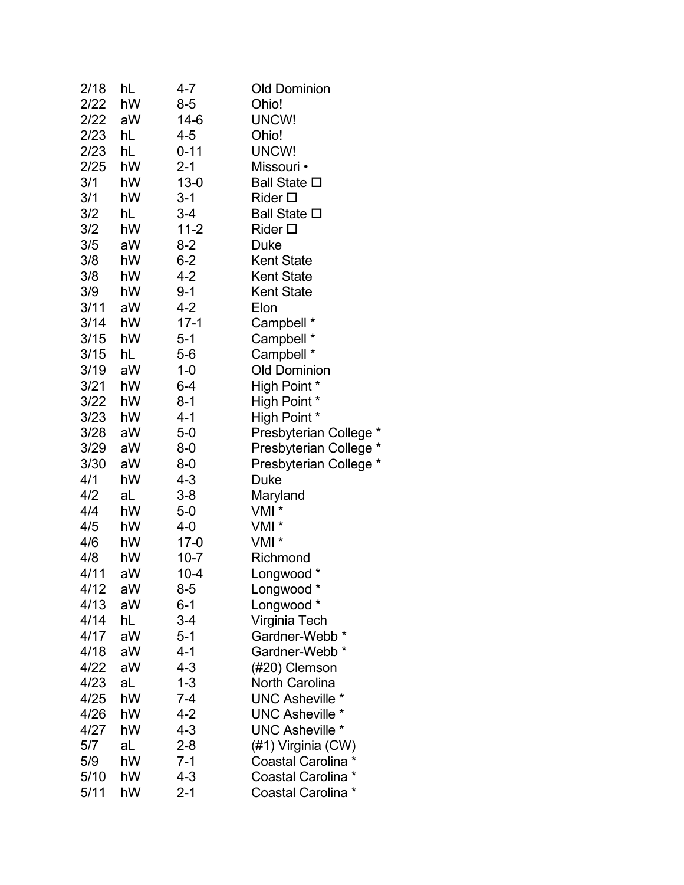| | | | |
|---|---|---|---|
| 2/18 | hL | 4-7 | Old Dominion |
| 2/22 | hW | 8-5 | Ohio! |
| 2/22 | aW | 14-6 | UNCW! |
| 2/23 | hL | 4-5 | Ohio! |
| 2/23 | hL | 0-11 | UNCW! |
| 2/25 | hW | 2-1 | Missouri • |
| 3/1 | hW | 13-0 | Ball State □ |
| 3/1 | hW | 3-1 | Rider □ |
| 3/2 | hL | 3-4 | Ball State □ |
| 3/2 | hW | 11-2 | Rider □ |
| 3/5 | aW | 8-2 | Duke |
| 3/8 | hW | 6-2 | Kent State |
| 3/8 | hW | 4-2 | Kent State |
| 3/9 | hW | 9-1 | Kent State |
| 3/11 | aW | 4-2 | Elon |
| 3/14 | hW | 17-1 | Campbell * |
| 3/15 | hW | 5-1 | Campbell * |
| 3/15 | hL | 5-6 | Campbell * |
| 3/19 | aW | 1-0 | Old Dominion |
| 3/21 | hW | 6-4 | High Point * |
| 3/22 | hW | 8-1 | High Point * |
| 3/23 | hW | 4-1 | High Point * |
| 3/28 | aW | 5-0 | Presbyterian College * |
| 3/29 | aW | 8-0 | Presbyterian College * |
| 3/30 | aW | 8-0 | Presbyterian College * |
| 4/1 | hW | 4-3 | Duke |
| 4/2 | aL | 3-8 | Maryland |
| 4/4 | hW | 5-0 | VMI * |
| 4/5 | hW | 4-0 | VMI * |
| 4/6 | hW | 17-0 | VMI * |
| 4/8 | hW | 10-7 | Richmond |
| 4/11 | aW | 10-4 | Longwood * |
| 4/12 | aW | 8-5 | Longwood * |
| 4/13 | aW | 6-1 | Longwood * |
| 4/14 | hL | 3-4 | Virginia Tech |
| 4/17 | aW | 5-1 | Gardner-Webb * |
| 4/18 | aW | 4-1 | Gardner-Webb * |
| 4/22 | aW | 4-3 | (#20) Clemson |
| 4/23 | aL | 1-3 | North Carolina |
| 4/25 | hW | 7-4 | UNC Asheville * |
| 4/26 | hW | 4-2 | UNC Asheville * |
| 4/27 | hW | 4-3 | UNC Asheville * |
| 5/7 | aL | 2-8 | (#1) Virginia (CW) |
| 5/9 | hW | 7-1 | Coastal Carolina * |
| 5/10 | hW | 4-3 | Coastal Carolina * |
| 5/11 | hW | 2-1 | Coastal Carolina * |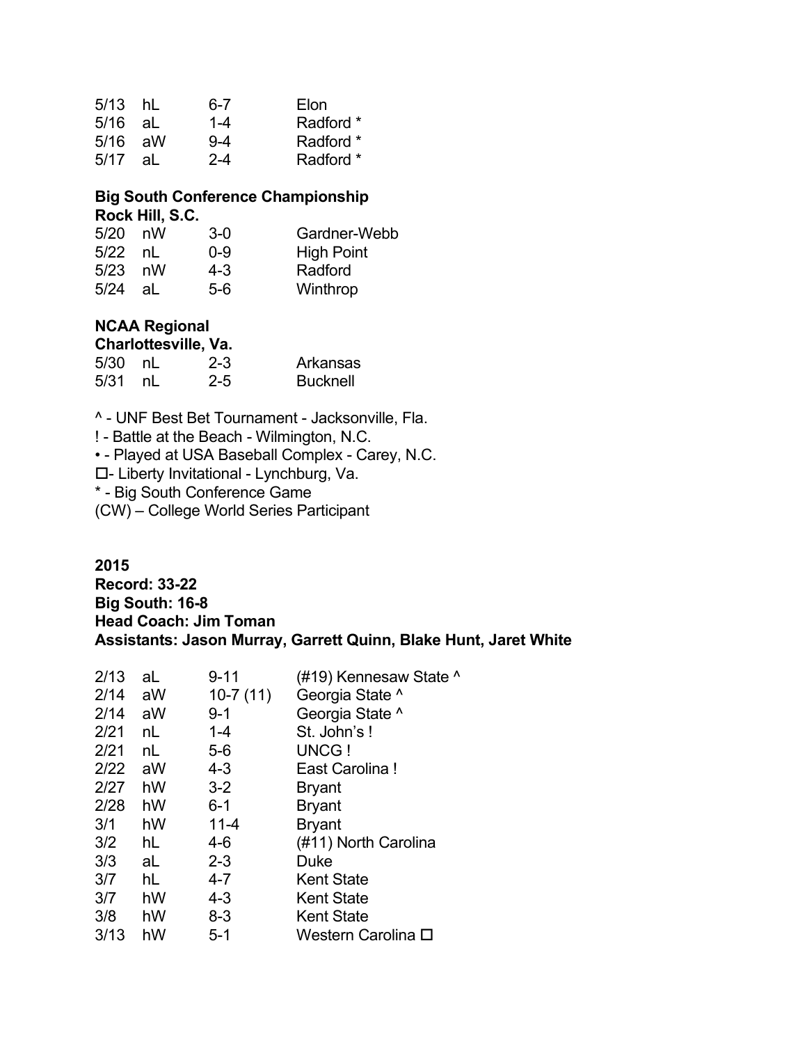| | | | |
|---|---|---|---|
| 5/13 | hL | 6-7 | Elon |
| 5/16 | aL | 1-4 | Radford * |
| 5/16 | aW | 9-4 | Radford * |
| 5/17 | aL | 2-4 | Radford * |

**Big South Conference Championship**
**Rock Hill, S.C.**

| | | | |
|---|---|---|---|
| 5/20 | nW | 3-0 | Gardner-Webb |
| 5/22 | nL | 0-9 | High Point |
| 5/23 | nW | 4-3 | Radford |
| 5/24 | aL | 5-6 | Winthrop |

**NCAA Regional**
**Charlottesville, Va.**

| | | | |
|---|---|---|---|
| 5/30 | nL | 2-3 | Arkansas |
| 5/31 | nL | 2-5 | Bucknell |

^ - UNF Best Bet Tournament - Jacksonville, Fla.
! - Battle at the Beach - Wilmington, N.C.
• - Played at USA Baseball Complex - Carey, N.C.
☐- Liberty Invitational - Lynchburg, Va.
* - Big South Conference Game
(CW) – College World Series Participant

**2015**
**Record: 33-22**
**Big South: 16-8**
**Head Coach: Jim Toman**
**Assistants: Jason Murray, Garrett Quinn, Blake Hunt, Jaret White**

| | | | |
|---|---|---|---|
| 2/13 | aL | 9-11 | (#19) Kennesaw State ^ |
| 2/14 | aW | 10-7 (11) | Georgia State ^ |
| 2/14 | aW | 9-1 | Georgia State ^ |
| 2/21 | nL | 1-4 | St. John's ! |
| 2/21 | nL | 5-6 | UNCG ! |
| 2/22 | aW | 4-3 | East Carolina ! |
| 2/27 | hW | 3-2 | Bryant |
| 2/28 | hW | 6-1 | Bryant |
| 3/1 | hW | 11-4 | Bryant |
| 3/2 | hL | 4-6 | (#11) North Carolina |
| 3/3 | aL | 2-3 | Duke |
| 3/7 | hL | 4-7 | Kent State |
| 3/7 | hW | 4-3 | Kent State |
| 3/8 | hW | 8-3 | Kent State |
| 3/13 | hW | 5-1 | Western Carolina ☐ |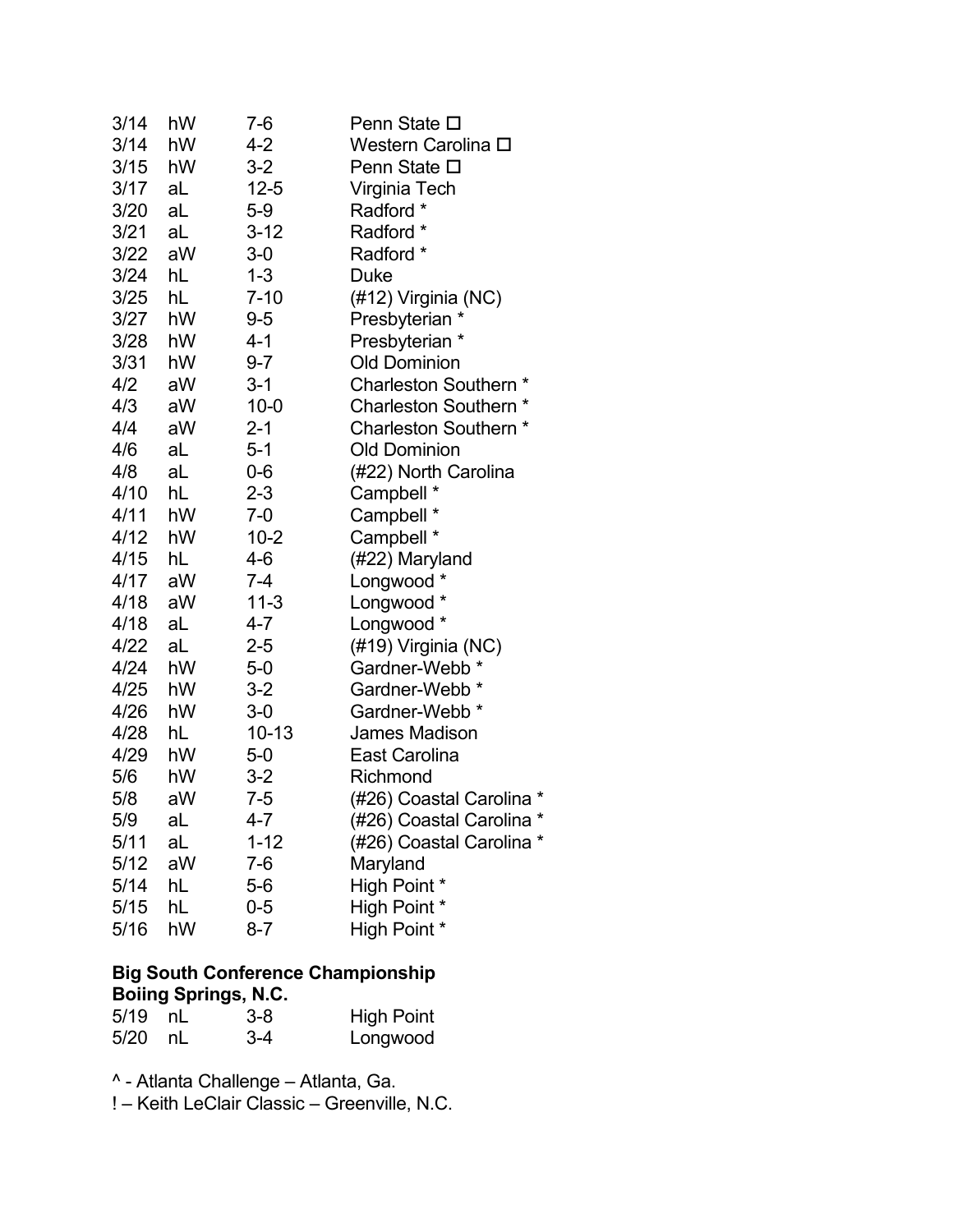| | | | |
|---|---|---|---|
| 3/14 | hW | 7-6 | Penn State □ |
| 3/14 | hW | 4-2 | Western Carolina □ |
| 3/15 | hW | 3-2 | Penn State □ |
| 3/17 | aL | 12-5 | Virginia Tech |
| 3/20 | aL | 5-9 | Radford * |
| 3/21 | aL | 3-12 | Radford * |
| 3/22 | aW | 3-0 | Radford * |
| 3/24 | hL | 1-3 | Duke |
| 3/25 | hL | 7-10 | (#12) Virginia (NC) |
| 3/27 | hW | 9-5 | Presbyterian * |
| 3/28 | hW | 4-1 | Presbyterian * |
| 3/31 | hW | 9-7 | Old Dominion |
| 4/2 | aW | 3-1 | Charleston Southern * |
| 4/3 | aW | 10-0 | Charleston Southern * |
| 4/4 | aW | 2-1 | Charleston Southern * |
| 4/6 | aL | 5-1 | Old Dominion |
| 4/8 | aL | 0-6 | (#22) North Carolina |
| 4/10 | hL | 2-3 | Campbell * |
| 4/11 | hW | 7-0 | Campbell * |
| 4/12 | hW | 10-2 | Campbell * |
| 4/15 | hL | 4-6 | (#22) Maryland |
| 4/17 | aW | 7-4 | Longwood * |
| 4/18 | aW | 11-3 | Longwood * |
| 4/18 | aL | 4-7 | Longwood * |
| 4/22 | aL | 2-5 | (#19) Virginia (NC) |
| 4/24 | hW | 5-0 | Gardner-Webb * |
| 4/25 | hW | 3-2 | Gardner-Webb * |
| 4/26 | hW | 3-0 | Gardner-Webb * |
| 4/28 | hL | 10-13 | James Madison |
| 4/29 | hW | 5-0 | East Carolina |
| 5/6 | hW | 3-2 | Richmond |
| 5/8 | aW | 7-5 | (#26) Coastal Carolina * |
| 5/9 | aL | 4-7 | (#26) Coastal Carolina * |
| 5/11 | aL | 1-12 | (#26) Coastal Carolina * |
| 5/12 | aW | 7-6 | Maryland |
| 5/14 | hL | 5-6 | High Point * |
| 5/15 | hL | 0-5 | High Point * |
| 5/16 | hW | 8-7 | High Point * |

**Big South Conference Championship**
**Boiing Springs, N.C.**

| | | | |
|---|---|---|---|
| 5/19 | nL | 3-8 | High Point |
| 5/20 | nL | 3-4 | Longwood |

^ - Atlanta Challenge – Atlanta, Ga.

! – Keith LeClair Classic – Greenville, N.C.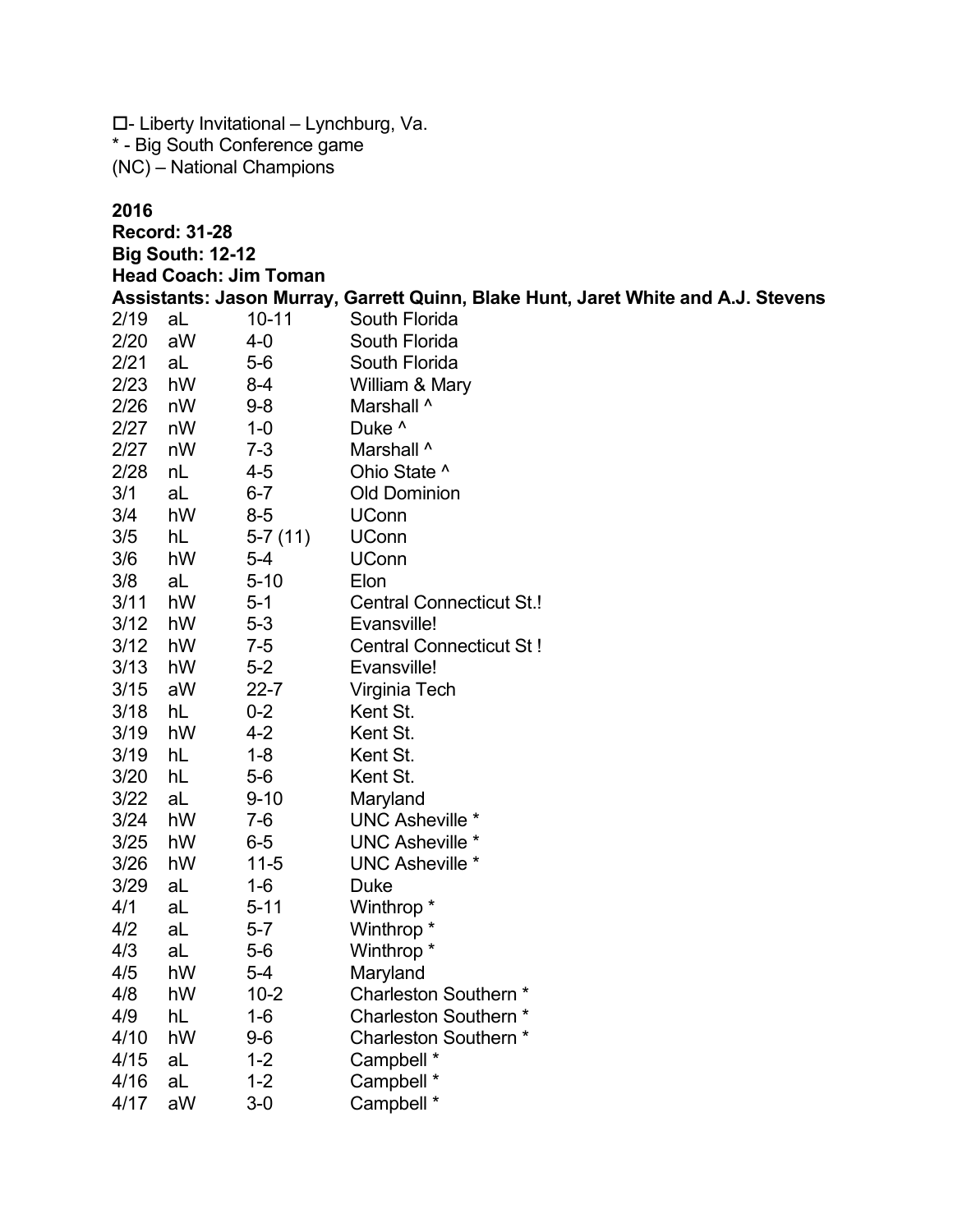□- Liberty Invitational – Lynchburg, Va.
* - Big South Conference game
(NC) – National Champions

**2016**
**Record: 31-28**
**Big South: 12-12**
**Head Coach: Jim Toman**
**Assistants: Jason Murray, Garrett Quinn, Blake Hunt, Jaret White and A.J. Stevens**

| | | | |
|---|---|---|---|
| 2/19 | aL | 10-11 | South Florida |
| 2/20 | aW | 4-0 | South Florida |
| 2/21 | aL | 5-6 | South Florida |
| 2/23 | hW | 8-4 | William & Mary |
| 2/26 | nW | 9-8 | Marshall ^ |
| 2/27 | nW | 1-0 | Duke ^ |
| 2/27 | nW | 7-3 | Marshall ^ |
| 2/28 | nL | 4-5 | Ohio State ^ |
| 3/1 | aL | 6-7 | Old Dominion |
| 3/4 | hW | 8-5 | UConn |
| 3/5 | hL | 5-7 (11) | UConn |
| 3/6 | hW | 5-4 | UConn |
| 3/8 | aL | 5-10 | Elon |
| 3/11 | hW | 5-1 | Central Connecticut St.! |
| 3/12 | hW | 5-3 | Evansville! |
| 3/12 | hW | 7-5 | Central Connecticut St ! |
| 3/13 | hW | 5-2 | Evansville! |
| 3/15 | aW | 22-7 | Virginia Tech |
| 3/18 | hL | 0-2 | Kent St. |
| 3/19 | hW | 4-2 | Kent St. |
| 3/19 | hL | 1-8 | Kent St. |
| 3/20 | hL | 5-6 | Kent St. |
| 3/22 | aL | 9-10 | Maryland |
| 3/24 | hW | 7-6 | UNC Asheville * |
| 3/25 | hW | 6-5 | UNC Asheville * |
| 3/26 | hW | 11-5 | UNC Asheville * |
| 3/29 | aL | 1-6 | Duke |
| 4/1 | aL | 5-11 | Winthrop * |
| 4/2 | aL | 5-7 | Winthrop * |
| 4/3 | aL | 5-6 | Winthrop * |
| 4/5 | hW | 5-4 | Maryland |
| 4/8 | hW | 10-2 | Charleston Southern * |
| 4/9 | hL | 1-6 | Charleston Southern * |
| 4/10 | hW | 9-6 | Charleston Southern * |
| 4/15 | aL | 1-2 | Campbell * |
| 4/16 | aL | 1-2 | Campbell * |
| 4/17 | aW | 3-0 | Campbell * |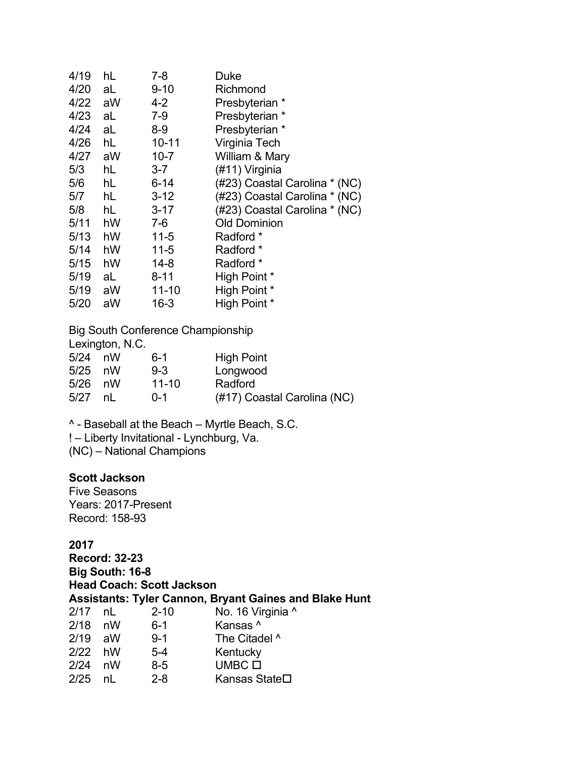| | | | |
|---|---|---|---|
| 4/19 | hL | 7-8 | Duke |
| 4/20 | aL | 9-10 | Richmond |
| 4/22 | aW | 4-2 | Presbyterian * |
| 4/23 | aL | 7-9 | Presbyterian * |
| 4/24 | aL | 8-9 | Presbyterian * |
| 4/26 | hL | 10-11 | Virginia Tech |
| 4/27 | aW | 10-7 | William & Mary |
| 5/3 | hL | 3-7 | (#11) Virginia |
| 5/6 | hL | 6-14 | (#23) Coastal Carolina * (NC) |
| 5/7 | hL | 3-12 | (#23) Coastal Carolina * (NC) |
| 5/8 | hL | 3-17 | (#23) Coastal Carolina * (NC) |
| 5/11 | hW | 7-6 | Old Dominion |
| 5/13 | hW | 11-5 | Radford * |
| 5/14 | hW | 11-5 | Radford * |
| 5/15 | hW | 14-8 | Radford * |
| 5/19 | aL | 8-11 | High Point * |
| 5/19 | aW | 11-10 | High Point * |
| 5/20 | aW | 16-3 | High Point * |

Big South Conference Championship
Lexington, N.C.

| | | | |
|---|---|---|---|
| 5/24 | nW | 6-1 | High Point |
| 5/25 | nW | 9-3 | Longwood |
| 5/26 | nW | 11-10 | Radford |
| 5/27 | nL | 0-1 | (#17) Coastal Carolina (NC) |

^ - Baseball at the Beach – Myrtle Beach, S.C.
! – Liberty Invitational - Lynchburg, Va.
(NC) – National Champions

**Scott Jackson**
Five Seasons
Years: 2017-Present
Record: 158-93

**2017**
**Record: 32-23**
**Big South: 16-8**
**Head Coach: Scott Jackson**
**Assistants: Tyler Cannon, Bryant Gaines and Blake Hunt**

| | | | |
|---|---|---|---|
| 2/17 | nL | 2-10 | No. 16 Virginia ^ |
| 2/18 | nW | 6-1 | Kansas ^ |
| 2/19 | aW | 9-1 | The Citadel ^ |
| 2/22 | hW | 5-4 | Kentucky |
| 2/24 | nW | 8-5 | UMBC ☐ |
| 2/25 | nL | 2-8 | Kansas State☐ |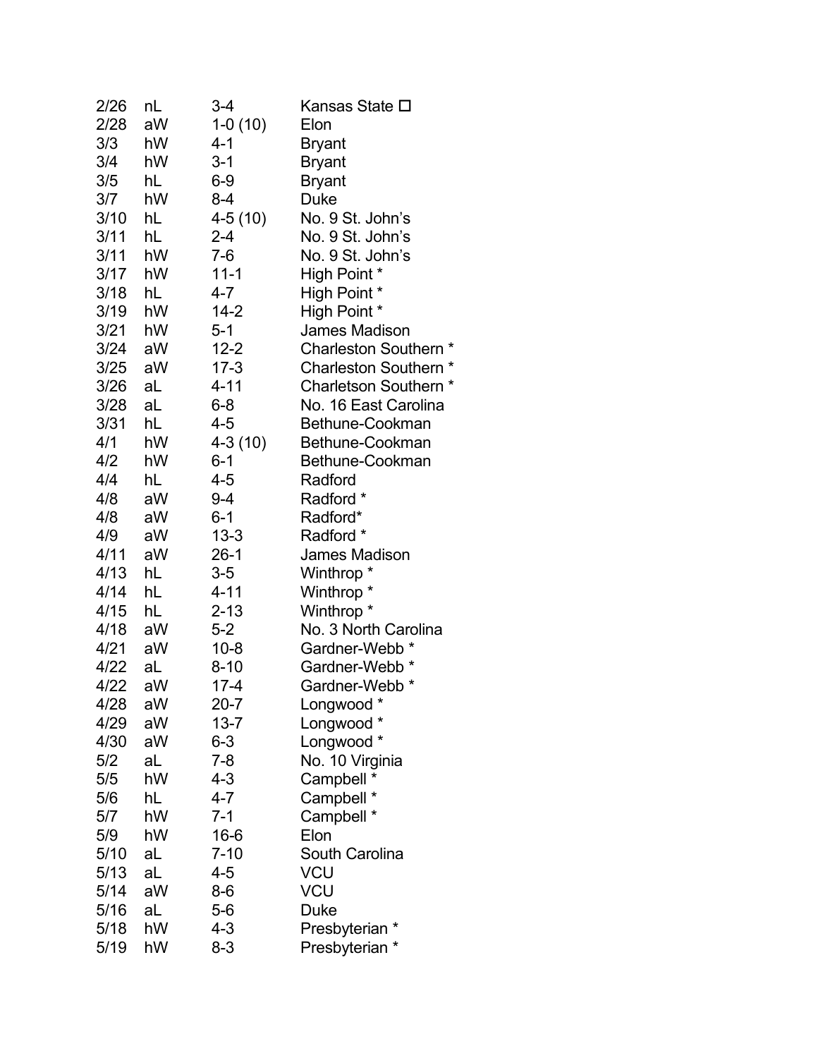| | | | |
|---|---|---|---|
| 2/26 | nL | 3-4 | Kansas State □ |
| 2/28 | aW | 1-0 (10) | Elon |
| 3/3 | hW | 4-1 | Bryant |
| 3/4 | hW | 3-1 | Bryant |
| 3/5 | hL | 6-9 | Bryant |
| 3/7 | hW | 8-4 | Duke |
| 3/10 | hL | 4-5 (10) | No. 9 St. John's |
| 3/11 | hL | 2-4 | No. 9 St. John's |
| 3/11 | hW | 7-6 | No. 9 St. John's |
| 3/17 | hW | 11-1 | High Point * |
| 3/18 | hL | 4-7 | High Point * |
| 3/19 | hW | 14-2 | High Point * |
| 3/21 | hW | 5-1 | James Madison |
| 3/24 | aW | 12-2 | Charleston Southern * |
| 3/25 | aW | 17-3 | Charleston Southern * |
| 3/26 | aL | 4-11 | Charletson Southern * |
| 3/28 | aL | 6-8 | No. 16 East Carolina |
| 3/31 | hL | 4-5 | Bethune-Cookman |
| 4/1 | hW | 4-3 (10) | Bethune-Cookman |
| 4/2 | hW | 6-1 | Bethune-Cookman |
| 4/4 | hL | 4-5 | Radford |
| 4/8 | aW | 9-4 | Radford * |
| 4/8 | aW | 6-1 | Radford* |
| 4/9 | aW | 13-3 | Radford * |
| 4/11 | aW | 26-1 | James Madison |
| 4/13 | hL | 3-5 | Winthrop * |
| 4/14 | hL | 4-11 | Winthrop * |
| 4/15 | hL | 2-13 | Winthrop * |
| 4/18 | aW | 5-2 | No. 3 North Carolina |
| 4/21 | aW | 10-8 | Gardner-Webb * |
| 4/22 | aL | 8-10 | Gardner-Webb * |
| 4/22 | aW | 17-4 | Gardner-Webb * |
| 4/28 | aW | 20-7 | Longwood * |
| 4/29 | aW | 13-7 | Longwood * |
| 4/30 | aW | 6-3 | Longwood * |
| 5/2 | aL | 7-8 | No. 10 Virginia |
| 5/5 | hW | 4-3 | Campbell * |
| 5/6 | hL | 4-7 | Campbell * |
| 5/7 | hW | 7-1 | Campbell * |
| 5/9 | hW | 16-6 | Elon |
| 5/10 | aL | 7-10 | South Carolina |
| 5/13 | aL | 4-5 | VCU |
| 5/14 | aW | 8-6 | VCU |
| 5/16 | aL | 5-6 | Duke |
| 5/18 | hW | 4-3 | Presbyterian * |
| 5/19 | hW | 8-3 | Presbyterian * |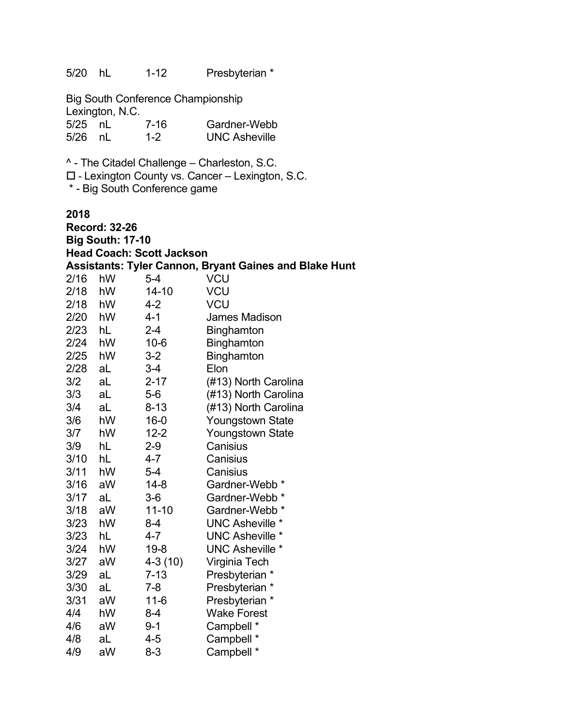| | | | |
|---|---|---|---|
| 5/20 | hL | 1-12 | Presbyterian * |

Big South Conference Championship
Lexington, N.C.

| | | | |
|---|---|---|---|
| 5/25 | nL | 7-16 | Gardner-Webb |
| 5/26 | nL | 1-2 | UNC Asheville |

^ - The Citadel Challenge – Charleston, S.C.
☐ - Lexington County vs. Cancer – Lexington, S.C.
* - Big South Conference game

**2018**
**Record: 32-26**
**Big South: 17-10**
**Head Coach: Scott Jackson**
**Assistants: Tyler Cannon, Bryant Gaines and Blake Hunt**

| | | | |
|---|---|---|---|
| 2/16 | hW | 5-4 | VCU |
| 2/18 | hW | 14-10 | VCU |
| 2/18 | hW | 4-2 | VCU |
| 2/20 | hW | 4-1 | James Madison |
| 2/23 | hL | 2-4 | Binghamton |
| 2/24 | hW | 10-6 | Binghamton |
| 2/25 | hW | 3-2 | Binghamton |
| 2/28 | aL | 3-4 | Elon |
| 3/2 | aL | 2-17 | (#13) North Carolina |
| 3/3 | aL | 5-6 | (#13) North Carolina |
| 3/4 | aL | 8-13 | (#13) North Carolina |
| 3/6 | hW | 16-0 | Youngstown State |
| 3/7 | hW | 12-2 | Youngstown State |
| 3/9 | hL | 2-9 | Canisius |
| 3/10 | hL | 4-7 | Canisius |
| 3/11 | hW | 5-4 | Canisius |
| 3/16 | aW | 14-8 | Gardner-Webb * |
| 3/17 | aL | 3-6 | Gardner-Webb * |
| 3/18 | aW | 11-10 | Gardner-Webb * |
| 3/23 | hW | 8-4 | UNC Asheville * |
| 3/23 | hL | 4-7 | UNC Asheville * |
| 3/24 | hW | 19-8 | UNC Asheville * |
| 3/27 | aW | 4-3 (10) | Virginia Tech |
| 3/29 | aL | 7-13 | Presbyterian * |
| 3/30 | aL | 7-8 | Presbyterian * |
| 3/31 | aW | 11-6 | Presbyterian * |
| 4/4 | hW | 8-4 | Wake Forest |
| 4/6 | aW | 9-1 | Campbell * |
| 4/8 | aL | 4-5 | Campbell * |
| 4/9 | aW | 8-3 | Campbell * |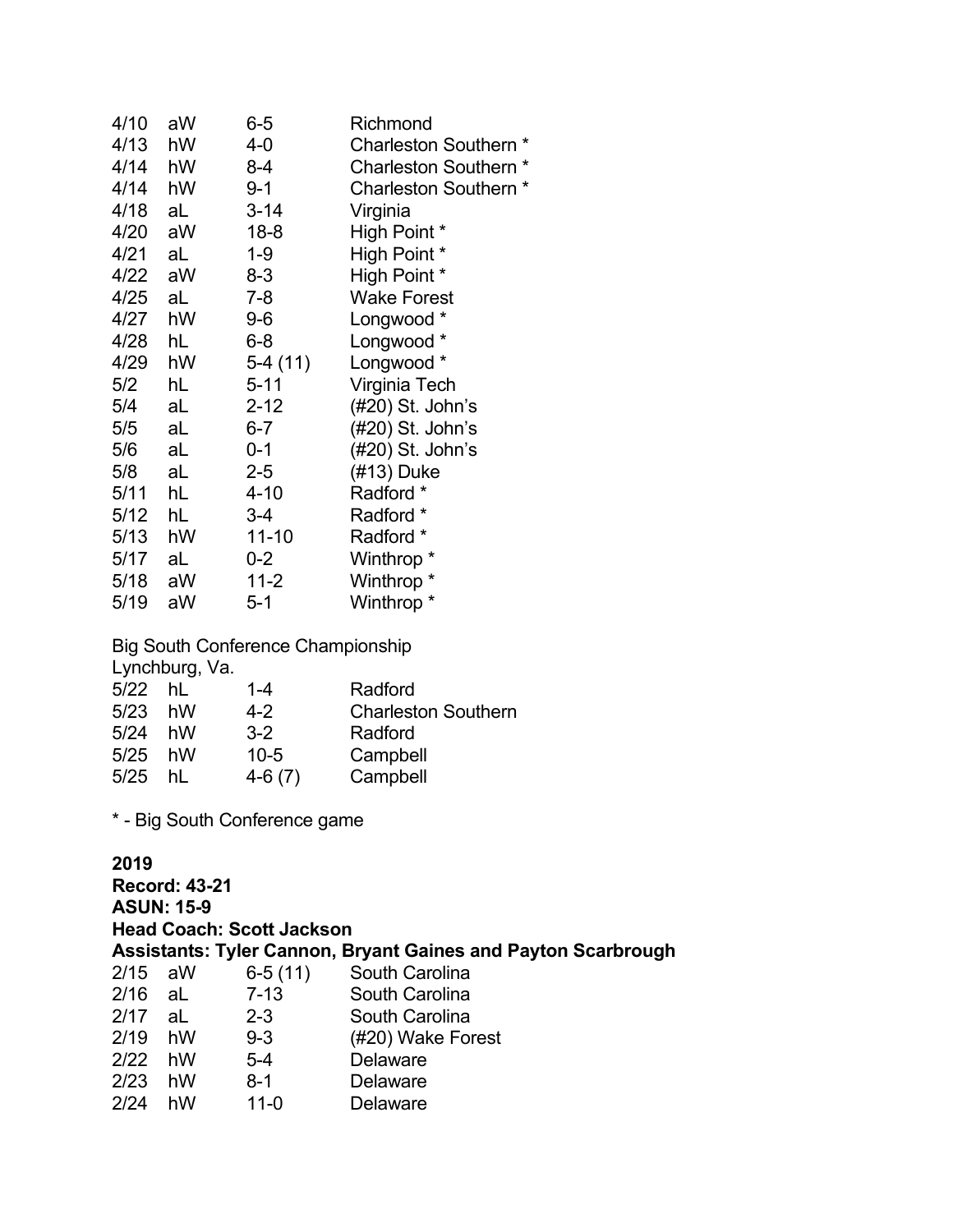| | | | |
|---|---|---|---|
| 4/10 | aW | 6-5 | Richmond |
| 4/13 | hW | 4-0 | Charleston Southern * |
| 4/14 | hW | 8-4 | Charleston Southern * |
| 4/14 | hW | 9-1 | Charleston Southern * |
| 4/18 | aL | 3-14 | Virginia |
| 4/20 | aW | 18-8 | High Point * |
| 4/21 | aL | 1-9 | High Point * |
| 4/22 | aW | 8-3 | High Point * |
| 4/25 | aL | 7-8 | Wake Forest |
| 4/27 | hW | 9-6 | Longwood * |
| 4/28 | hL | 6-8 | Longwood * |
| 4/29 | hW | 5-4 (11) | Longwood * |
| 5/2 | hL | 5-11 | Virginia Tech |
| 5/4 | aL | 2-12 | (#20) St. John's |
| 5/5 | aL | 6-7 | (#20) St. John's |
| 5/6 | aL | 0-1 | (#20) St. John's |
| 5/8 | aL | 2-5 | (#13) Duke |
| 5/11 | hL | 4-10 | Radford * |
| 5/12 | hL | 3-4 | Radford * |
| 5/13 | hW | 11-10 | Radford * |
| 5/17 | aL | 0-2 | Winthrop * |
| 5/18 | aW | 11-2 | Winthrop * |
| 5/19 | aW | 5-1 | Winthrop * |

Big South Conference Championship
Lynchburg, Va.

| | | | |
|---|---|---|---|
| 5/22 | hL | 1-4 | Radford |
| 5/23 | hW | 4-2 | Charleston Southern |
| 5/24 | hW | 3-2 | Radford |
| 5/25 | hW | 10-5 | Campbell |
| 5/25 | hL | 4-6 (7) | Campbell |

* - Big South Conference game

**2019**
**Record: 43-21**
**ASUN: 15-9**
**Head Coach: Scott Jackson**
**Assistants: Tyler Cannon, Bryant Gaines and Payton Scarbrough**

| | | | |
|---|---|---|---|
| 2/15 | aW | 6-5 (11) | South Carolina |
| 2/16 | aL | 7-13 | South Carolina |
| 2/17 | aL | 2-3 | South Carolina |
| 2/19 | hW | 9-3 | (#20) Wake Forest |
| 2/22 | hW | 5-4 | Delaware |
| 2/23 | hW | 8-1 | Delaware |
| 2/24 | hW | 11-0 | Delaware |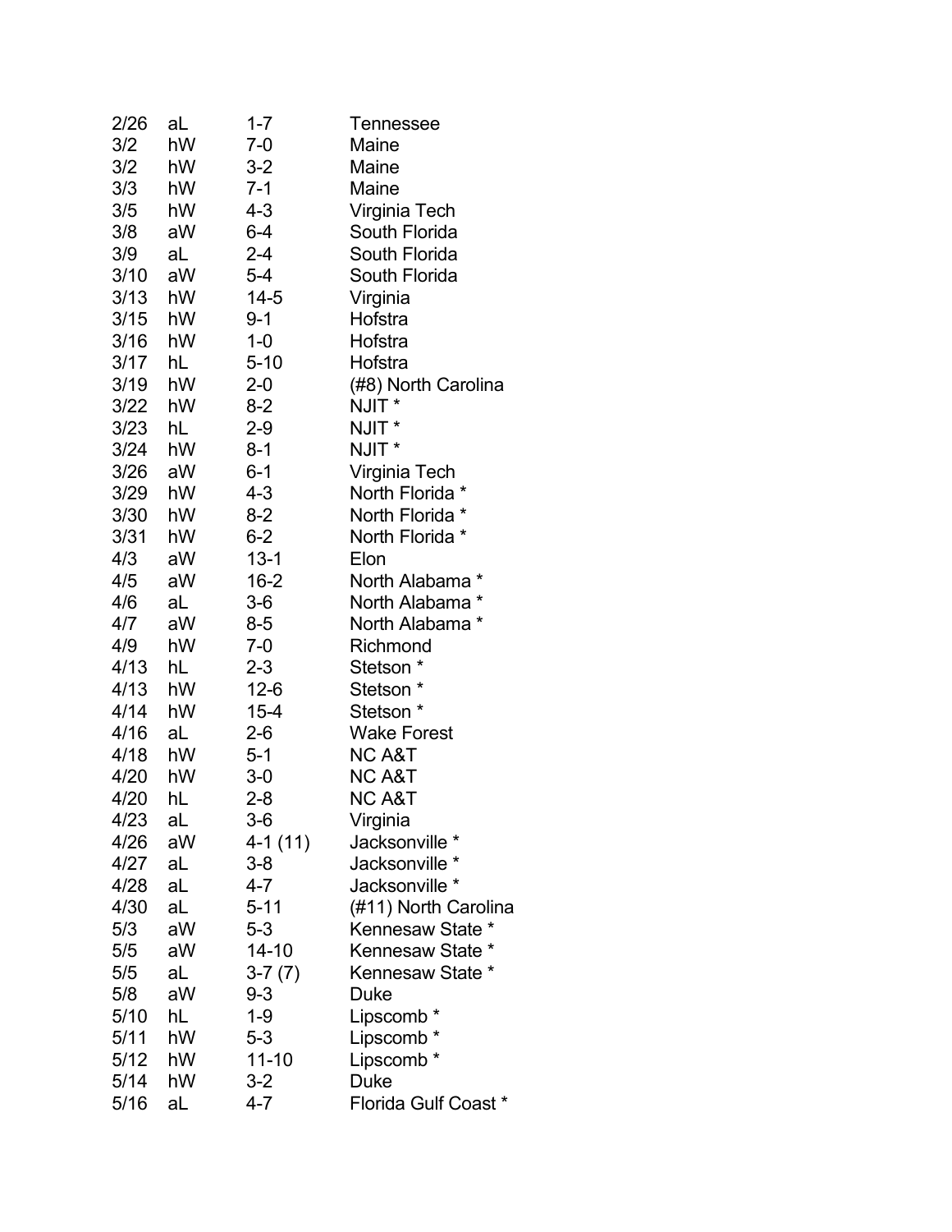| | | | |
|---|---|---|---|
| 2/26 | aL | 1-7 | Tennessee |
| 3/2 | hW | 7-0 | Maine |
| 3/2 | hW | 3-2 | Maine |
| 3/3 | hW | 7-1 | Maine |
| 3/5 | hW | 4-3 | Virginia Tech |
| 3/8 | aW | 6-4 | South Florida |
| 3/9 | aL | 2-4 | South Florida |
| 3/10 | aW | 5-4 | South Florida |
| 3/13 | hW | 14-5 | Virginia |
| 3/15 | hW | 9-1 | Hofstra |
| 3/16 | hW | 1-0 | Hofstra |
| 3/17 | hL | 5-10 | Hofstra |
| 3/19 | hW | 2-0 | (#8) North Carolina |
| 3/22 | hW | 8-2 | NJIT * |
| 3/23 | hL | 2-9 | NJIT * |
| 3/24 | hW | 8-1 | NJIT * |
| 3/26 | aW | 6-1 | Virginia Tech |
| 3/29 | hW | 4-3 | North Florida * |
| 3/30 | hW | 8-2 | North Florida * |
| 3/31 | hW | 6-2 | North Florida * |
| 4/3 | aW | 13-1 | Elon |
| 4/5 | aW | 16-2 | North Alabama * |
| 4/6 | aL | 3-6 | North Alabama * |
| 4/7 | aW | 8-5 | North Alabama * |
| 4/9 | hW | 7-0 | Richmond |
| 4/13 | hL | 2-3 | Stetson * |
| 4/13 | hW | 12-6 | Stetson * |
| 4/14 | hW | 15-4 | Stetson * |
| 4/16 | aL | 2-6 | Wake Forest |
| 4/18 | hW | 5-1 | NC A&T |
| 4/20 | hW | 3-0 | NC A&T |
| 4/20 | hL | 2-8 | NC A&T |
| 4/23 | aL | 3-6 | Virginia |
| 4/26 | aW | 4-1 (11) | Jacksonville * |
| 4/27 | aL | 3-8 | Jacksonville * |
| 4/28 | aL | 4-7 | Jacksonville * |
| 4/30 | aL | 5-11 | (#11) North Carolina |
| 5/3 | aW | 5-3 | Kennesaw State * |
| 5/5 | aW | 14-10 | Kennesaw State * |
| 5/5 | aL | 3-7 (7) | Kennesaw State * |
| 5/8 | aW | 9-3 | Duke |
| 5/10 | hL | 1-9 | Lipscomb * |
| 5/11 | hW | 5-3 | Lipscomb * |
| 5/12 | hW | 11-10 | Lipscomb * |
| 5/14 | hW | 3-2 | Duke |
| 5/16 | aL | 4-7 | Florida Gulf Coast * |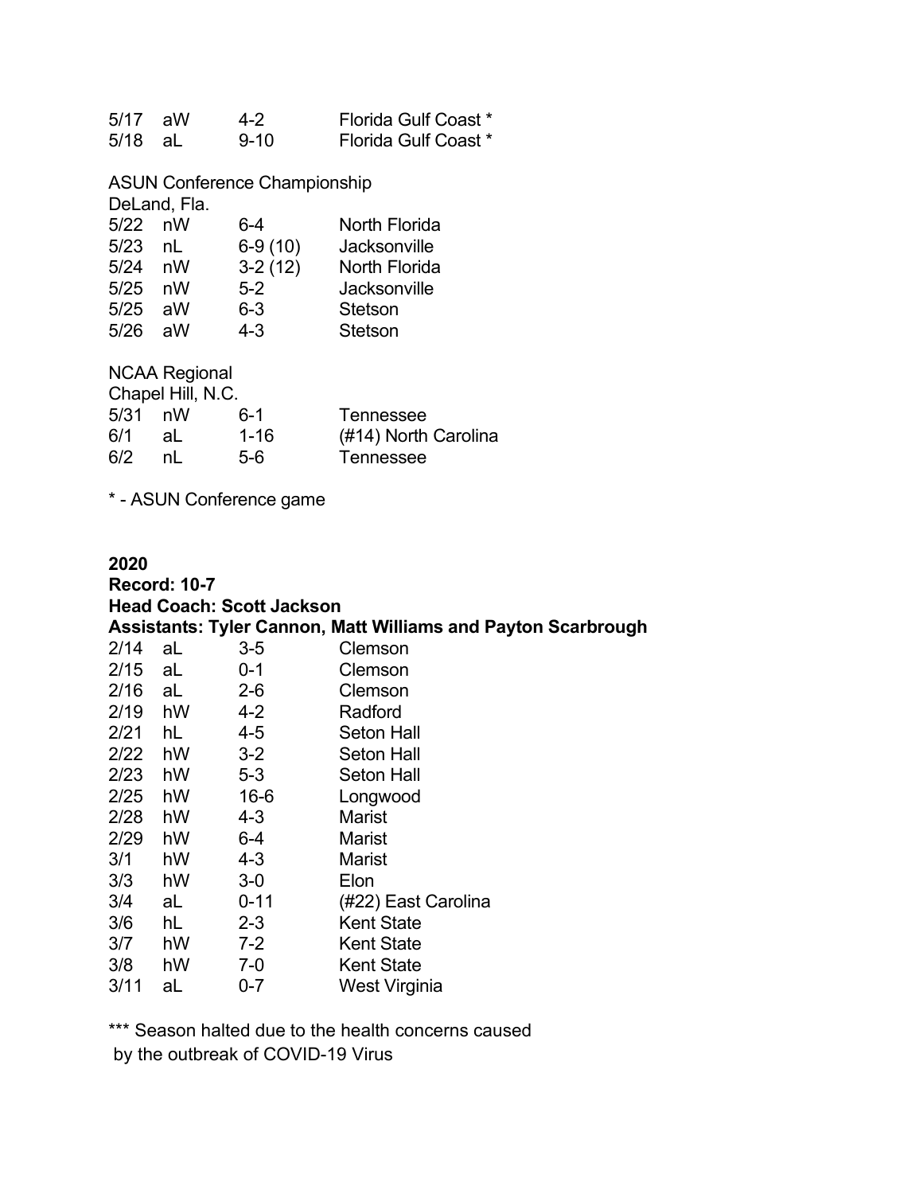| | | | |
|---|---|---|---|
| 5/17 | aW | 4-2 | Florida Gulf Coast * |
| 5/18 | aL | 9-10 | Florida Gulf Coast * |

ASUN Conference Championship
DeLand, Fla.

| | | | |
|---|---|---|---|
| 5/22 | nW | 6-4 | North Florida |
| 5/23 | nL | 6-9 (10) | Jacksonville |
| 5/24 | nW | 3-2 (12) | North Florida |
| 5/25 | nW | 5-2 | Jacksonville |
| 5/25 | aW | 6-3 | Stetson |
| 5/26 | aW | 4-3 | Stetson |

NCAA Regional
Chapel Hill, N.C.

| | | | |
|---|---|---|---|
| 5/31 | nW | 6-1 | Tennessee |
| 6/1 | aL | 1-16 | (#14) North Carolina |
| 6/2 | nL | 5-6 | Tennessee |

* - ASUN Conference game

**2020**
**Record: 10-7**
**Head Coach: Scott Jackson**
**Assistants: Tyler Cannon, Matt Williams and Payton Scarbrough**

| | | | |
|---|---|---|---|
| 2/14 | aL | 3-5 | Clemson |
| 2/15 | aL | 0-1 | Clemson |
| 2/16 | aL | 2-6 | Clemson |
| 2/19 | hW | 4-2 | Radford |
| 2/21 | hL | 4-5 | Seton Hall |
| 2/22 | hW | 3-2 | Seton Hall |
| 2/23 | hW | 5-3 | Seton Hall |
| 2/25 | hW | 16-6 | Longwood |
| 2/28 | hW | 4-3 | Marist |
| 2/29 | hW | 6-4 | Marist |
| 3/1 | hW | 4-3 | Marist |
| 3/3 | hW | 3-0 | Elon |
| 3/4 | aL | 0-11 | (#22) East Carolina |
| 3/6 | hL | 2-3 | Kent State |
| 3/7 | hW | 7-2 | Kent State |
| 3/8 | hW | 7-0 | Kent State |
| 3/11 | aL | 0-7 | West Virginia |

*** Season halted due to the health concerns caused by the outbreak of COVID-19 Virus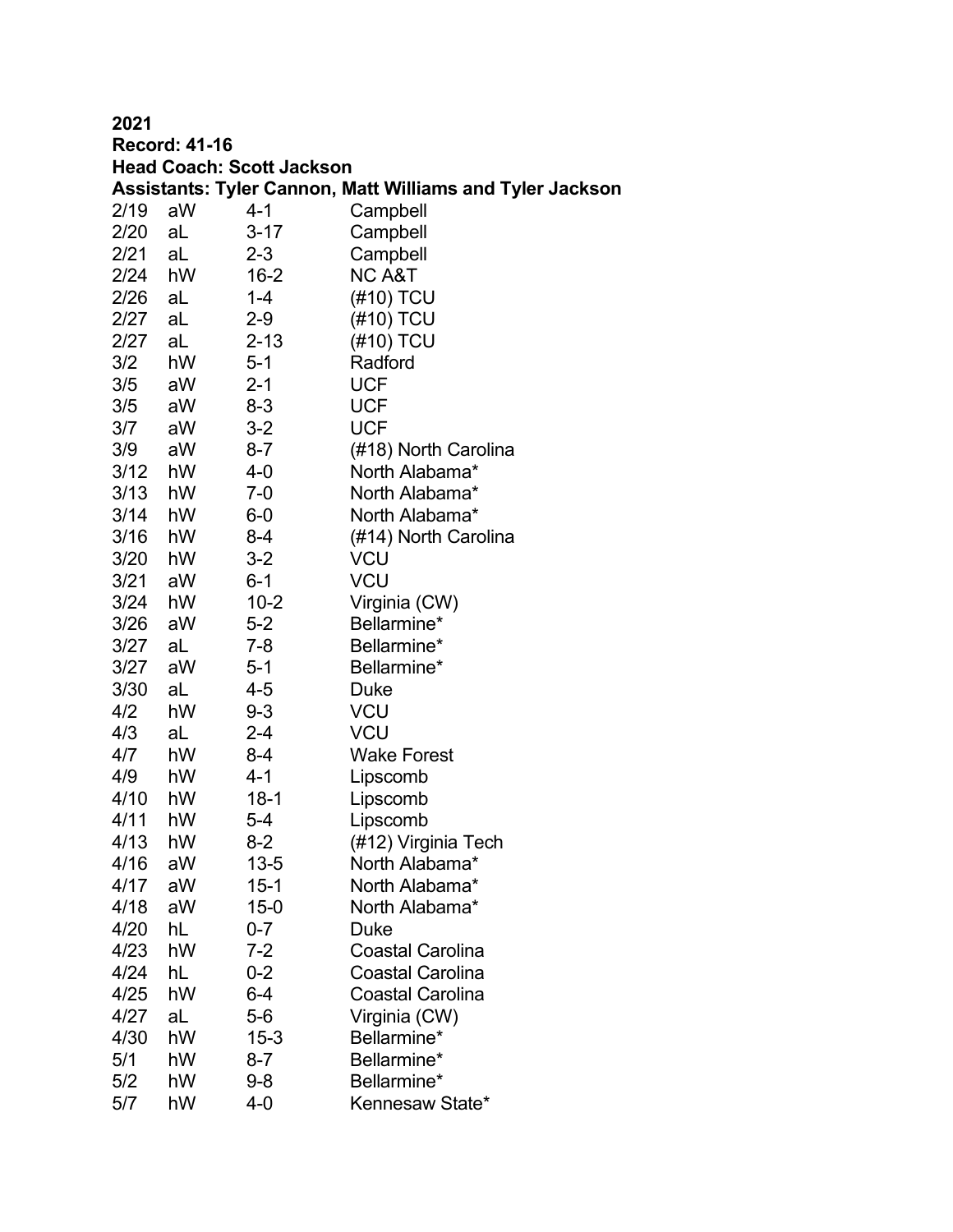**2021**
**Record: 41-16**
**Head Coach: Scott Jackson**
**Assistants: Tyler Cannon, Matt Williams and Tyler Jackson**

| | | | |
|---|---|---|---|
| 2/19 | aW | 4-1 | Campbell |
| 2/20 | aL | 3-17 | Campbell |
| 2/21 | aL | 2-3 | Campbell |
| 2/24 | hW | 16-2 | NC A&T |
| 2/26 | aL | 1-4 | (#10) TCU |
| 2/27 | aL | 2-9 | (#10) TCU |
| 2/27 | aL | 2-13 | (#10) TCU |
| 3/2 | hW | 5-1 | Radford |
| 3/5 | aW | 2-1 | UCF |
| 3/5 | aW | 8-3 | UCF |
| 3/7 | aW | 3-2 | UCF |
| 3/9 | aW | 8-7 | (#18) North Carolina |
| 3/12 | hW | 4-0 | North Alabama* |
| 3/13 | hW | 7-0 | North Alabama* |
| 3/14 | hW | 6-0 | North Alabama* |
| 3/16 | hW | 8-4 | (#14) North Carolina |
| 3/20 | hW | 3-2 | VCU |
| 3/21 | aW | 6-1 | VCU |
| 3/24 | hW | 10-2 | Virginia (CW) |
| 3/26 | aW | 5-2 | Bellarmine* |
| 3/27 | aL | 7-8 | Bellarmine* |
| 3/27 | aW | 5-1 | Bellarmine* |
| 3/30 | aL | 4-5 | Duke |
| 4/2 | hW | 9-3 | VCU |
| 4/3 | aL | 2-4 | VCU |
| 4/7 | hW | 8-4 | Wake Forest |
| 4/9 | hW | 4-1 | Lipscomb |
| 4/10 | hW | 18-1 | Lipscomb |
| 4/11 | hW | 5-4 | Lipscomb |
| 4/13 | hW | 8-2 | (#12) Virginia Tech |
| 4/16 | aW | 13-5 | North Alabama* |
| 4/17 | aW | 15-1 | North Alabama* |
| 4/18 | aW | 15-0 | North Alabama* |
| 4/20 | hL | 0-7 | Duke |
| 4/23 | hW | 7-2 | Coastal Carolina |
| 4/24 | hL | 0-2 | Coastal Carolina |
| 4/25 | hW | 6-4 | Coastal Carolina |
| 4/27 | aL | 5-6 | Virginia (CW) |
| 4/30 | hW | 15-3 | Bellarmine* |
| 5/1 | hW | 8-7 | Bellarmine* |
| 5/2 | hW | 9-8 | Bellarmine* |
| 5/7 | hW | 4-0 | Kennesaw State* |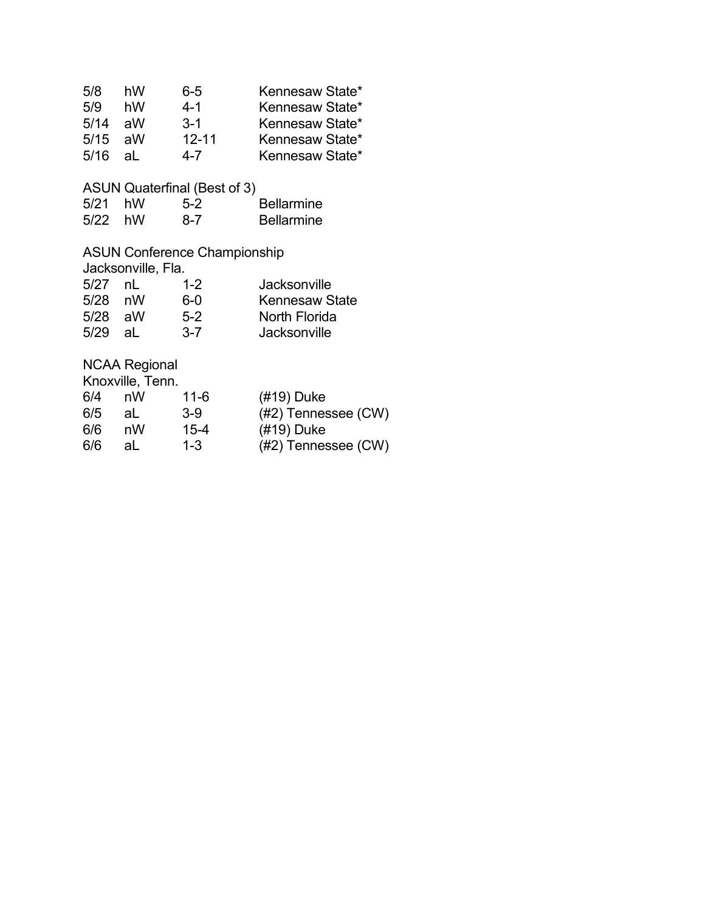| | | | |
|---|---|---|---|
| 5/8 | hW | 6-5 | Kennesaw State* |
| 5/9 | hW | 4-1 | Kennesaw State* |
| 5/14 | aW | 3-1 | Kennesaw State* |
| 5/15 | aW | 12-11 | Kennesaw State* |
| 5/16 | aL | 4-7 | Kennesaw State* |

ASUN Quaterfinal (Best of 3)

| | | | |
|---|---|---|---|
| 5/21 | hW | 5-2 | Bellarmine |
| 5/22 | hW | 8-7 | Bellarmine |

ASUN Conference Championship
Jacksonville, Fla.

| | | | |
|---|---|---|---|
| 5/27 | nL | 1-2 | Jacksonville |
| 5/28 | nW | 6-0 | Kennesaw State |
| 5/28 | aW | 5-2 | North Florida |
| 5/29 | aL | 3-7 | Jacksonville |

NCAA Regional
Knoxville, Tenn.

| | | | |
|---|---|---|---|
| 6/4 | nW | 11-6 | (#19) Duke |
| 6/5 | aL | 3-9 | (#2) Tennessee (CW) |
| 6/6 | nW | 15-4 | (#19) Duke |
| 6/6 | aL | 1-3 | (#2) Tennessee (CW) |